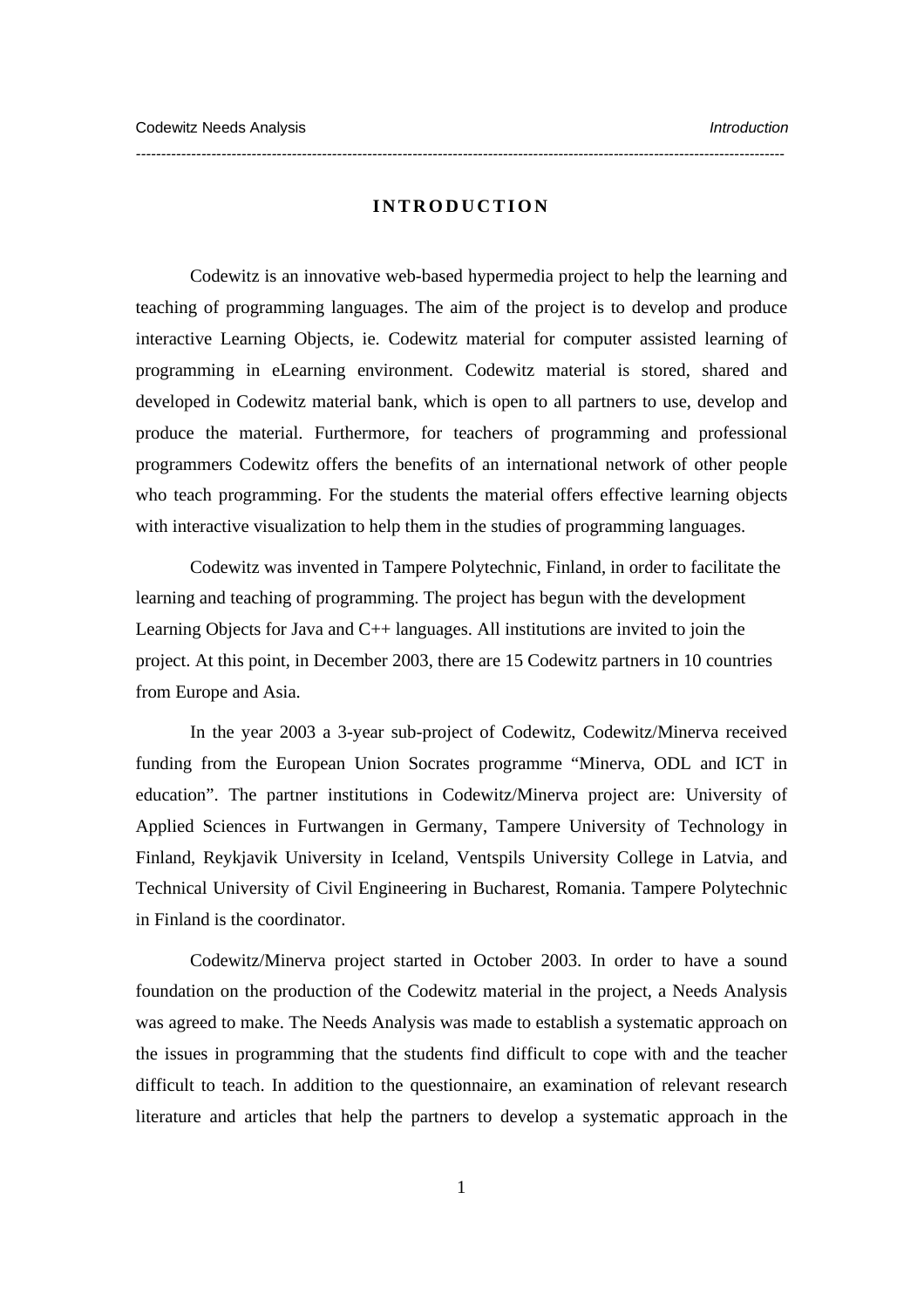# INTRODUCTION

Codewitz is an innovative web-based hypermedia project to help the learning and teaching of programming languages. The aim of the project is to develop and produce interactive Learning Objects, ie. Codewitz material for computer assisted learning of programming in eLearning environment. Codewitz material is stored, shared and developed in Codewitz material bank, which is open to all partners to use, develop and produce the material. Furthermore, for teachers of programming and professional programmers Codewitz offers the benefits of an international network of other people who teach programming. For the students the material offers effective learning objects with interactive visualization to help them in the studies of programming languages.

Codewitz was invented in Tampere Polytechnic, Finland, in order to facilitate the learning and teaching of programming. The project has begun with the development Learning Objects for Java and C++ languages. All institutions are invited to join the project. At this point, in December 2003, there are 15 Codewitz partners in 10 countries from Europe and Asia.

In the year 2003 a 3-year sub-project of Codewitz, Codewitz/Minerva received funding from the European Union Socrates programme "Minerva, ODL and ICT in education". The partner institutions in Codewitz/Minerva project are: University of Applied Sciences in Furtwangen in Germany, Tampere University of Technology in Finland, Reykjavik University in Iceland, Ventspils University College in Latvia, and Technical University of Civil Engineering in Bucharest, Romania. Tampere Polytechnic in Finland is the coordinator.

Codewitz/Minerva project started in October 2003. In order to have a sound foundation on the production of the Codewitz material in the project, a Needs Analysis was agreed to make. The Needs Analysis was made to establish a systematic approach on the issues in programming that the students find difficult to cope with and the teacher difficult to teach. In addition to the questionnaire, an examination of relevant research literature and articles that help the partners to develop a systematic approach in the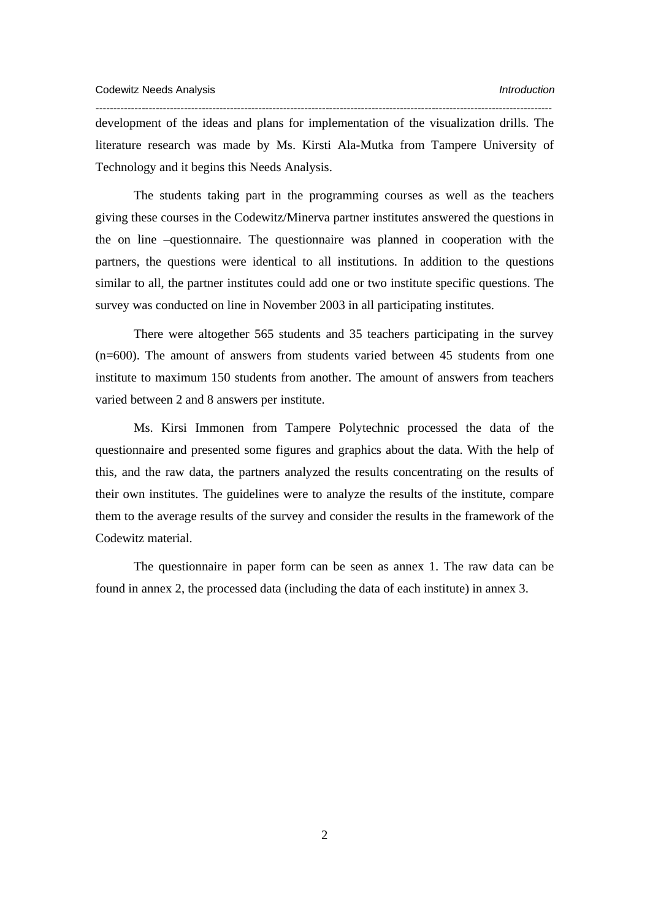development of the ideas and plans for implementation of the visualization drills. The literature research was made by Ms. Kirsti Ala-Mutka from Tampere University of Technology and it begins this Needs Analysis.

The students taking part in the programming courses as well as the teachers giving these courses in the Codewitz/Minerva partner institutes answered the questions in the on line –questionnaire. The questionnaire was planned in cooperation with the partners, the questions were identical to all institutions. In addition to the questions similar to all, the partner institutes could add one or two institute specific questions. The survey was conducted on line in November 2003 in all participating institutes.

There were altogether 565 students and 35 teachers participating in the survey (n=600). The amount of answers from students varied between 45 students from one institute to maximum 150 students from another. The amount of answers from teachers varied between 2 and 8 answers per institute.

Ms. Kirsi Immonen from Tampere Polytechnic processed the data of the questionnaire and presented some figures and graphics about the data. With the help of this, and the raw data, the partners analyzed the results concentrating on the results of their own institutes. The guidelines were to analyze the results of the institute, compare them to the average results of the survey and consider the results in the framework of the Codewitz material.

The questionnaire in paper form can be seen as annex 1. The raw data can be found in annex 2, the processed data (including the data of each institute) in annex 3.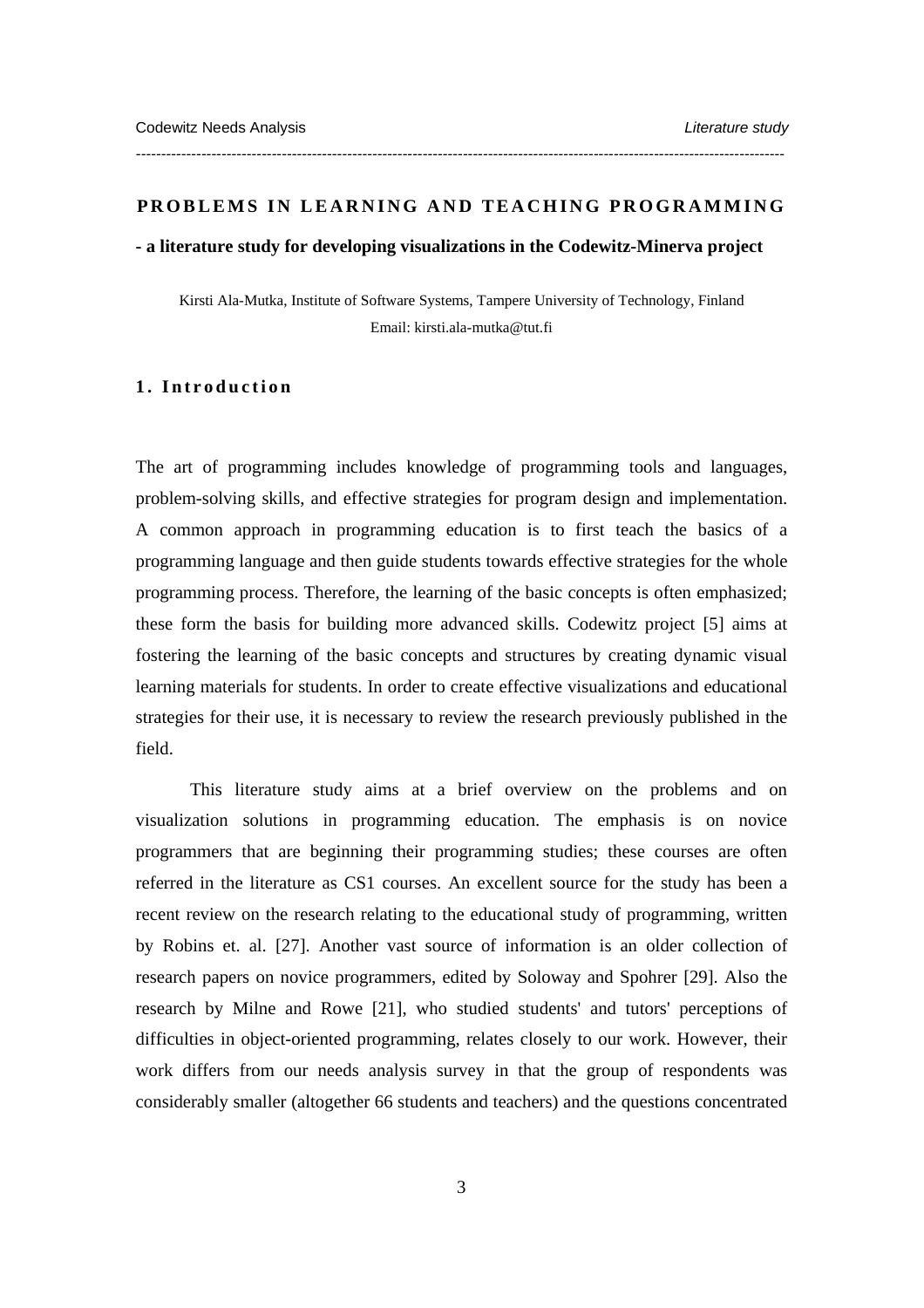# PROBLEMS IN LEARNING AND TEACHING PROGRAMMING

**- a literature study for developing visualizations in the Codewitz-Minerva project**

Kirsti Ala-Mutka, Institute of Software Systems, Tampere University of Technology, Finland
Email: kirsti.ala-mutka@tut.fi

## 1. Introduction

The art of programming includes knowledge of programming tools and languages, problem-solving skills, and effective strategies for program design and implementation. A common approach in programming education is to first teach the basics of a programming language and then guide students towards effective strategies for the whole programming process. Therefore, the learning of the basic concepts is often emphasized; these form the basis for building more advanced skills. Codewitz project [5] aims at fostering the learning of the basic concepts and structures by creating dynamic visual learning materials for students. In order to create effective visualizations and educational strategies for their use, it is necessary to review the research previously published in the field.

This literature study aims at a brief overview on the problems and on visualization solutions in programming education. The emphasis is on novice programmers that are beginning their programming studies; these courses are often referred in the literature as CS1 courses. An excellent source for the study has been a recent review on the research relating to the educational study of programming, written by Robins et. al. [27]. Another vast source of information is an older collection of research papers on novice programmers, edited by Soloway and Spohrer [29]. Also the research by Milne and Rowe [21], who studied students' and tutors' perceptions of difficulties in object-oriented programming, relates closely to our work. However, their work differs from our needs analysis survey in that the group of respondents was considerably smaller (altogether 66 students and teachers) and the questions concentrated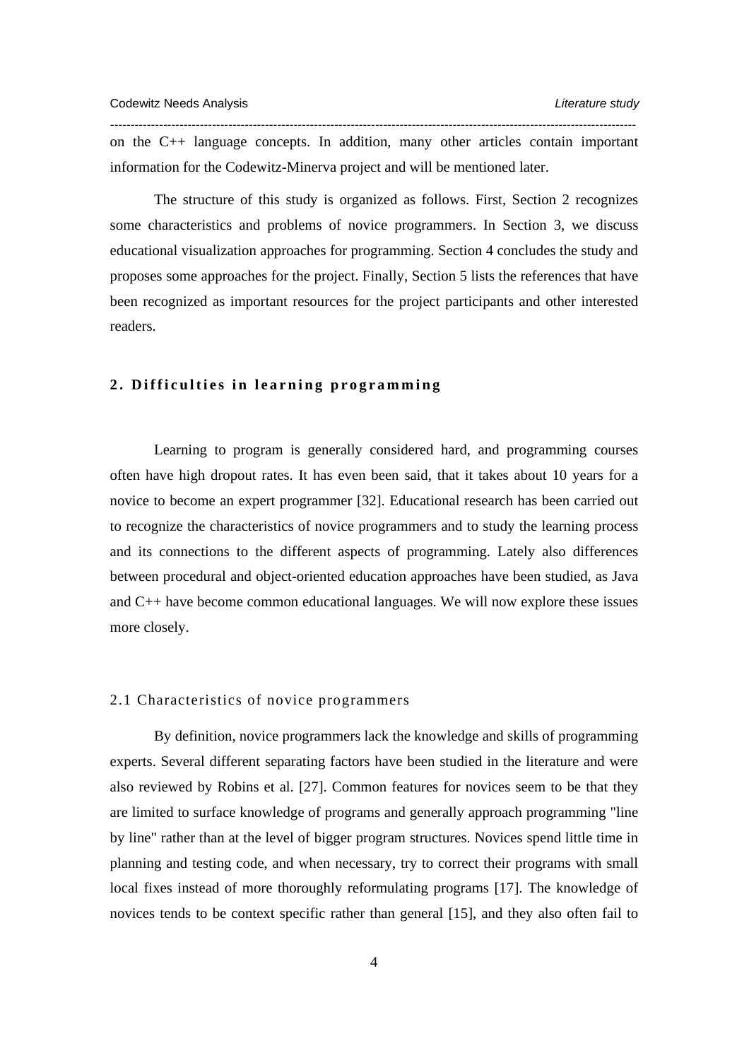on the C++ language concepts. In addition, many other articles contain important information for the Codewitz-Minerva project and will be mentioned later.

The structure of this study is organized as follows. First, Section 2 recognizes some characteristics and problems of novice programmers. In Section 3, we discuss educational visualization approaches for programming. Section 4 concludes the study and proposes some approaches for the project. Finally, Section 5 lists the references that have been recognized as important resources for the project participants and other interested readers.

## 2. Difficulties in learning programming

Learning to program is generally considered hard, and programming courses often have high dropout rates. It has even been said, that it takes about 10 years for a novice to become an expert programmer [32]. Educational research has been carried out to recognize the characteristics of novice programmers and to study the learning process and its connections to the different aspects of programming. Lately also differences between procedural and object-oriented education approaches have been studied, as Java and C++ have become common educational languages. We will now explore these issues more closely.

### 2.1 Characteristics of novice programmers

By definition, novice programmers lack the knowledge and skills of programming experts. Several different separating factors have been studied in the literature and were also reviewed by Robins et al. [27]. Common features for novices seem to be that they are limited to surface knowledge of programs and generally approach programming "line by line" rather than at the level of bigger program structures. Novices spend little time in planning and testing code, and when necessary, try to correct their programs with small local fixes instead of more thoroughly reformulating programs [17]. The knowledge of novices tends to be context specific rather than general [15], and they also often fail to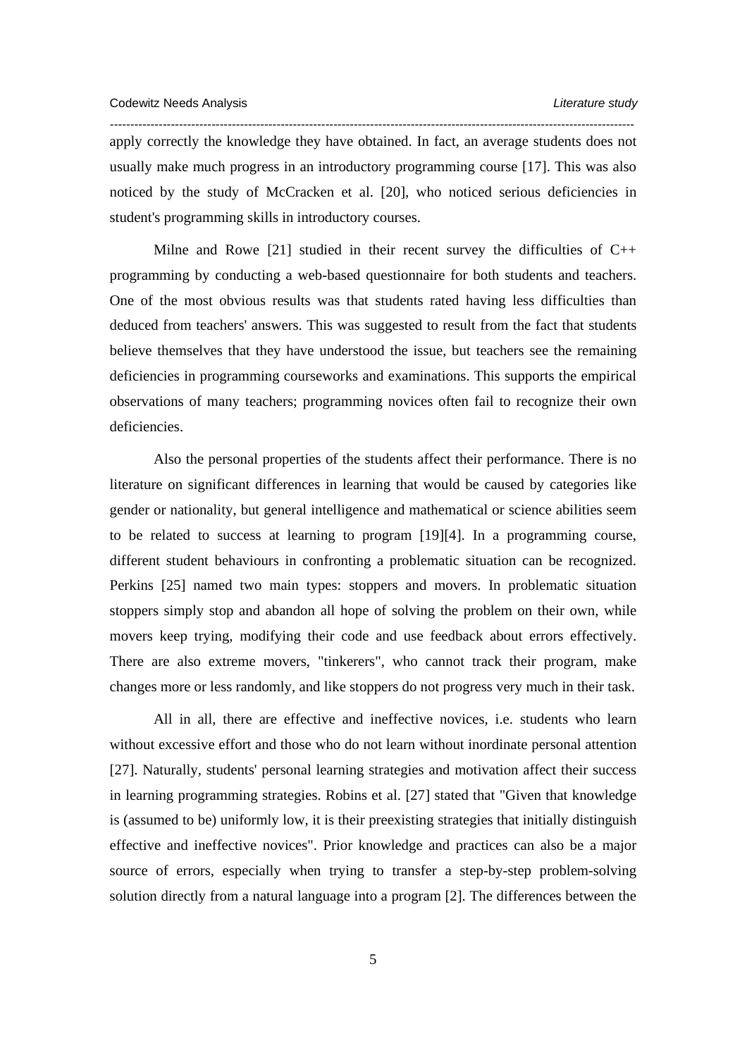apply correctly the knowledge they have obtained. In fact, an average students does not usually make much progress in an introductory programming course [17]. This was also noticed by the study of McCracken et al. [20], who noticed serious deficiencies in student's programming skills in introductory courses.

Milne and Rowe [21] studied in their recent survey the difficulties of C++ programming by conducting a web-based questionnaire for both students and teachers. One of the most obvious results was that students rated having less difficulties than deduced from teachers' answers. This was suggested to result from the fact that students believe themselves that they have understood the issue, but teachers see the remaining deficiencies in programming courseworks and examinations. This supports the empirical observations of many teachers; programming novices often fail to recognize their own deficiencies.

Also the personal properties of the students affect their performance. There is no literature on significant differences in learning that would be caused by categories like gender or nationality, but general intelligence and mathematical or science abilities seem to be related to success at learning to program [19][4]. In a programming course, different student behaviours in confronting a problematic situation can be recognized. Perkins [25] named two main types: stoppers and movers. In problematic situation stoppers simply stop and abandon all hope of solving the problem on their own, while movers keep trying, modifying their code and use feedback about errors effectively. There are also extreme movers, "tinkerers", who cannot track their program, make changes more or less randomly, and like stoppers do not progress very much in their task.

All in all, there are effective and ineffective novices, i.e. students who learn without excessive effort and those who do not learn without inordinate personal attention [27]. Naturally, students' personal learning strategies and motivation affect their success in learning programming strategies. Robins et al. [27] stated that "Given that knowledge is (assumed to be) uniformly low, it is their preexisting strategies that initially distinguish effective and ineffective novices". Prior knowledge and practices can also be a major source of errors, especially when trying to transfer a step-by-step problem-solving solution directly from a natural language into a program [2]. The differences between the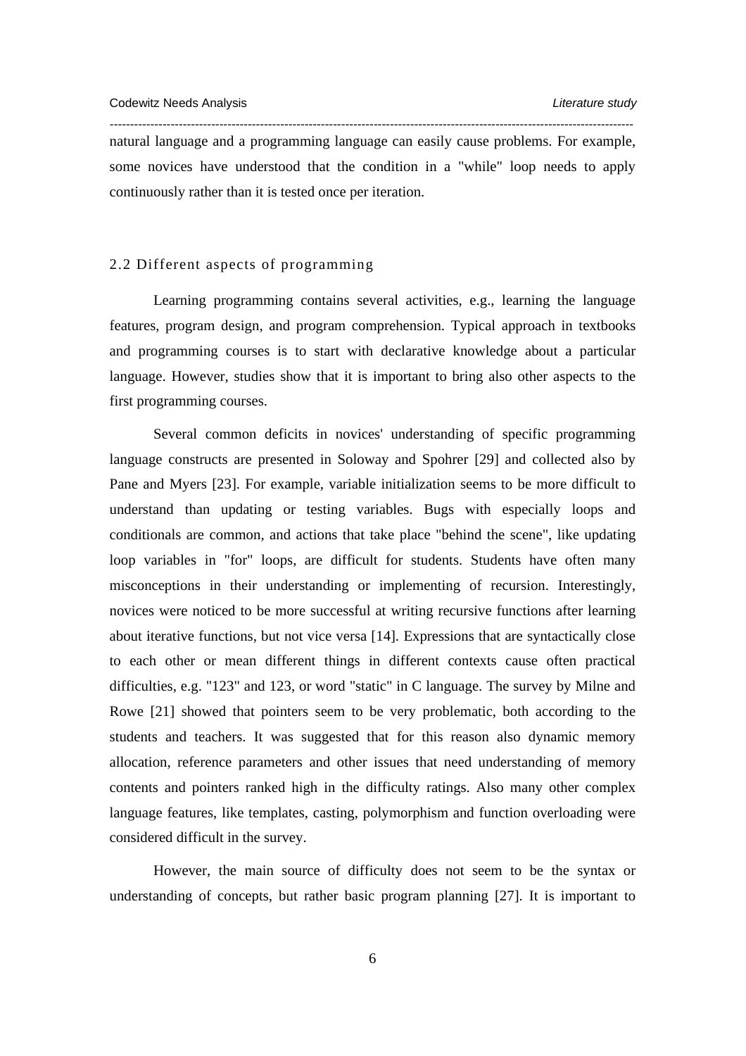natural language and a programming language can easily cause problems. For example, some novices have understood that the condition in a "while" loop needs to apply continuously rather than it is tested once per iteration.

## 2.2 Different aspects of programming

Learning programming contains several activities, e.g., learning the language features, program design, and program comprehension. Typical approach in textbooks and programming courses is to start with declarative knowledge about a particular language. However, studies show that it is important to bring also other aspects to the first programming courses.

Several common deficits in novices' understanding of specific programming language constructs are presented in Soloway and Spohrer [29] and collected also by Pane and Myers [23]. For example, variable initialization seems to be more difficult to understand than updating or testing variables. Bugs with especially loops and conditionals are common, and actions that take place "behind the scene", like updating loop variables in "for" loops, are difficult for students. Students have often many misconceptions in their understanding or implementing of recursion. Interestingly, novices were noticed to be more successful at writing recursive functions after learning about iterative functions, but not vice versa [14]. Expressions that are syntactically close to each other or mean different things in different contexts cause often practical difficulties, e.g. "123" and 123, or word "static" in C language. The survey by Milne and Rowe [21] showed that pointers seem to be very problematic, both according to the students and teachers. It was suggested that for this reason also dynamic memory allocation, reference parameters and other issues that need understanding of memory contents and pointers ranked high in the difficulty ratings. Also many other complex language features, like templates, casting, polymorphism and function overloading were considered difficult in the survey.

However, the main source of difficulty does not seem to be the syntax or understanding of concepts, but rather basic program planning [27]. It is important to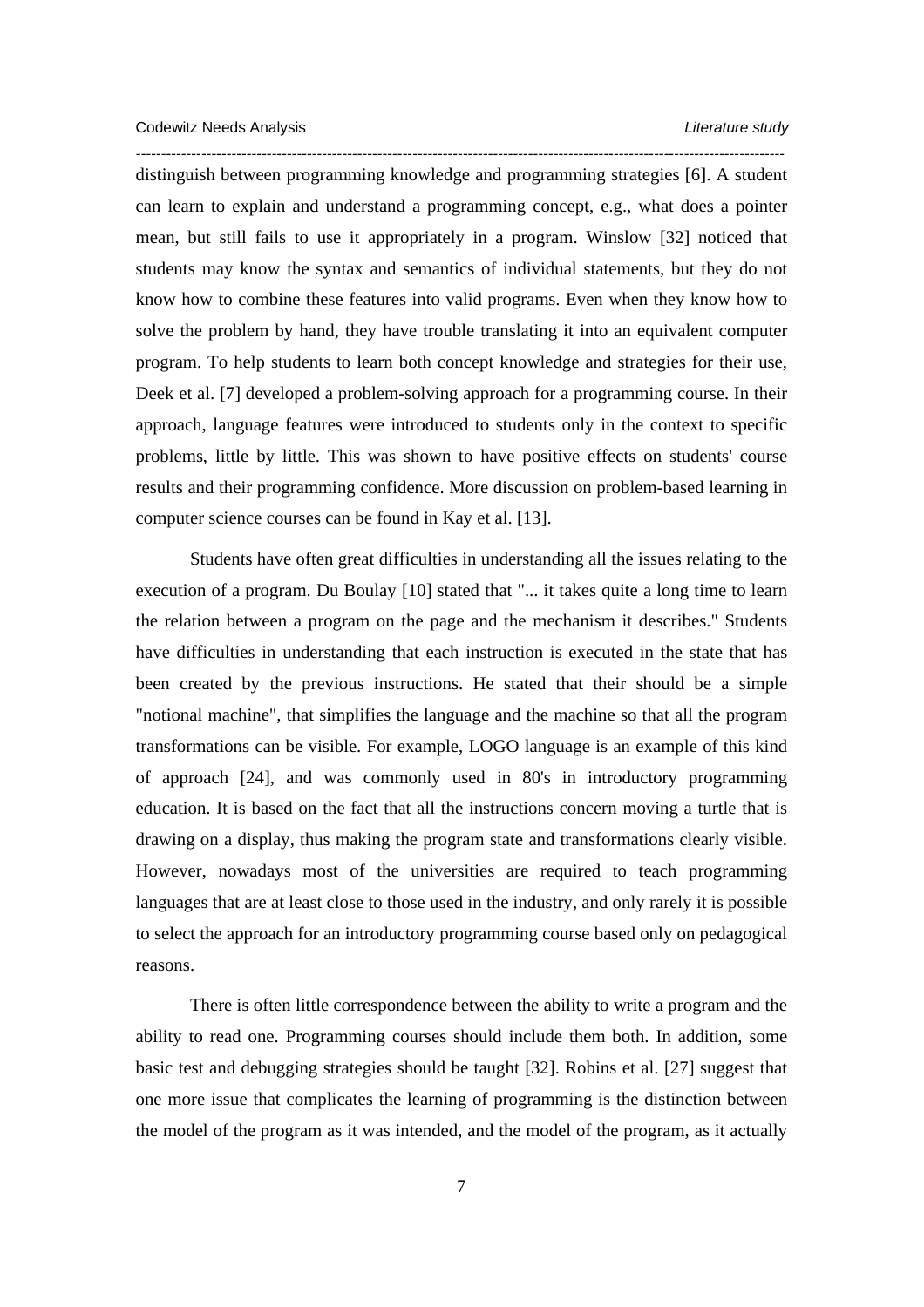distinguish between programming knowledge and programming strategies [6]. A student can learn to explain and understand a programming concept, e.g., what does a pointer mean, but still fails to use it appropriately in a program. Winslow [32] noticed that students may know the syntax and semantics of individual statements, but they do not know how to combine these features into valid programs. Even when they know how to solve the problem by hand, they have trouble translating it into an equivalent computer program. To help students to learn both concept knowledge and strategies for their use, Deek et al. [7] developed a problem-solving approach for a programming course. In their approach, language features were introduced to students only in the context to specific problems, little by little. This was shown to have positive effects on students' course results and their programming confidence. More discussion on problem-based learning in computer science courses can be found in Kay et al. [13].

Students have often great difficulties in understanding all the issues relating to the execution of a program. Du Boulay [10] stated that "... it takes quite a long time to learn the relation between a program on the page and the mechanism it describes." Students have difficulties in understanding that each instruction is executed in the state that has been created by the previous instructions. He stated that their should be a simple "notional machine", that simplifies the language and the machine so that all the program transformations can be visible. For example, LOGO language is an example of this kind of approach [24], and was commonly used in 80's in introductory programming education. It is based on the fact that all the instructions concern moving a turtle that is drawing on a display, thus making the program state and transformations clearly visible. However, nowadays most of the universities are required to teach programming languages that are at least close to those used in the industry, and only rarely it is possible to select the approach for an introductory programming course based only on pedagogical reasons.

There is often little correspondence between the ability to write a program and the ability to read one. Programming courses should include them both. In addition, some basic test and debugging strategies should be taught [32]. Robins et al. [27] suggest that one more issue that complicates the learning of programming is the distinction between the model of the program as it was intended, and the model of the program, as it actually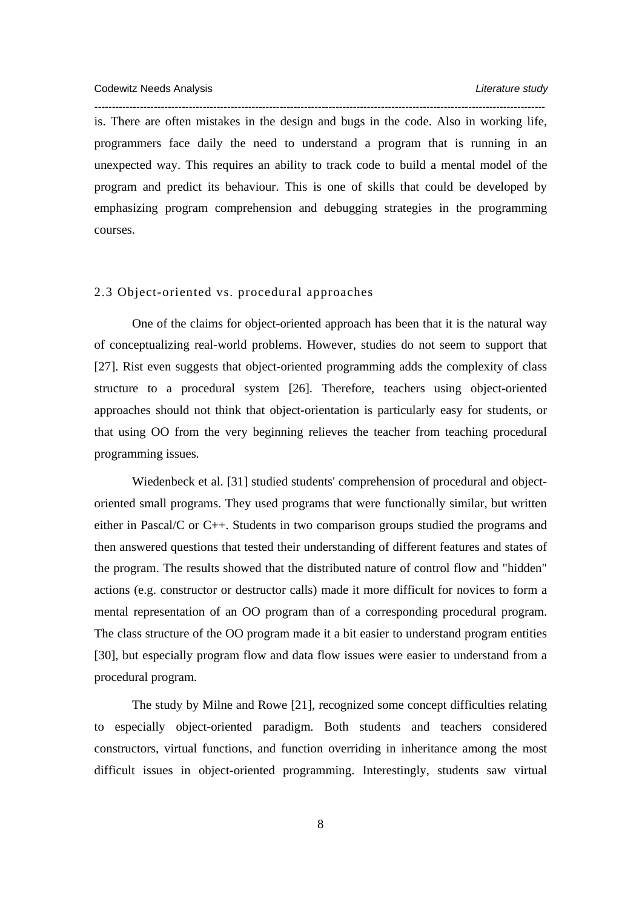is. There are often mistakes in the design and bugs in the code. Also in working life, programmers face daily the need to understand a program that is running in an unexpected way. This requires an ability to track code to build a mental model of the program and predict its behaviour. This is one of skills that could be developed by emphasizing program comprehension and debugging strategies in the programming courses.

## 2.3 Object-oriented vs. procedural approaches

One of the claims for object-oriented approach has been that it is the natural way of conceptualizing real-world problems. However, studies do not seem to support that [27]. Rist even suggests that object-oriented programming adds the complexity of class structure to a procedural system [26]. Therefore, teachers using object-oriented approaches should not think that object-orientation is particularly easy for students, or that using OO from the very beginning relieves the teacher from teaching procedural programming issues.

Wiedenbeck et al. [31] studied students' comprehension of procedural and object-oriented small programs. They used programs that were functionally similar, but written either in Pascal/C or C++. Students in two comparison groups studied the programs and then answered questions that tested their understanding of different features and states of the program. The results showed that the distributed nature of control flow and "hidden" actions (e.g. constructor or destructor calls) made it more difficult for novices to form a mental representation of an OO program than of a corresponding procedural program. The class structure of the OO program made it a bit easier to understand program entities [30], but especially program flow and data flow issues were easier to understand from a procedural program.

The study by Milne and Rowe [21], recognized some concept difficulties relating to especially object-oriented paradigm. Both students and teachers considered constructors, virtual functions, and function overriding in inheritance among the most difficult issues in object-oriented programming. Interestingly, students saw virtual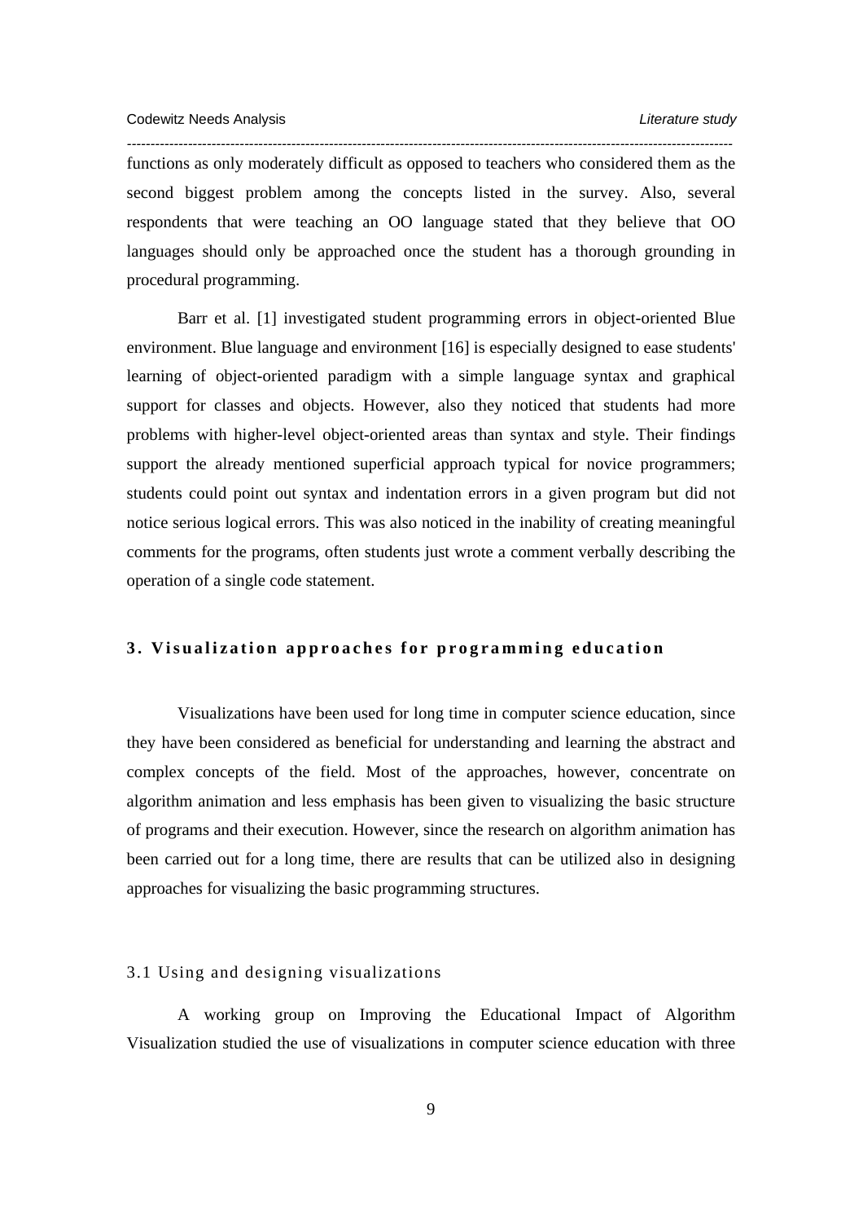functions as only moderately difficult as opposed to teachers who considered them as the second biggest problem among the concepts listed in the survey. Also, several respondents that were teaching an OO language stated that they believe that OO languages should only be approached once the student has a thorough grounding in procedural programming.

Barr et al. [1] investigated student programming errors in object-oriented Blue environment. Blue language and environment [16] is especially designed to ease students' learning of object-oriented paradigm with a simple language syntax and graphical support for classes and objects. However, also they noticed that students had more problems with higher-level object-oriented areas than syntax and style. Their findings support the already mentioned superficial approach typical for novice programmers; students could point out syntax and indentation errors in a given program but did not notice serious logical errors. This was also noticed in the inability of creating meaningful comments for the programs, often students just wrote a comment verbally describing the operation of a single code statement.

## 3. Visualization approaches for programming education

Visualizations have been used for long time in computer science education, since they have been considered as beneficial for understanding and learning the abstract and complex concepts of the field. Most of the approaches, however, concentrate on algorithm animation and less emphasis has been given to visualizing the basic structure of programs and their execution. However, since the research on algorithm animation has been carried out for a long time, there are results that can be utilized also in designing approaches for visualizing the basic programming structures.

### 3.1 Using and designing visualizations

A working group on Improving the Educational Impact of Algorithm Visualization studied the use of visualizations in computer science education with three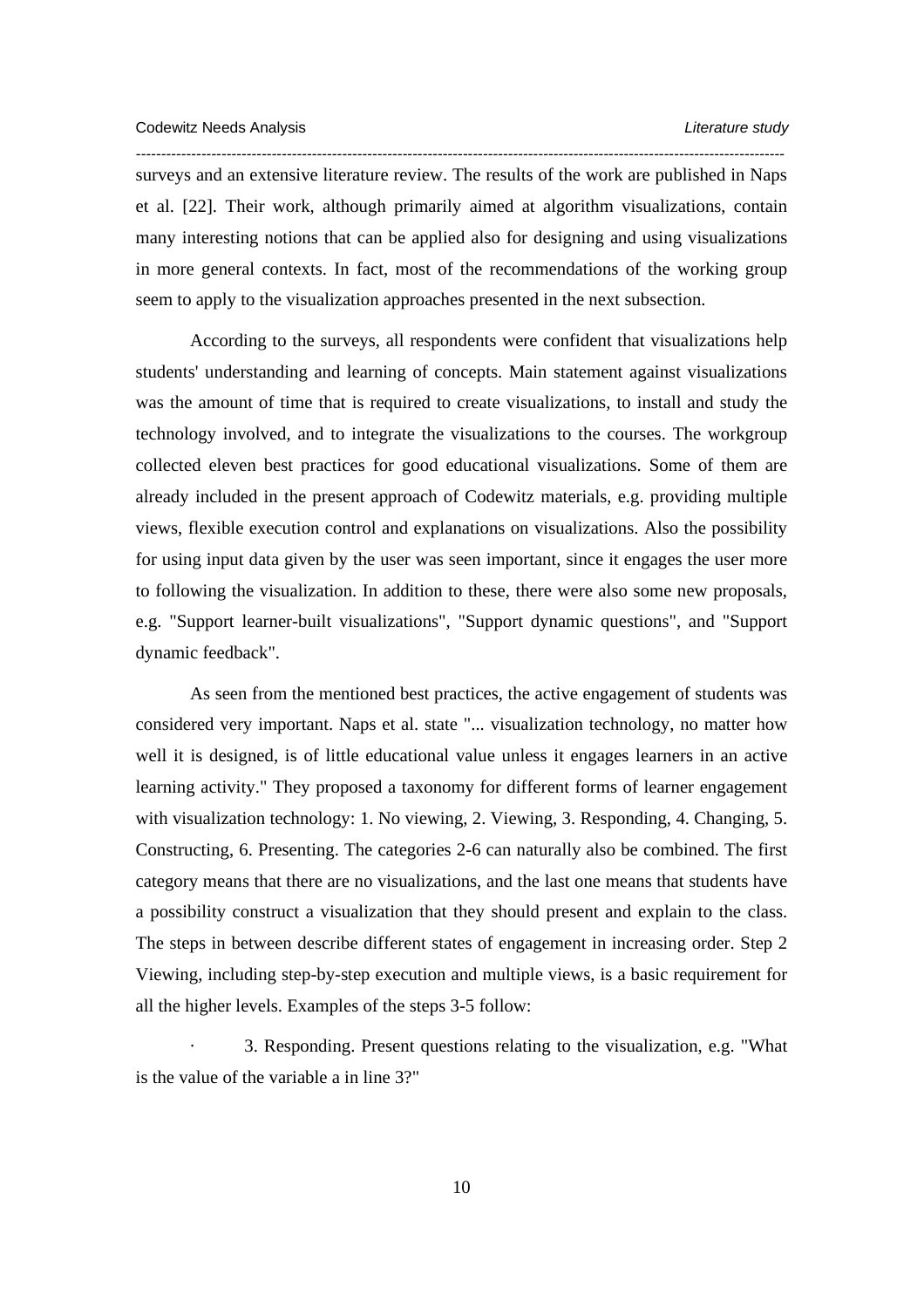surveys and an extensive literature review. The results of the work are published in Naps et al. [22]. Their work, although primarily aimed at algorithm visualizations, contain many interesting notions that can be applied also for designing and using visualizations in more general contexts. In fact, most of the recommendations of the working group seem to apply to the visualization approaches presented in the next subsection.

According to the surveys, all respondents were confident that visualizations help students' understanding and learning of concepts. Main statement against visualizations was the amount of time that is required to create visualizations, to install and study the technology involved, and to integrate the visualizations to the courses. The workgroup collected eleven best practices for good educational visualizations. Some of them are already included in the present approach of Codewitz materials, e.g. providing multiple views, flexible execution control and explanations on visualizations. Also the possibility for using input data given by the user was seen important, since it engages the user more to following the visualization. In addition to these, there were also some new proposals, e.g. "Support learner-built visualizations", "Support dynamic questions", and "Support dynamic feedback".

As seen from the mentioned best practices, the active engagement of students was considered very important. Naps et al. state "... visualization technology, no matter how well it is designed, is of little educational value unless it engages learners in an active learning activity." They proposed a taxonomy for different forms of learner engagement with visualization technology: 1. No viewing, 2. Viewing, 3. Responding, 4. Changing, 5. Constructing, 6. Presenting. The categories 2-6 can naturally also be combined. The first category means that there are no visualizations, and the last one means that students have a possibility construct a visualization that they should present and explain to the class. The steps in between describe different states of engagement in increasing order. Step 2 Viewing, including step-by-step execution and multiple views, is a basic requirement for all the higher levels. Examples of the steps 3-5 follow:

- 3. Responding. Present questions relating to the visualization, e.g. "What is the value of the variable a in line 3?"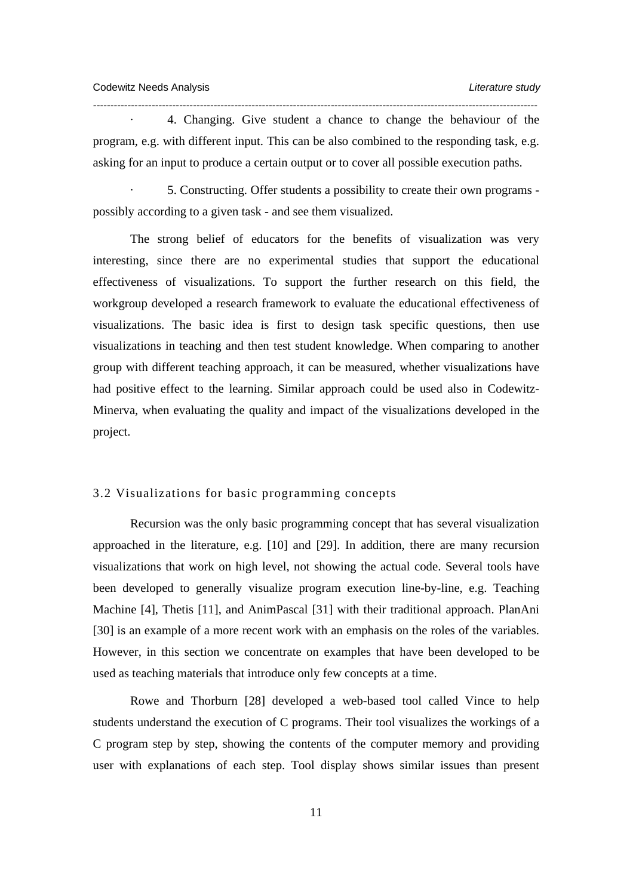- 4. Changing. Give student a chance to change the behaviour of the program, e.g. with different input. This can be also combined to the responding task, e.g. asking for an input to produce a certain output or to cover all possible execution paths.

- 5. Constructing. Offer students a possibility to create their own programs - possibly according to a given task - and see them visualized.

The strong belief of educators for the benefits of visualization was very interesting, since there are no experimental studies that support the educational effectiveness of visualizations. To support the further research on this field, the workgroup developed a research framework to evaluate the educational effectiveness of visualizations. The basic idea is first to design task specific questions, then use visualizations in teaching and then test student knowledge. When comparing to another group with different teaching approach, it can be measured, whether visualizations have had positive effect to the learning. Similar approach could be used also in Codewitz-Minerva, when evaluating the quality and impact of the visualizations developed in the project.

### 3.2 Visualizations for basic programming concepts

Recursion was the only basic programming concept that has several visualization approached in the literature, e.g. [10] and [29]. In addition, there are many recursion visualizations that work on high level, not showing the actual code. Several tools have been developed to generally visualize program execution line-by-line, e.g. Teaching Machine [4], Thetis [11], and AnimPascal [31] with their traditional approach. PlanAni [30] is an example of a more recent work with an emphasis on the roles of the variables. However, in this section we concentrate on examples that have been developed to be used as teaching materials that introduce only few concepts at a time.

Rowe and Thorburn [28] developed a web-based tool called Vince to help students understand the execution of C programs. Their tool visualizes the workings of a C program step by step, showing the contents of the computer memory and providing user with explanations of each step. Tool display shows similar issues than present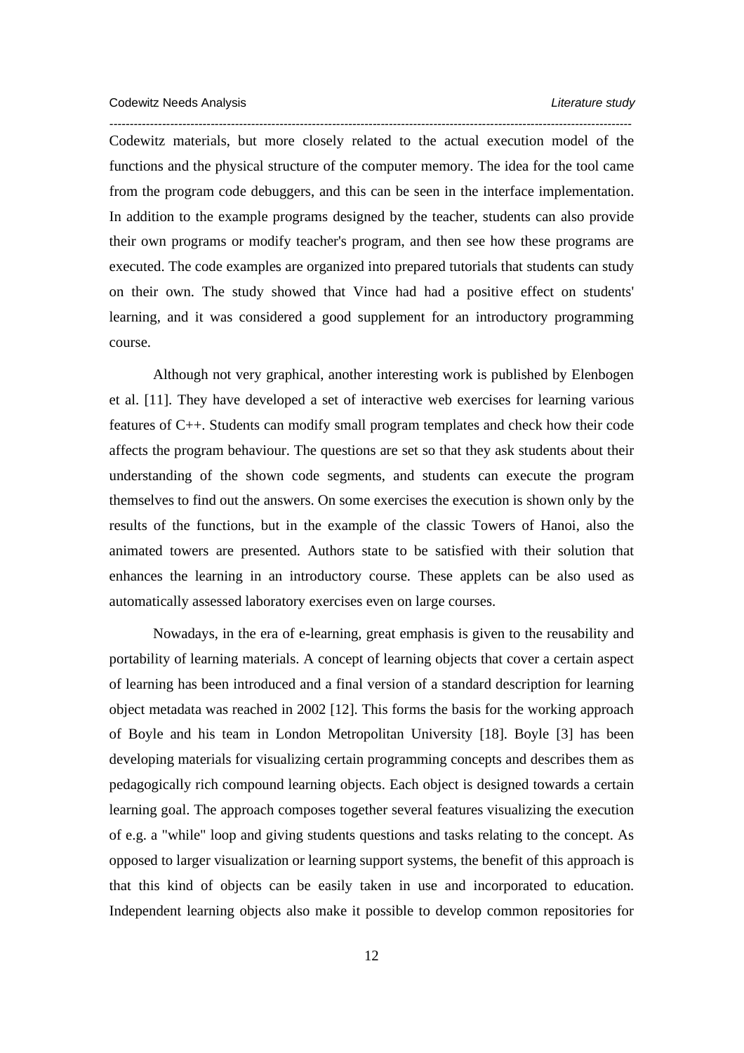Codewitz materials, but more closely related to the actual execution model of the functions and the physical structure of the computer memory. The idea for the tool came from the program code debuggers, and this can be seen in the interface implementation. In addition to the example programs designed by the teacher, students can also provide their own programs or modify teacher's program, and then see how these programs are executed. The code examples are organized into prepared tutorials that students can study on their own. The study showed that Vince had had a positive effect on students' learning, and it was considered a good supplement for an introductory programming course.

Although not very graphical, another interesting work is published by Elenbogen et al. [11]. They have developed a set of interactive web exercises for learning various features of C++. Students can modify small program templates and check how their code affects the program behaviour. The questions are set so that they ask students about their understanding of the shown code segments, and students can execute the program themselves to find out the answers. On some exercises the execution is shown only by the results of the functions, but in the example of the classic Towers of Hanoi, also the animated towers are presented. Authors state to be satisfied with their solution that enhances the learning in an introductory course. These applets can be also used as automatically assessed laboratory exercises even on large courses.

Nowadays, in the era of e-learning, great emphasis is given to the reusability and portability of learning materials. A concept of learning objects that cover a certain aspect of learning has been introduced and a final version of a standard description for learning object metadata was reached in 2002 [12]. This forms the basis for the working approach of Boyle and his team in London Metropolitan University [18]. Boyle [3] has been developing materials for visualizing certain programming concepts and describes them as pedagogically rich compound learning objects. Each object is designed towards a certain learning goal. The approach composes together several features visualizing the execution of e.g. a "while" loop and giving students questions and tasks relating to the concept. As opposed to larger visualization or learning support systems, the benefit of this approach is that this kind of objects can be easily taken in use and incorporated to education. Independent learning objects also make it possible to develop common repositories for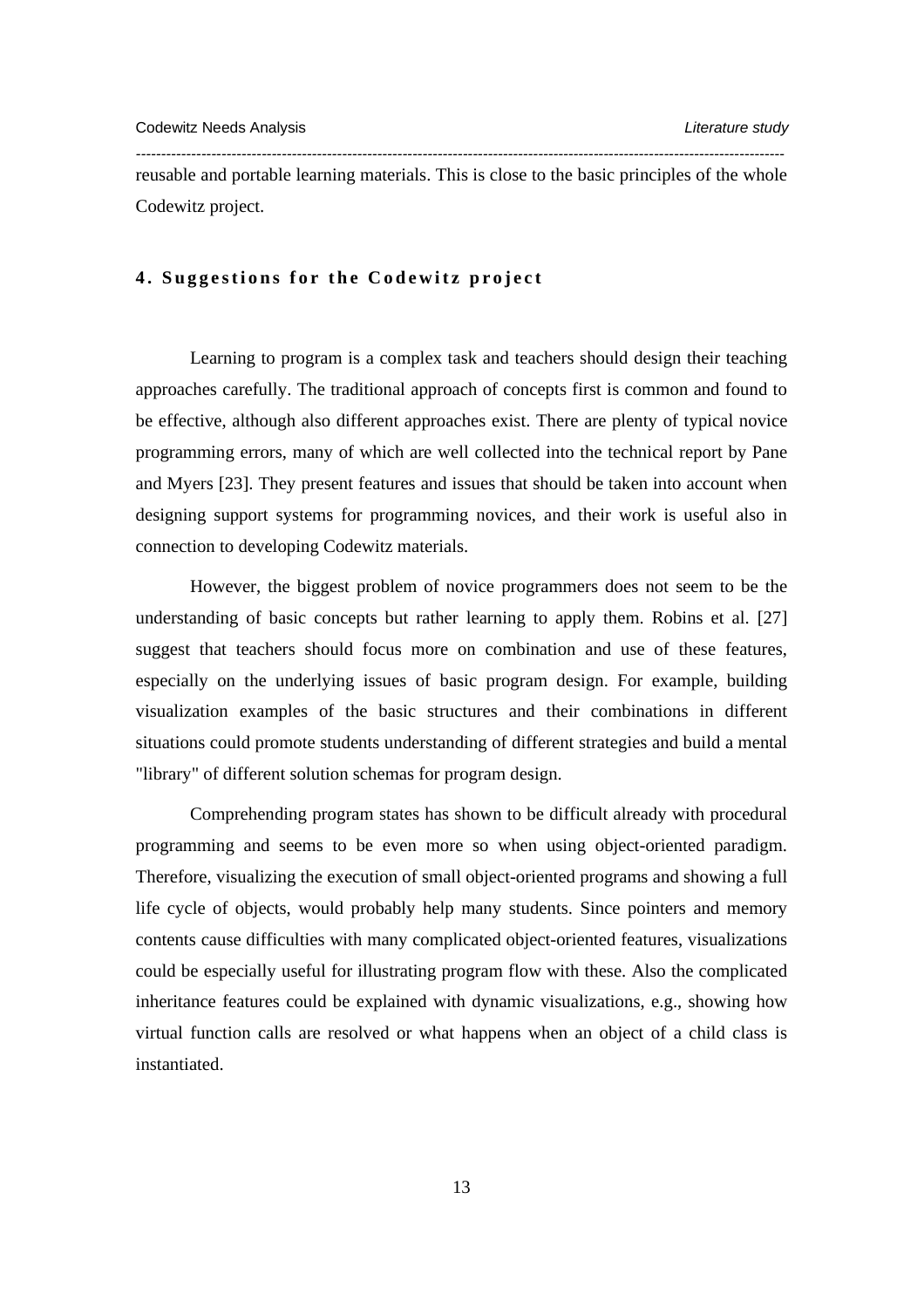reusable and portable learning materials. This is close to the basic principles of the whole Codewitz project.

## 4. Suggestions for the Codewitz project

Learning to program is a complex task and teachers should design their teaching approaches carefully. The traditional approach of concepts first is common and found to be effective, although also different approaches exist. There are plenty of typical novice programming errors, many of which are well collected into the technical report by Pane and Myers [23]. They present features and issues that should be taken into account when designing support systems for programming novices, and their work is useful also in connection to developing Codewitz materials.

However, the biggest problem of novice programmers does not seem to be the understanding of basic concepts but rather learning to apply them. Robins et al. [27] suggest that teachers should focus more on combination and use of these features, especially on the underlying issues of basic program design. For example, building visualization examples of the basic structures and their combinations in different situations could promote students understanding of different strategies and build a mental "library" of different solution schemas for program design.

Comprehending program states has shown to be difficult already with procedural programming and seems to be even more so when using object-oriented paradigm. Therefore, visualizing the execution of small object-oriented programs and showing a full life cycle of objects, would probably help many students. Since pointers and memory contents cause difficulties with many complicated object-oriented features, visualizations could be especially useful for illustrating program flow with these. Also the complicated inheritance features could be explained with dynamic visualizations, e.g., showing how virtual function calls are resolved or what happens when an object of a child class is instantiated.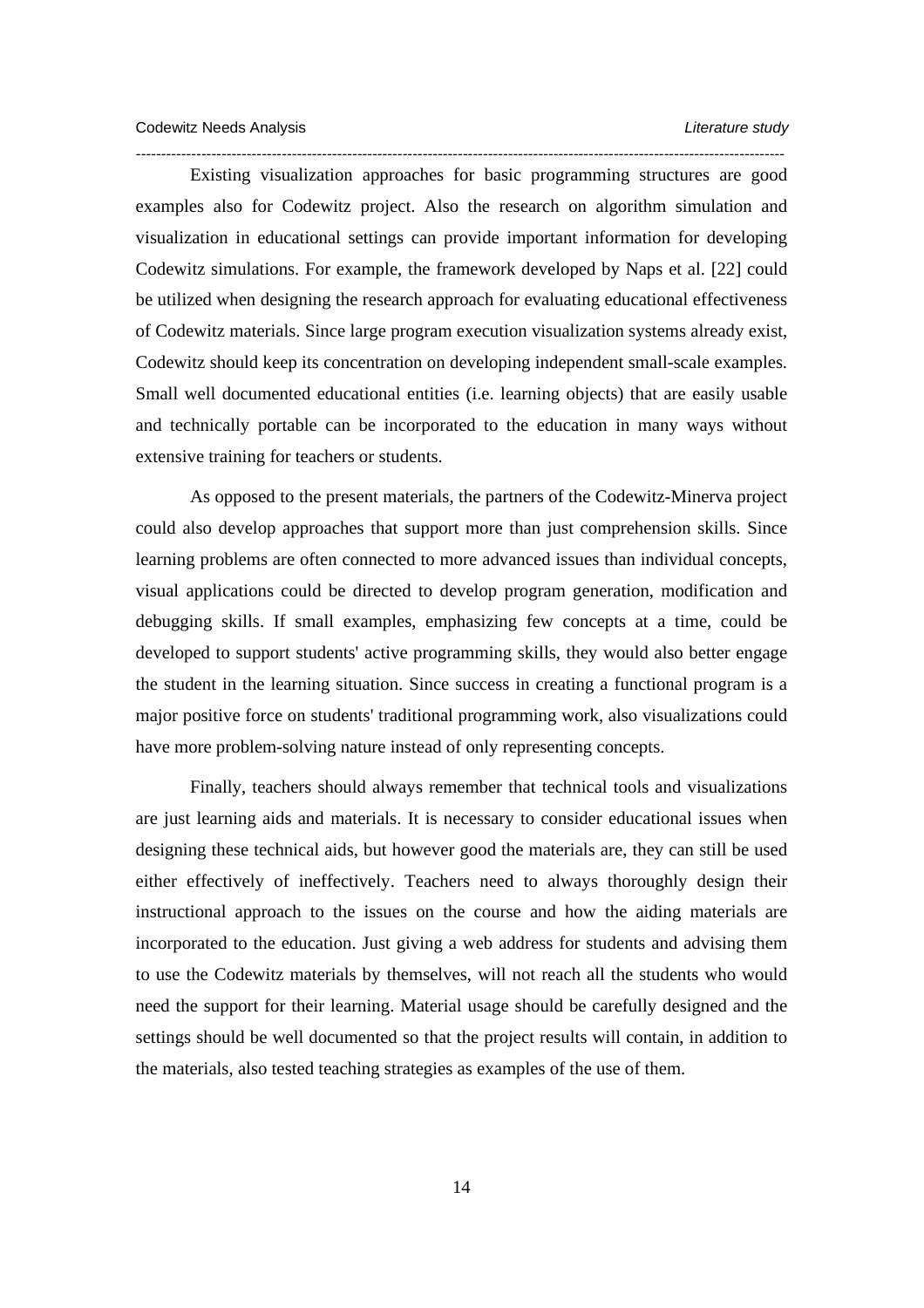Existing visualization approaches for basic programming structures are good examples also for Codewitz project. Also the research on algorithm simulation and visualization in educational settings can provide important information for developing Codewitz simulations. For example, the framework developed by Naps et al. [22] could be utilized when designing the research approach for evaluating educational effectiveness of Codewitz materials. Since large program execution visualization systems already exist, Codewitz should keep its concentration on developing independent small-scale examples. Small well documented educational entities (i.e. learning objects) that are easily usable and technically portable can be incorporated to the education in many ways without extensive training for teachers or students.

As opposed to the present materials, the partners of the Codewitz-Minerva project could also develop approaches that support more than just comprehension skills. Since learning problems are often connected to more advanced issues than individual concepts, visual applications could be directed to develop program generation, modification and debugging skills. If small examples, emphasizing few concepts at a time, could be developed to support students' active programming skills, they would also better engage the student in the learning situation. Since success in creating a functional program is a major positive force on students' traditional programming work, also visualizations could have more problem-solving nature instead of only representing concepts.

Finally, teachers should always remember that technical tools and visualizations are just learning aids and materials. It is necessary to consider educational issues when designing these technical aids, but however good the materials are, they can still be used either effectively of ineffectively. Teachers need to always thoroughly design their instructional approach to the issues on the course and how the aiding materials are incorporated to the education. Just giving a web address for students and advising them to use the Codewitz materials by themselves, will not reach all the students who would need the support for their learning. Material usage should be carefully designed and the settings should be well documented so that the project results will contain, in addition to the materials, also tested teaching strategies as examples of the use of them.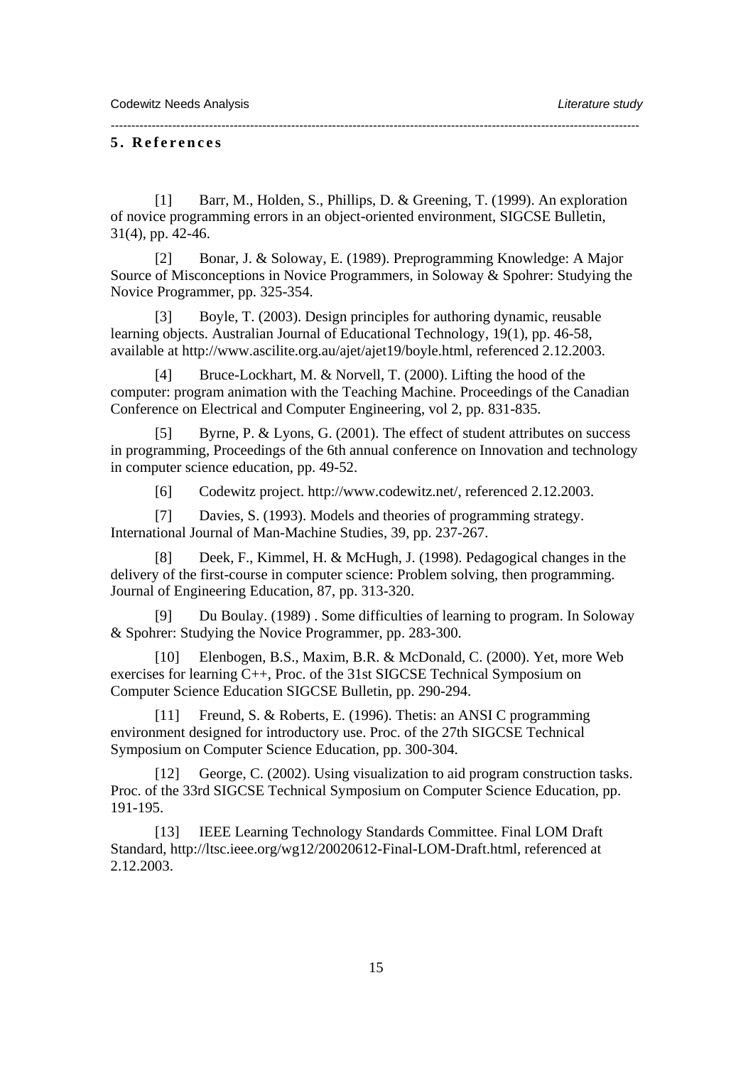## 5. References

[1] Barr, M., Holden, S., Phillips, D. & Greening, T. (1999). An exploration of novice programming errors in an object-oriented environment, SIGCSE Bulletin, 31(4), pp. 42-46.

[2] Bonar, J. & Soloway, E. (1989). Preprogramming Knowledge: A Major Source of Misconceptions in Novice Programmers, in Soloway & Spohrer: Studying the Novice Programmer, pp. 325-354.

[3] Boyle, T. (2003). Design principles for authoring dynamic, reusable learning objects. Australian Journal of Educational Technology, 19(1), pp. 46-58, available at http://www.ascilite.org.au/ajet/ajet19/boyle.html, referenced 2.12.2003.

[4] Bruce-Lockhart, M. & Norvell, T. (2000). Lifting the hood of the computer: program animation with the Teaching Machine. Proceedings of the Canadian Conference on Electrical and Computer Engineering, vol 2, pp. 831-835.

[5] Byrne, P. & Lyons, G. (2001). The effect of student attributes on success in programming, Proceedings of the 6th annual conference on Innovation and technology in computer science education, pp. 49-52.

[6] Codewitz project. http://www.codewitz.net/, referenced 2.12.2003.

[7] Davies, S. (1993). Models and theories of programming strategy. International Journal of Man-Machine Studies, 39, pp. 237-267.

[8] Deek, F., Kimmel, H. & McHugh, J. (1998). Pedagogical changes in the delivery of the first-course in computer science: Problem solving, then programming. Journal of Engineering Education, 87, pp. 313-320.

[9] Du Boulay. (1989) . Some difficulties of learning to program. In Soloway & Spohrer: Studying the Novice Programmer, pp. 283-300.

[10] Elenbogen, B.S., Maxim, B.R. & McDonald, C. (2000). Yet, more Web exercises for learning C++, Proc. of the 31st SIGCSE Technical Symposium on Computer Science Education SIGCSE Bulletin, pp. 290-294.

[11] Freund, S. & Roberts, E. (1996). Thetis: an ANSI C programming environment designed for introductory use. Proc. of the 27th SIGCSE Technical Symposium on Computer Science Education, pp. 300-304.

[12] George, C. (2002). Using visualization to aid program construction tasks. Proc. of the 33rd SIGCSE Technical Symposium on Computer Science Education, pp. 191-195.

[13] IEEE Learning Technology Standards Committee. Final LOM Draft Standard, http://ltsc.ieee.org/wg12/20020612-Final-LOM-Draft.html, referenced at 2.12.2003.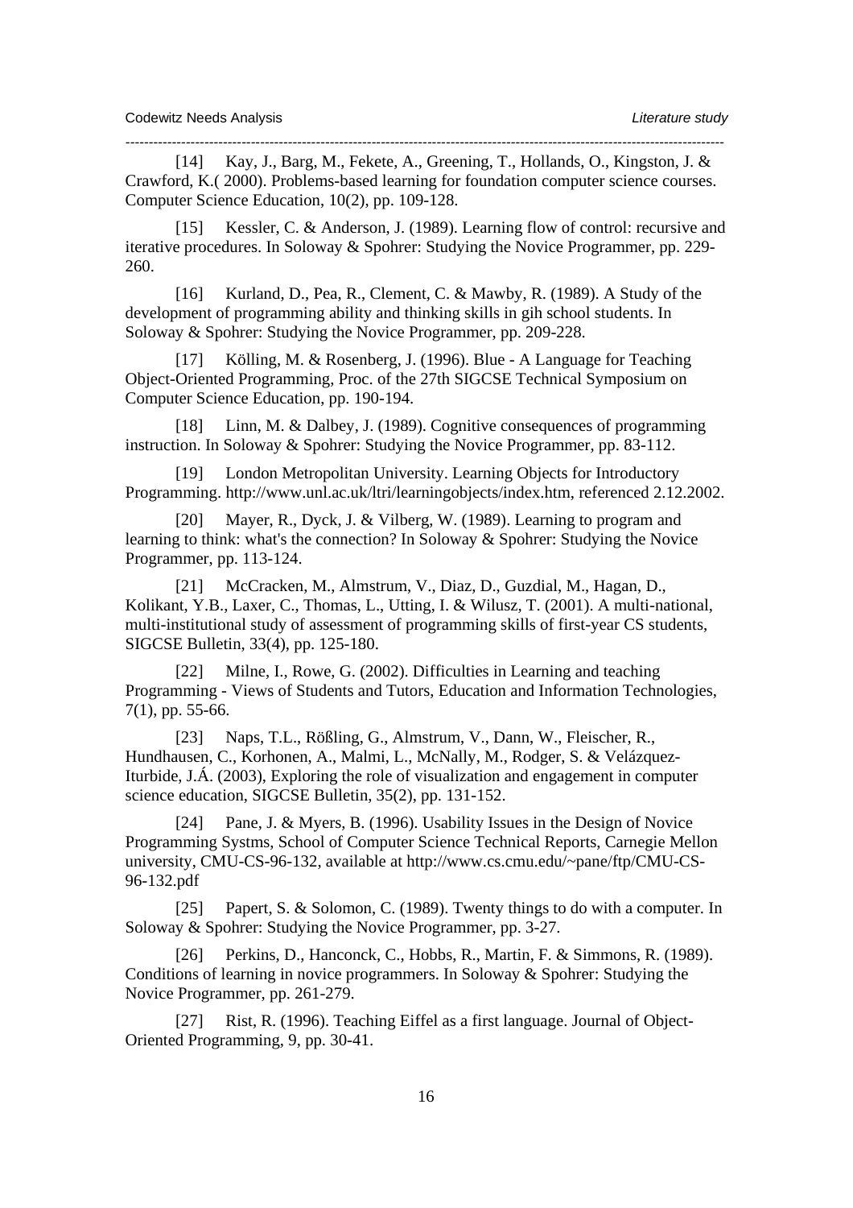[14] Kay, J., Barg, M., Fekete, A., Greening, T., Hollands, O., Kingston, J. & Crawford, K.( 2000). Problems-based learning for foundation computer science courses. Computer Science Education, 10(2), pp. 109-128.

[15] Kessler, C. & Anderson, J. (1989). Learning flow of control: recursive and iterative procedures. In Soloway & Spohrer: Studying the Novice Programmer, pp. 229-260.

[16] Kurland, D., Pea, R., Clement, C. & Mawby, R. (1989). A Study of the development of programming ability and thinking skills in gih school students. In Soloway & Spohrer: Studying the Novice Programmer, pp. 209-228.

[17] Kölling, M. & Rosenberg, J. (1996). Blue - A Language for Teaching Object-Oriented Programming, Proc. of the 27th SIGCSE Technical Symposium on Computer Science Education, pp. 190-194.

[18] Linn, M. & Dalbey, J. (1989). Cognitive consequences of programming instruction. In Soloway & Spohrer: Studying the Novice Programmer, pp. 83-112.

[19] London Metropolitan University. Learning Objects for Introductory Programming. http://www.unl.ac.uk/ltri/learningobjects/index.htm, referenced 2.12.2002.

[20] Mayer, R., Dyck, J. & Vilberg, W. (1989). Learning to program and learning to think: what's the connection? In Soloway & Spohrer: Studying the Novice Programmer, pp. 113-124.

[21] McCracken, M., Almstrum, V., Diaz, D., Guzdial, M., Hagan, D., Kolikant, Y.B., Laxer, C., Thomas, L., Utting, I. & Wilusz, T. (2001). A multi-national, multi-institutional study of assessment of programming skills of first-year CS students, SIGCSE Bulletin, 33(4), pp. 125-180.

[22] Milne, I., Rowe, G. (2002). Difficulties in Learning and teaching Programming - Views of Students and Tutors, Education and Information Technologies, 7(1), pp. 55-66.

[23] Naps, T.L., Rößling, G., Almstrum, V., Dann, W., Fleischer, R., Hundhausen, C., Korhonen, A., Malmi, L., McNally, M., Rodger, S. & Velázquez-Iturbide, J.Á. (2003), Exploring the role of visualization and engagement in computer science education, SIGCSE Bulletin, 35(2), pp. 131-152.

[24] Pane, J. & Myers, B. (1996). Usability Issues in the Design of Novice Programming Systms, School of Computer Science Technical Reports, Carnegie Mellon university, CMU-CS-96-132, available at http://www.cs.cmu.edu/~pane/ftp/CMU-CS-96-132.pdf

[25] Papert, S. & Solomon, C. (1989). Twenty things to do with a computer. In Soloway & Spohrer: Studying the Novice Programmer, pp. 3-27.

[26] Perkins, D., Hanconck, C., Hobbs, R., Martin, F. & Simmons, R. (1989). Conditions of learning in novice programmers. In Soloway & Spohrer: Studying the Novice Programmer, pp. 261-279.

[27] Rist, R. (1996). Teaching Eiffel as a first language. Journal of Object-Oriented Programming, 9, pp. 30-41.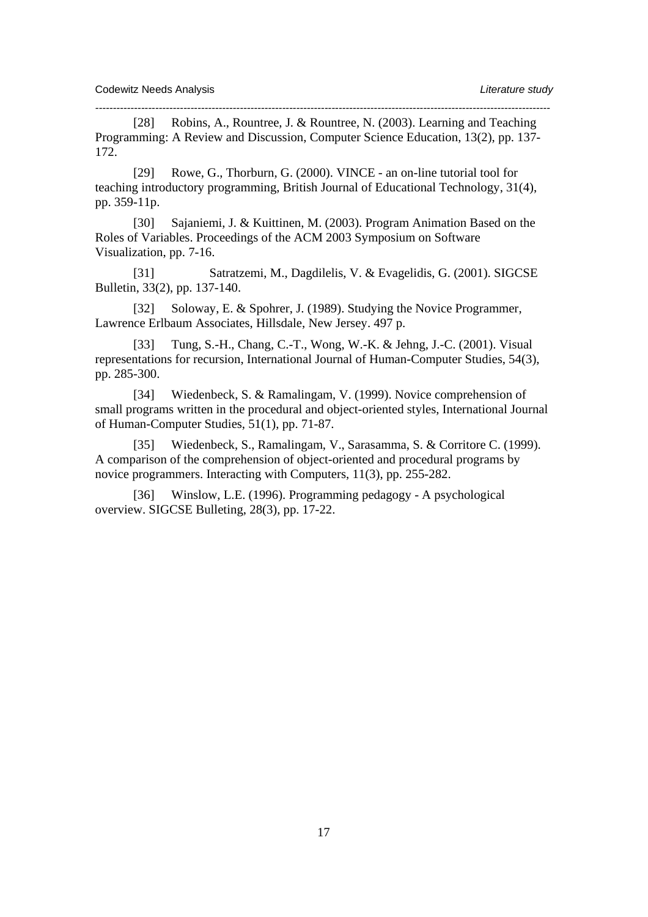[28] Robins, A., Rountree, J. & Rountree, N. (2003). Learning and Teaching Programming: A Review and Discussion, Computer Science Education, 13(2), pp. 137-172.

[29] Rowe, G., Thorburn, G. (2000). VINCE - an on-line tutorial tool for teaching introductory programming, British Journal of Educational Technology, 31(4), pp. 359-11p.

[30] Sajaniemi, J. & Kuittinen, M. (2003). Program Animation Based on the Roles of Variables. Proceedings of the ACM 2003 Symposium on Software Visualization, pp. 7-16.

[31] Satratzemi, M., Dagdilelis, V. & Evagelidis, G. (2001). SIGCSE Bulletin, 33(2), pp. 137-140.

[32] Soloway, E. & Spohrer, J. (1989). Studying the Novice Programmer, Lawrence Erlbaum Associates, Hillsdale, New Jersey. 497 p.

[33] Tung, S.-H., Chang, C.-T., Wong, W.-K. & Jehng, J.-C. (2001). Visual representations for recursion, International Journal of Human-Computer Studies, 54(3), pp. 285-300.

[34] Wiedenbeck, S. & Ramalingam, V. (1999). Novice comprehension of small programs written in the procedural and object-oriented styles, International Journal of Human-Computer Studies, 51(1), pp. 71-87.

[35] Wiedenbeck, S., Ramalingam, V., Sarasamma, S. & Corritore C. (1999). A comparison of the comprehension of object-oriented and procedural programs by novice programmers. Interacting with Computers, 11(3), pp. 255-282.

[36] Winslow, L.E. (1996). Programming pedagogy - A psychological overview. SIGCSE Bulleting, 28(3), pp. 17-22.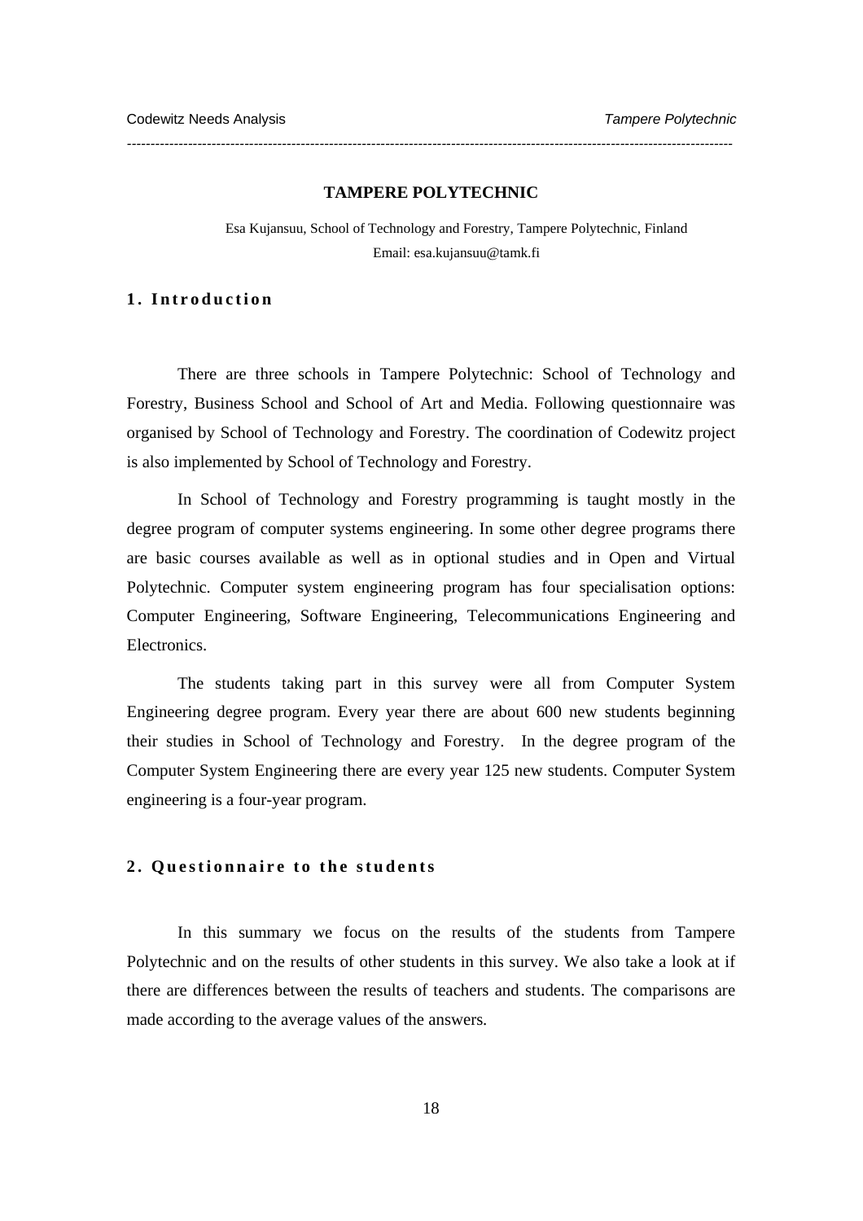# TAMPERE POLYTECHNIC

Esa Kujansuu, School of Technology and Forestry, Tampere Polytechnic, Finland
Email: esa.kujansuu@tamk.fi

## 1. Introduction

There are three schools in Tampere Polytechnic: School of Technology and Forestry, Business School and School of Art and Media. Following questionnaire was organised by School of Technology and Forestry. The coordination of Codewitz project is also implemented by School of Technology and Forestry.

In School of Technology and Forestry programming is taught mostly in the degree program of computer systems engineering. In some other degree programs there are basic courses available as well as in optional studies and in Open and Virtual Polytechnic. Computer system engineering program has four specialisation options: Computer Engineering, Software Engineering, Telecommunications Engineering and Electronics.

The students taking part in this survey were all from Computer System Engineering degree program. Every year there are about 600 new students beginning their studies in School of Technology and Forestry. In the degree program of the Computer System Engineering there are every year 125 new students. Computer System engineering is a four-year program.

## 2. Questionnaire to the students

In this summary we focus on the results of the students from Tampere Polytechnic and on the results of other students in this survey. We also take a look at if there are differences between the results of teachers and students. The comparisons are made according to the average values of the answers.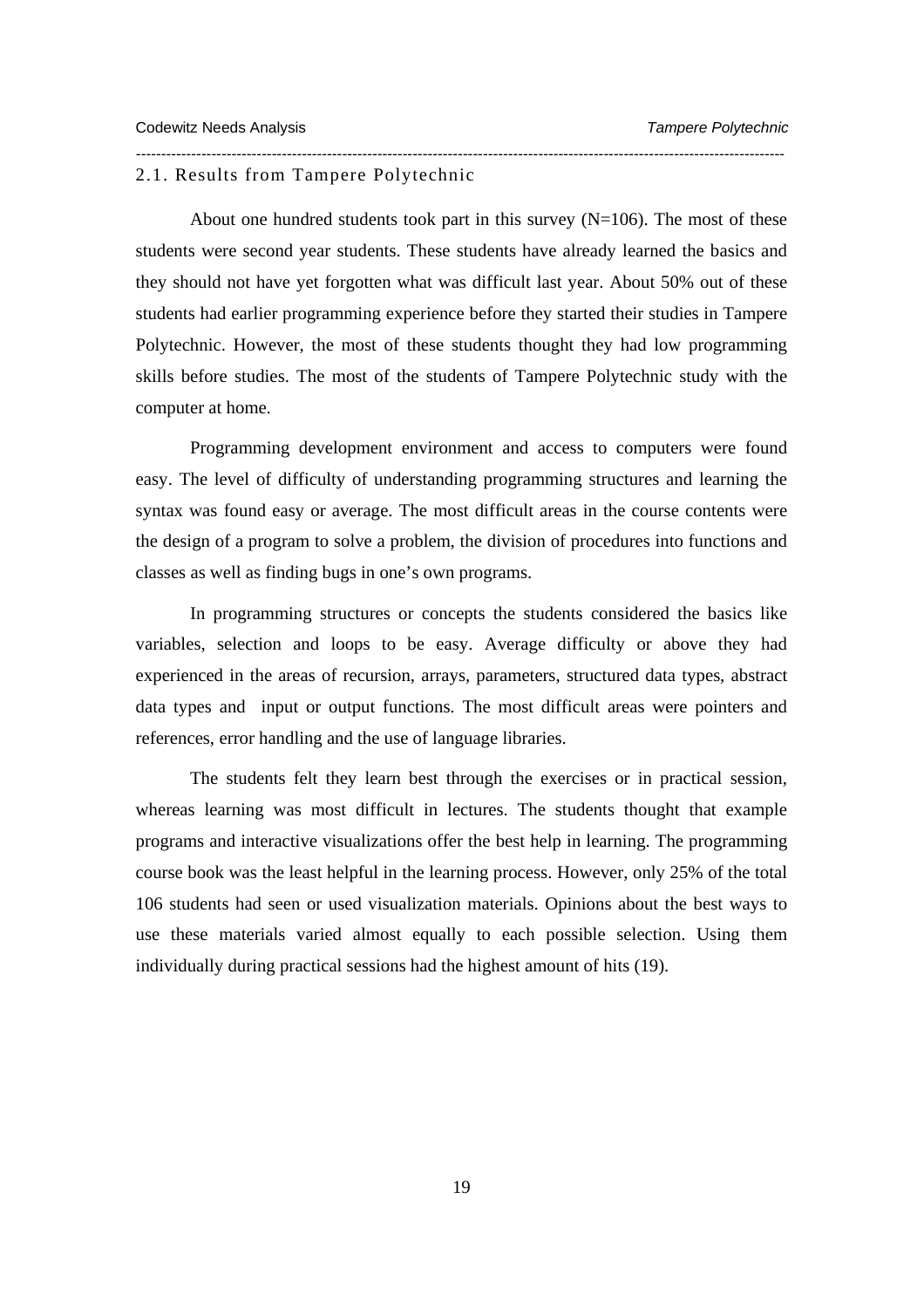## 2.1. Results from Tampere Polytechnic

About one hundred students took part in this survey (N=106). The most of these students were second year students. These students have already learned the basics and they should not have yet forgotten what was difficult last year. About 50% out of these students had earlier programming experience before they started their studies in Tampere Polytechnic. However, the most of these students thought they had low programming skills before studies. The most of the students of Tampere Polytechnic study with the computer at home.

Programming development environment and access to computers were found easy. The level of difficulty of understanding programming structures and learning the syntax was found easy or average. The most difficult areas in the course contents were the design of a program to solve a problem, the division of procedures into functions and classes as well as finding bugs in one's own programs.

In programming structures or concepts the students considered the basics like variables, selection and loops to be easy. Average difficulty or above they had experienced in the areas of recursion, arrays, parameters, structured data types, abstract data types and input or output functions. The most difficult areas were pointers and references, error handling and the use of language libraries.

The students felt they learn best through the exercises or in practical session, whereas learning was most difficult in lectures. The students thought that example programs and interactive visualizations offer the best help in learning. The programming course book was the least helpful in the learning process. However, only 25% of the total 106 students had seen or used visualization materials. Opinions about the best ways to use these materials varied almost equally to each possible selection. Using them individually during practical sessions had the highest amount of hits (19).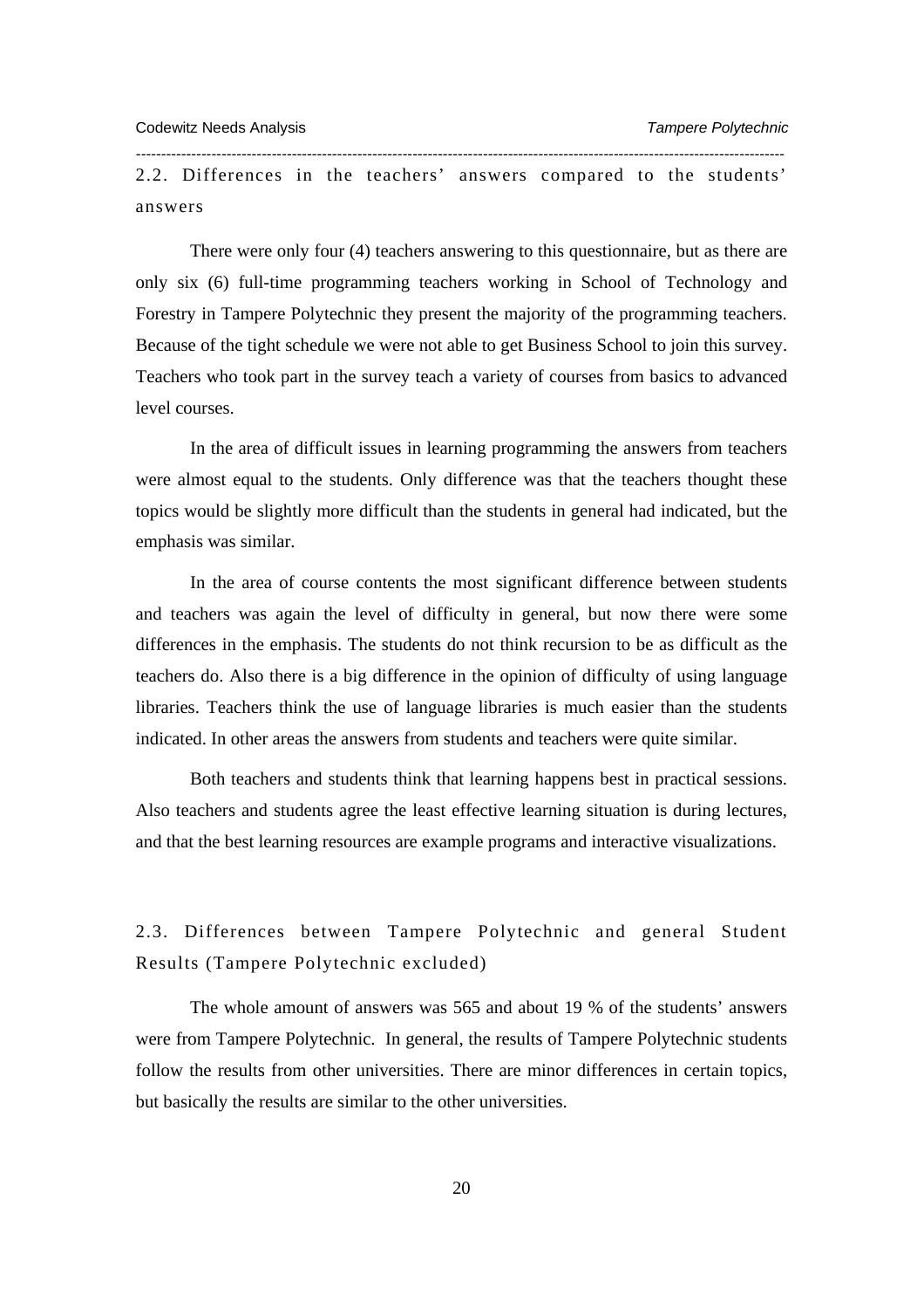## 2.2. Differences in the teachers' answers compared to the students' answers

There were only four (4) teachers answering to this questionnaire, but as there are only six (6) full-time programming teachers working in School of Technology and Forestry in Tampere Polytechnic they present the majority of the programming teachers. Because of the tight schedule we were not able to get Business School to join this survey. Teachers who took part in the survey teach a variety of courses from basics to advanced level courses.

In the area of difficult issues in learning programming the answers from teachers were almost equal to the students. Only difference was that the teachers thought these topics would be slightly more difficult than the students in general had indicated, but the emphasis was similar.

In the area of course contents the most significant difference between students and teachers was again the level of difficulty in general, but now there were some differences in the emphasis. The students do not think recursion to be as difficult as the teachers do. Also there is a big difference in the opinion of difficulty of using language libraries. Teachers think the use of language libraries is much easier than the students indicated. In other areas the answers from students and teachers were quite similar.

Both teachers and students think that learning happens best in practical sessions. Also teachers and students agree the least effective learning situation is during lectures, and that the best learning resources are example programs and interactive visualizations.

## 2.3. Differences between Tampere Polytechnic and general Student Results (Tampere Polytechnic excluded)

The whole amount of answers was 565 and about 19 % of the students' answers were from Tampere Polytechnic. In general, the results of Tampere Polytechnic students follow the results from other universities. There are minor differences in certain topics, but basically the results are similar to the other universities.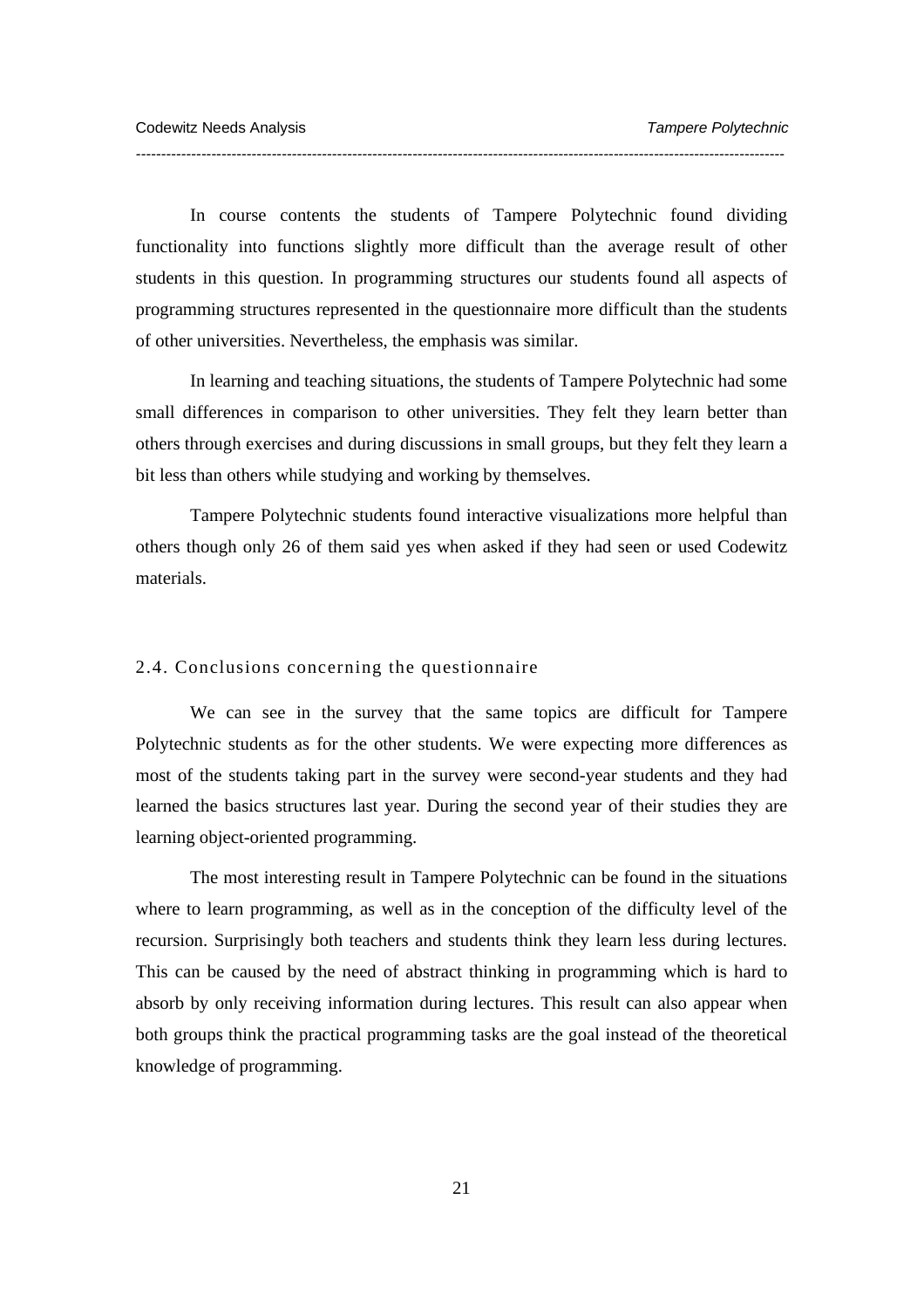In course contents the students of Tampere Polytechnic found dividing functionality into functions slightly more difficult than the average result of other students in this question. In programming structures our students found all aspects of programming structures represented in the questionnaire more difficult than the students of other universities. Nevertheless, the emphasis was similar.

In learning and teaching situations, the students of Tampere Polytechnic had some small differences in comparison to other universities. They felt they learn better than others through exercises and during discussions in small groups, but they felt they learn a bit less than others while studying and working by themselves.

Tampere Polytechnic students found interactive visualizations more helpful than others though only 26 of them said yes when asked if they had seen or used Codewitz materials.

### 2.4. Conclusions concerning the questionnaire

We can see in the survey that the same topics are difficult for Tampere Polytechnic students as for the other students. We were expecting more differences as most of the students taking part in the survey were second-year students and they had learned the basics structures last year. During the second year of their studies they are learning object-oriented programming.

The most interesting result in Tampere Polytechnic can be found in the situations where to learn programming, as well as in the conception of the difficulty level of the recursion. Surprisingly both teachers and students think they learn less during lectures. This can be caused by the need of abstract thinking in programming which is hard to absorb by only receiving information during lectures. This result can also appear when both groups think the practical programming tasks are the goal instead of the theoretical knowledge of programming.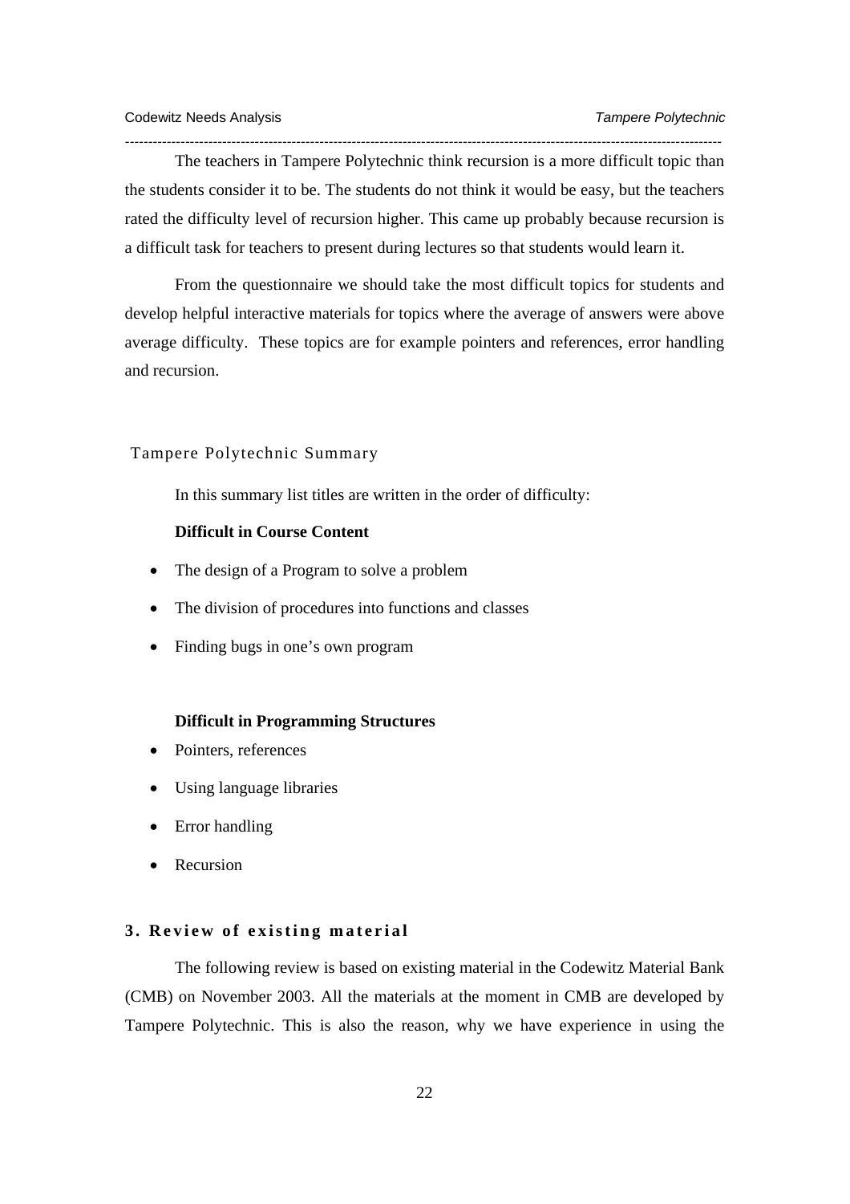The teachers in Tampere Polytechnic think recursion is a more difficult topic than the students consider it to be. The students do not think it would be easy, but the teachers rated the difficulty level of recursion higher. This came up probably because recursion is a difficult task for teachers to present during lectures so that students would learn it.

From the questionnaire we should take the most difficult topics for students and develop helpful interactive materials for topics where the average of answers were above average difficulty. These topics are for example pointers and references, error handling and recursion.

### Tampere Polytechnic Summary

In this summary list titles are written in the order of difficulty:

**Difficult in Course Content**

- The design of a Program to solve a problem
- The division of procedures into functions and classes
- Finding bugs in one's own program

**Difficult in Programming Structures**

- Pointers, references
- Using language libraries
- Error handling
- Recursion

## 3. Review of existing material

The following review is based on existing material in the Codewitz Material Bank (CMB) on November 2003. All the materials at the moment in CMB are developed by Tampere Polytechnic. This is also the reason, why we have experience in using the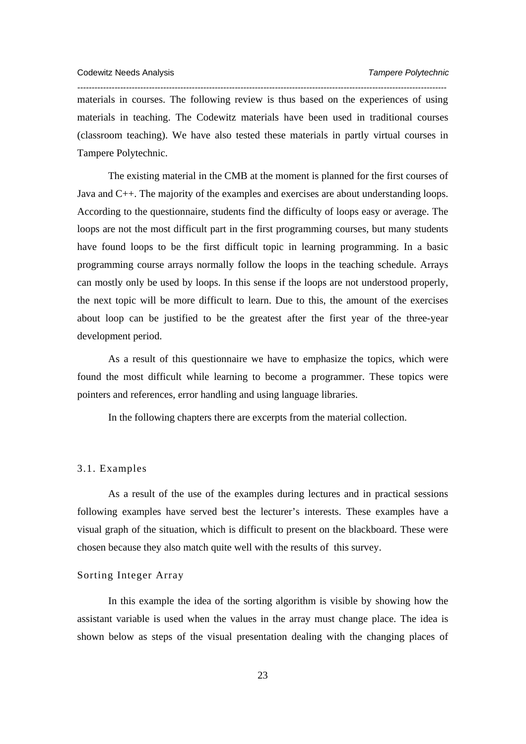materials in courses. The following review is thus based on the experiences of using materials in teaching. The Codewitz materials have been used in traditional courses (classroom teaching). We have also tested these materials in partly virtual courses in Tampere Polytechnic.

The existing material in the CMB at the moment is planned for the first courses of Java and C++. The majority of the examples and exercises are about understanding loops. According to the questionnaire, students find the difficulty of loops easy or average. The loops are not the most difficult part in the first programming courses, but many students have found loops to be the first difficult topic in learning programming. In a basic programming course arrays normally follow the loops in the teaching schedule. Arrays can mostly only be used by loops. In this sense if the loops are not understood properly, the next topic will be more difficult to learn. Due to this, the amount of the exercises about loop can be justified to be the greatest after the first year of the three-year development period.

As a result of this questionnaire we have to emphasize the topics, which were found the most difficult while learning to become a programmer. These topics were pointers and references, error handling and using language libraries.

In the following chapters there are excerpts from the material collection.

### 3.1. Examples

As a result of the use of the examples during lectures and in practical sessions following examples have served best the lecturer's interests. These examples have a visual graph of the situation, which is difficult to present on the blackboard. These were chosen because they also match quite well with the results of this survey.

#### Sorting Integer Array

In this example the idea of the sorting algorithm is visible by showing how the assistant variable is used when the values in the array must change place. The idea is shown below as steps of the visual presentation dealing with the changing places of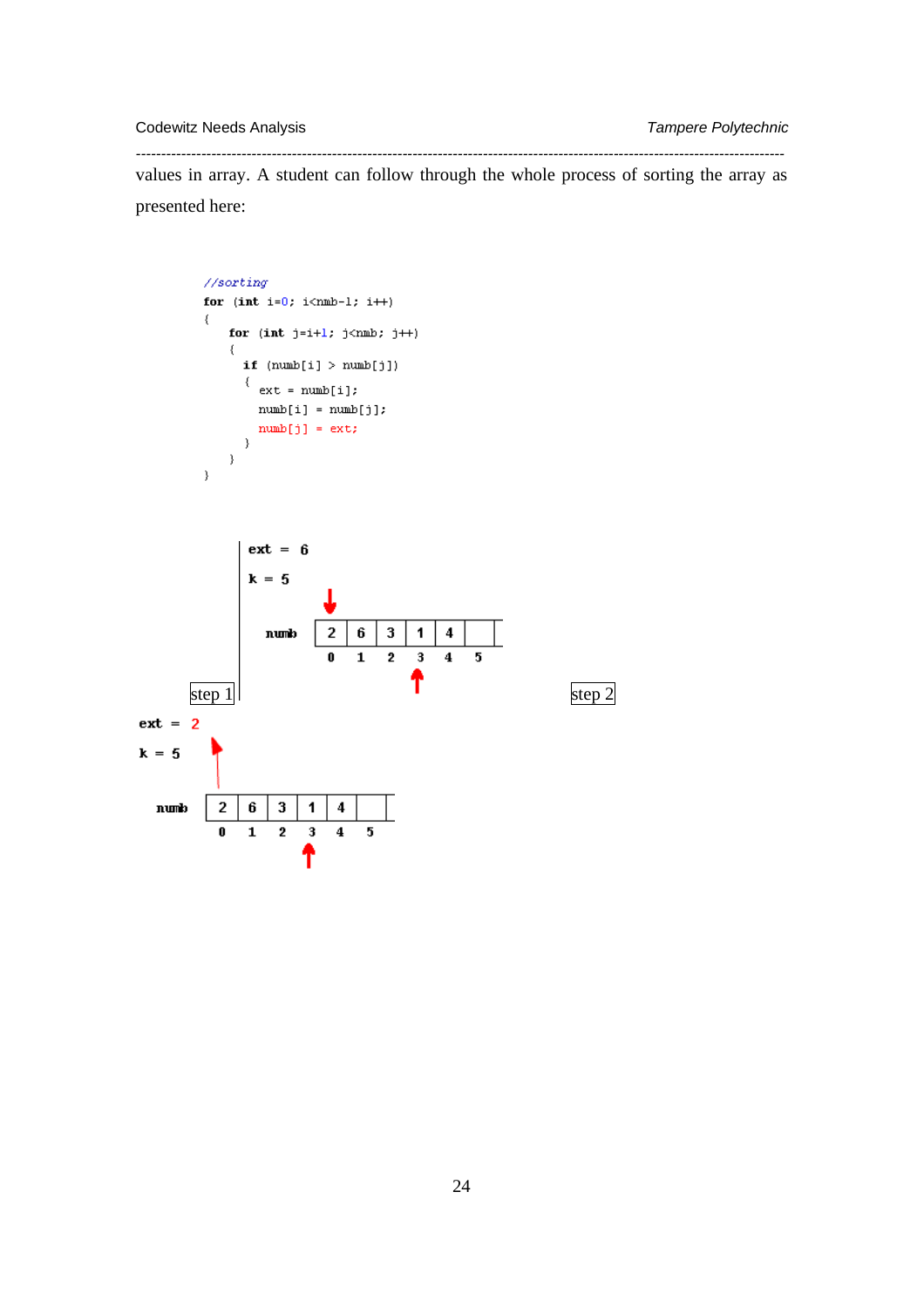values in array. A student can follow through the whole process of sorting the array as presented here:

```
//sorting
for (int i=0; i<nmb-1; i++)
{
    for (int j=i+1; j<nmb; j++)
    {
      if (numb[i] > numb[j])
      {
        ext = numb[i];
        numb[i] = numb[j];
        numb[j] = ext;
      }
    }
}
```

step 1

ext = 6

k = 5

numb

| 2 | 6 | 3 | 1 | 4 | |
|---|---|---|---|---|---|
| 0 | 1 | 2 | 3 | 4 | 5 |

step 2

ext = 2

k = 5

numb

| 2 | 6 | 3 | 1 | 4 | |
|---|---|---|---|---|---|
| 0 | 1 | 2 | 3 | 4 | 5 |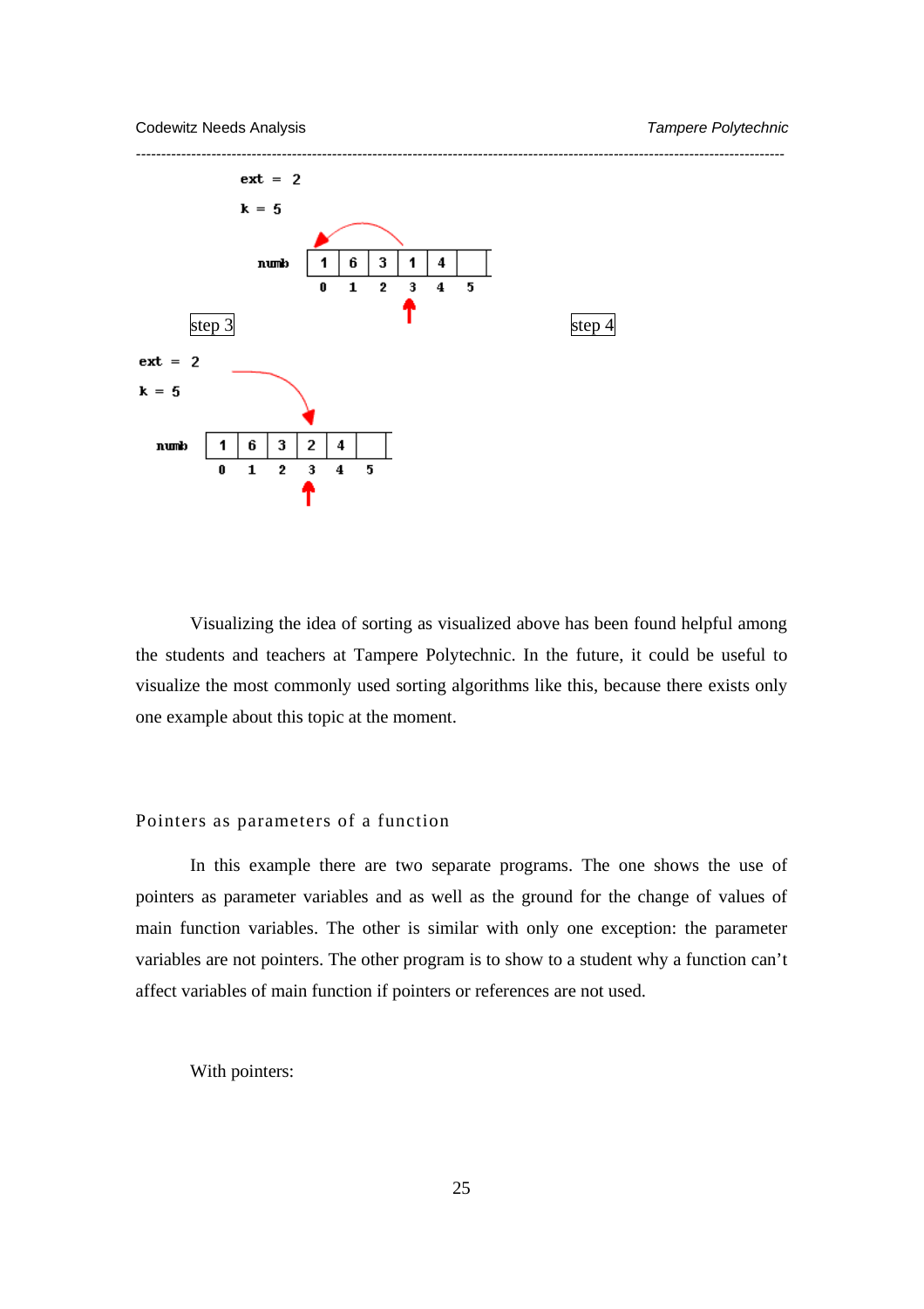ext = 2

k = 5

numb

| 1 | 6 | 3 | 1 | 4 |  |
|---|---|---|---|---|---|
| 0 | 1 | 2 | 3 | 4 | 5 |

step 3

step 4

ext = 2

k = 5

numb

| 1 | 6 | 3 | 2 | 4 |  |
|---|---|---|---|---|---|
| 0 | 1 | 2 | 3 | 4 | 5 |

Visualizing the idea of sorting as visualized above has been found helpful among the students and teachers at Tampere Polytechnic. In the future, it could be useful to visualize the most commonly used sorting algorithms like this, because there exists only one example about this topic at the moment.

## Pointers as parameters of a function

In this example there are two separate programs. The one shows the use of pointers as parameter variables and as well as the ground for the change of values of main function variables. The other is similar with only one exception: the parameter variables are not pointers. The other program is to show to a student why a function can't affect variables of main function if pointers or references are not used.

With pointers: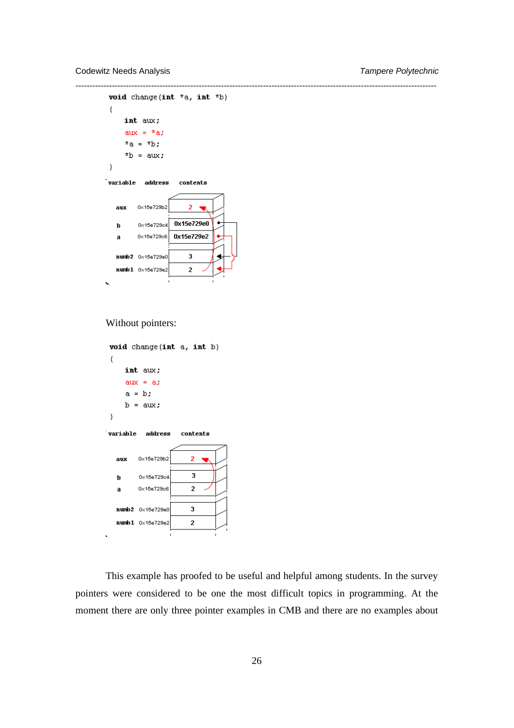```
void change(int *a, int *b)
{
    int aux;
    aux = *a;
    *a = *b;
    *b = aux;
}
```

| variable | address | contents |
| --- | --- | --- |
| aux | 0x15e729b2 | 2 |
| b | 0x15e729c4 | 0x15e729e0 |
| a | 0x15e729c6 | 0x15e729e2 |
| numb2 | 0x15e729e0 | 3 |
| numb1 | 0x15e729e2 | 2 |

Without pointers:

```
void change(int a, int b)
{
    int aux;
    aux = a;
    a = b;
    b = aux;
}
```

| variable | address | contents |
| --- | --- | --- |
| aux | 0x15e729b2 | 2 |
| b | 0x15e729c4 | 3 |
| a | 0x15e729c6 | 2 |
| numb2 | 0x15e729e0 | 3 |
| numb1 | 0x15e729e2 | 2 |

This example has proofed to be useful and helpful among students. In the survey pointers were considered to be one the most difficult topics in programming. At the moment there are only three pointer examples in CMB and there are no examples about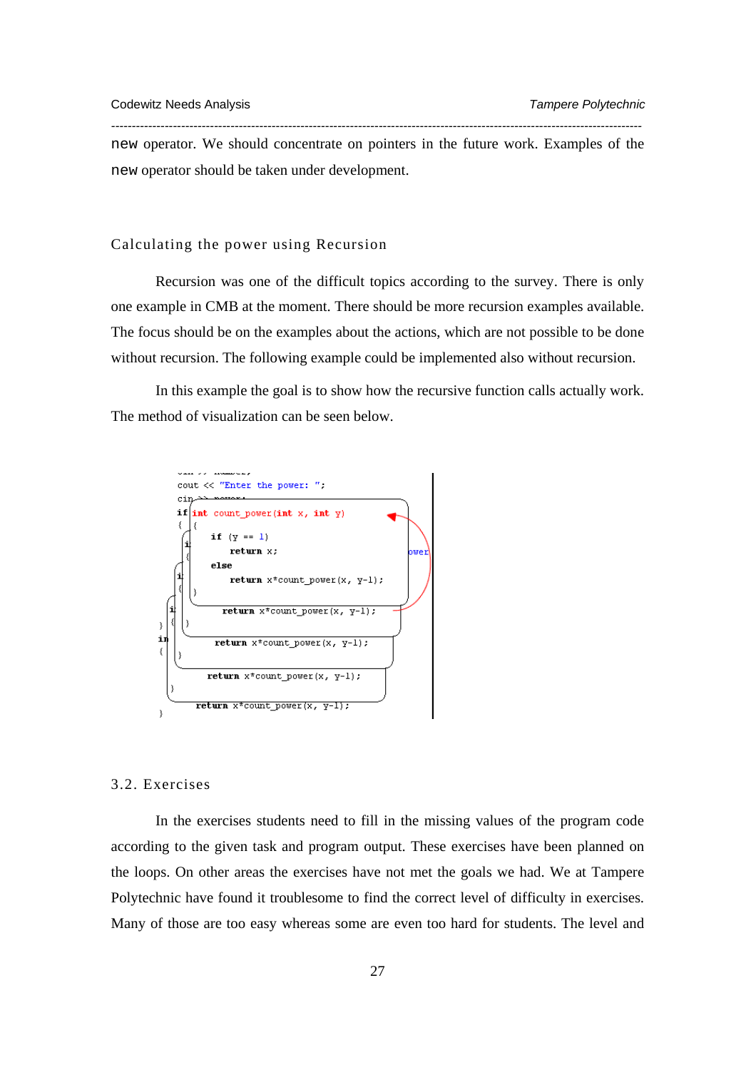new operator. We should concentrate on pointers in the future work. Examples of the new operator should be taken under development.

## Calculating the power using Recursion

Recursion was one of the difficult topics according to the survey. There is only one example in CMB at the moment. There should be more recursion examples available. The focus should be on the examples about the actions, which are not possible to be done without recursion. The following example could be implemented also without recursion.

In this example the goal is to show how the recursive function calls actually work. The method of visualization can be seen below.

```
cout << "Enter the power: ";
cin >> power;

int count_power(int x, int y)
{
    if (y == 1)
        return x;
    else
        return x*count_power(x, y-1);
}

    return x*count_power(x, y-1);
    return x*count_power(x, y-1);
    return x*count_power(x, y-1);
    return x*count_power(x, y-1);
```

## 3.2. Exercises

In the exercises students need to fill in the missing values of the program code according to the given task and program output. These exercises have been planned on the loops. On other areas the exercises have not met the goals we had. We at Tampere Polytechnic have found it troublesome to find the correct level of difficulty in exercises. Many of those are too easy whereas some are even too hard for students. The level and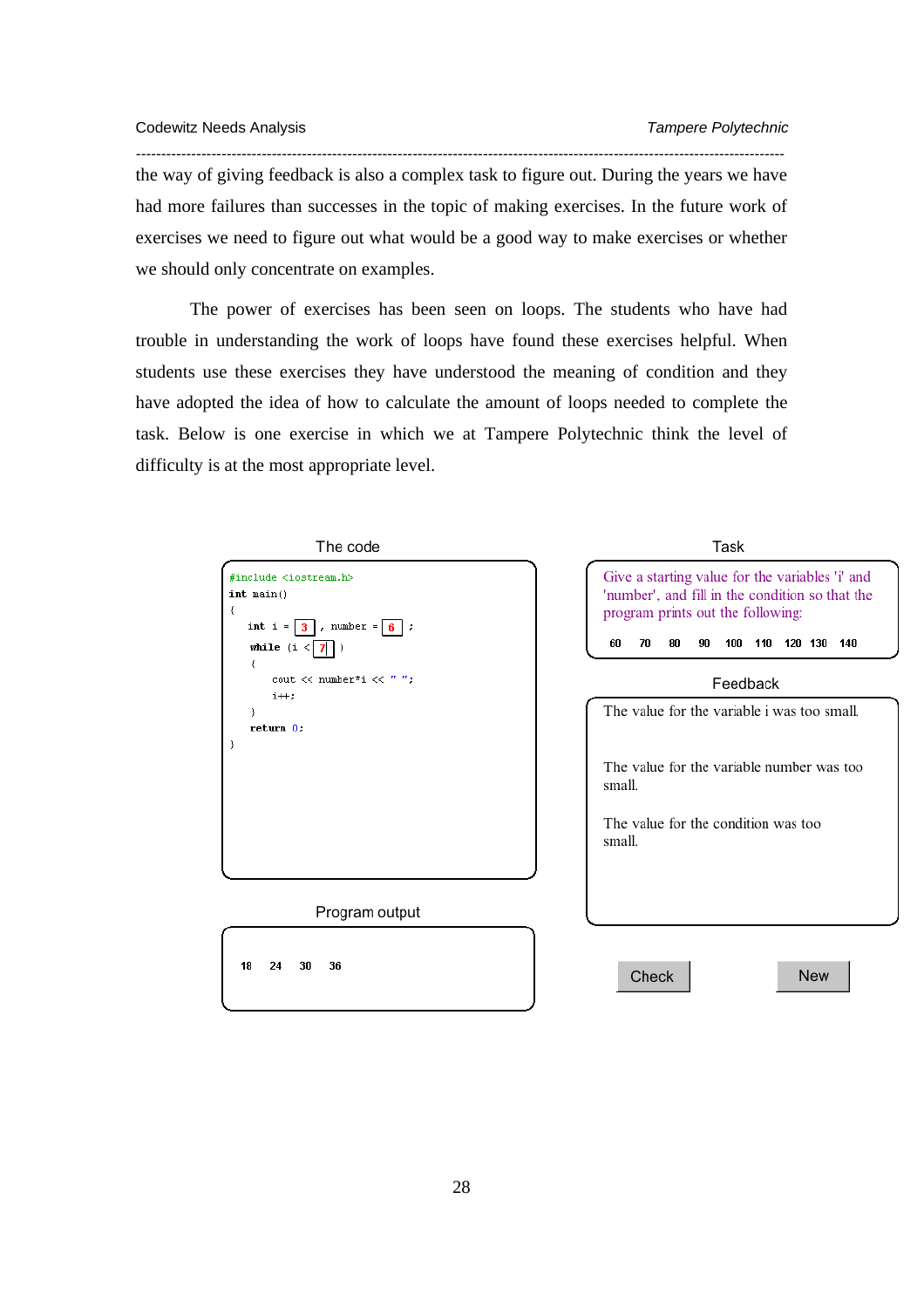the way of giving feedback is also a complex task to figure out. During the years we have had more failures than successes in the topic of making exercises. In the future work of exercises we need to figure out what would be a good way to make exercises or whether we should only concentrate on examples.

The power of exercises has been seen on loops. The students who have had trouble in understanding the work of loops have found these exercises helpful. When students use these exercises they have understood the meaning of condition and they have adopted the idea of how to calculate the amount of loops needed to complete the task. Below is one exercise in which we at Tampere Polytechnic think the level of difficulty is at the most appropriate level.

The code

```
#include <iostream.h>
int main()
{
   int i = [3] , number = [6] ;
   while (i < [7] )
   {
      cout << number*i << " ";
      i++;
   }
   return 0;
}
```

Program output

```
18   24   30   36
```

Task

Give a starting value for the variables 'i' and 'number', and fill in the condition so that the program prints out the following:

```
60   70   80   90   100   110   120   130   140
```

Feedback

The value for the variable i was too small.

The value for the variable number was too small.

The value for the condition was too small.

Check    New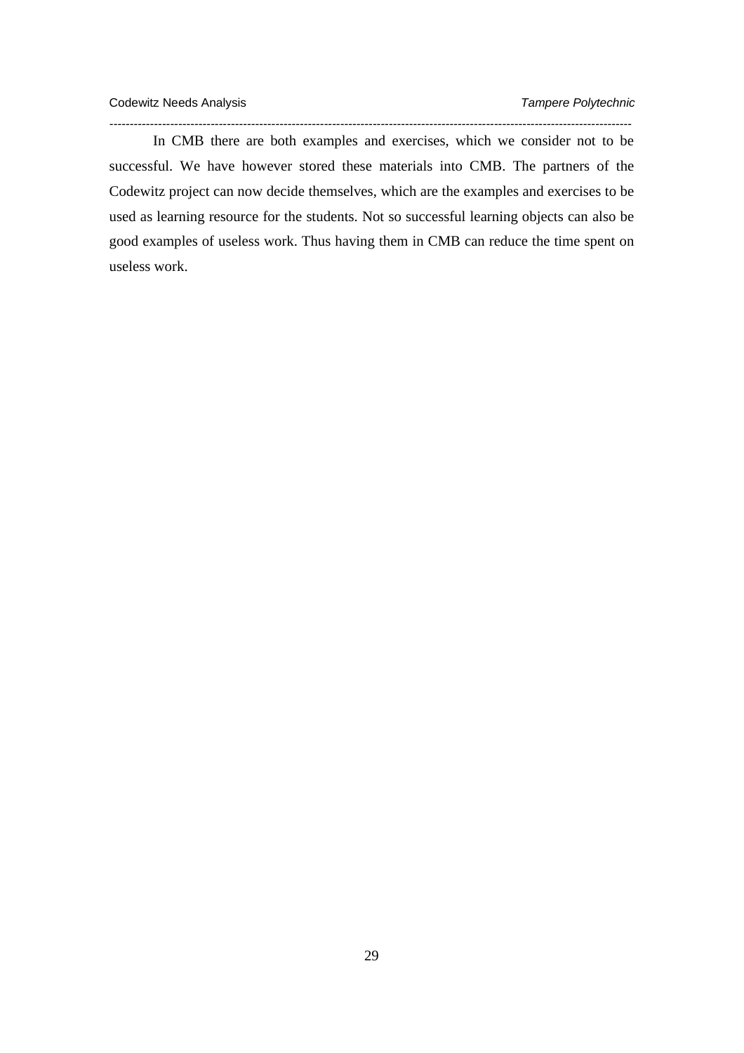In CMB there are both examples and exercises, which we consider not to be successful. We have however stored these materials into CMB. The partners of the Codewitz project can now decide themselves, which are the examples and exercises to be used as learning resource for the students. Not so successful learning objects can also be good examples of useless work. Thus having them in CMB can reduce the time spent on useless work.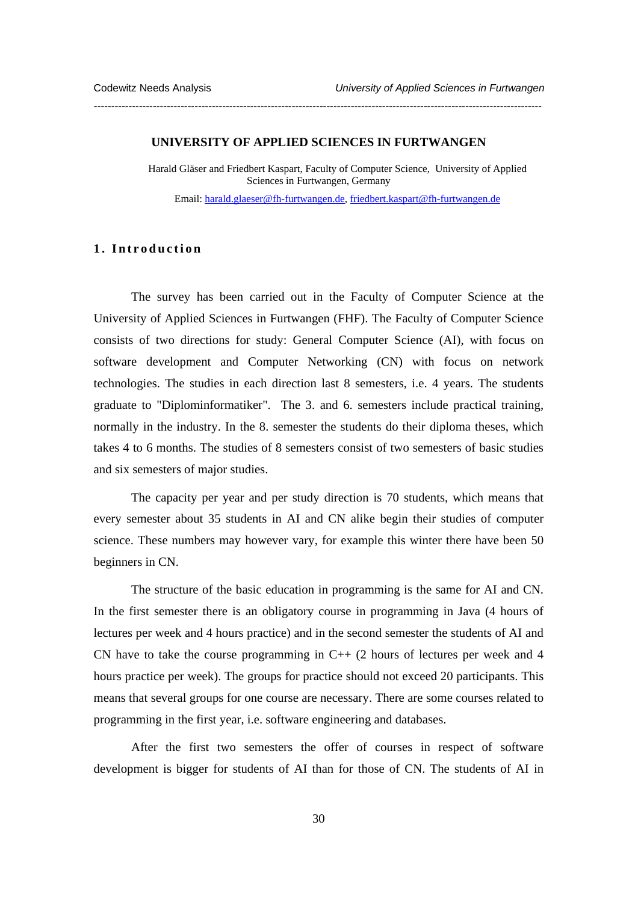## UNIVERSITY OF APPLIED SCIENCES IN FURTWANGEN

Harald Gläser and Friedbert Kaspart, Faculty of Computer Science, University of Applied Sciences in Furtwangen, Germany

Email: harald.glaeser@fh-furtwangen.de, friedbert.kaspart@fh-furtwangen.de

### 1. Introduction

The survey has been carried out in the Faculty of Computer Science at the University of Applied Sciences in Furtwangen (FHF). The Faculty of Computer Science consists of two directions for study: General Computer Science (AI), with focus on software development and Computer Networking (CN) with focus on network technologies. The studies in each direction last 8 semesters, i.e. 4 years. The students graduate to "Diplominformatiker". The 3. and 6. semesters include practical training, normally in the industry. In the 8. semester the students do their diploma theses, which takes 4 to 6 months. The studies of 8 semesters consist of two semesters of basic studies and six semesters of major studies.

The capacity per year and per study direction is 70 students, which means that every semester about 35 students in AI and CN alike begin their studies of computer science. These numbers may however vary, for example this winter there have been 50 beginners in CN.

The structure of the basic education in programming is the same for AI and CN. In the first semester there is an obligatory course in programming in Java (4 hours of lectures per week and 4 hours practice) and in the second semester the students of AI and CN have to take the course programming in C++ (2 hours of lectures per week and 4 hours practice per week). The groups for practice should not exceed 20 participants. This means that several groups for one course are necessary. There are some courses related to programming in the first year, i.e. software engineering and databases.

After the first two semesters the offer of courses in respect of software development is bigger for students of AI than for those of CN. The students of AI in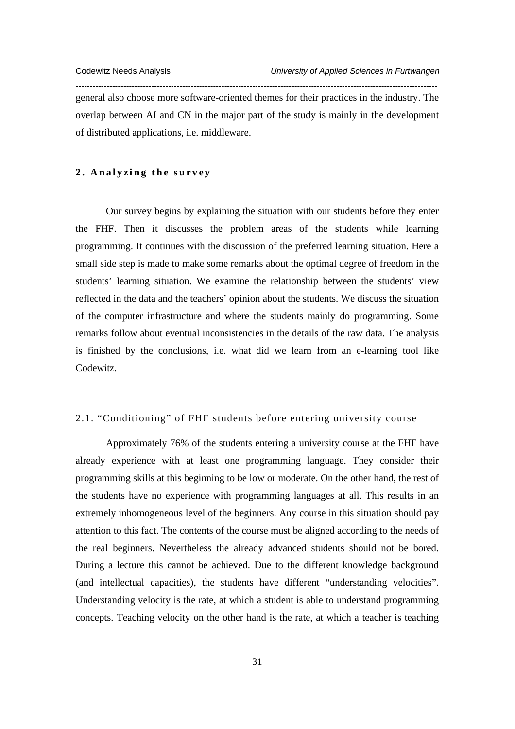general also choose more software-oriented themes for their practices in the industry. The overlap between AI and CN in the major part of the study is mainly in the development of distributed applications, i.e. middleware.

## 2. Analyzing the survey

Our survey begins by explaining the situation with our students before they enter the FHF. Then it discusses the problem areas of the students while learning programming. It continues with the discussion of the preferred learning situation. Here a small side step is made to make some remarks about the optimal degree of freedom in the students' learning situation. We examine the relationship between the students' view reflected in the data and the teachers' opinion about the students. We discuss the situation of the computer infrastructure and where the students mainly do programming. Some remarks follow about eventual inconsistencies in the details of the raw data. The analysis is finished by the conclusions, i.e. what did we learn from an e-learning tool like Codewitz.

### 2.1. "Conditioning" of FHF students before entering university course

Approximately 76% of the students entering a university course at the FHF have already experience with at least one programming language. They consider their programming skills at this beginning to be low or moderate. On the other hand, the rest of the students have no experience with programming languages at all. This results in an extremely inhomogeneous level of the beginners. Any course in this situation should pay attention to this fact. The contents of the course must be aligned according to the needs of the real beginners. Nevertheless the already advanced students should not be bored. During a lecture this cannot be achieved. Due to the different knowledge background (and intellectual capacities), the students have different "understanding velocities". Understanding velocity is the rate, at which a student is able to understand programming concepts. Teaching velocity on the other hand is the rate, at which a teacher is teaching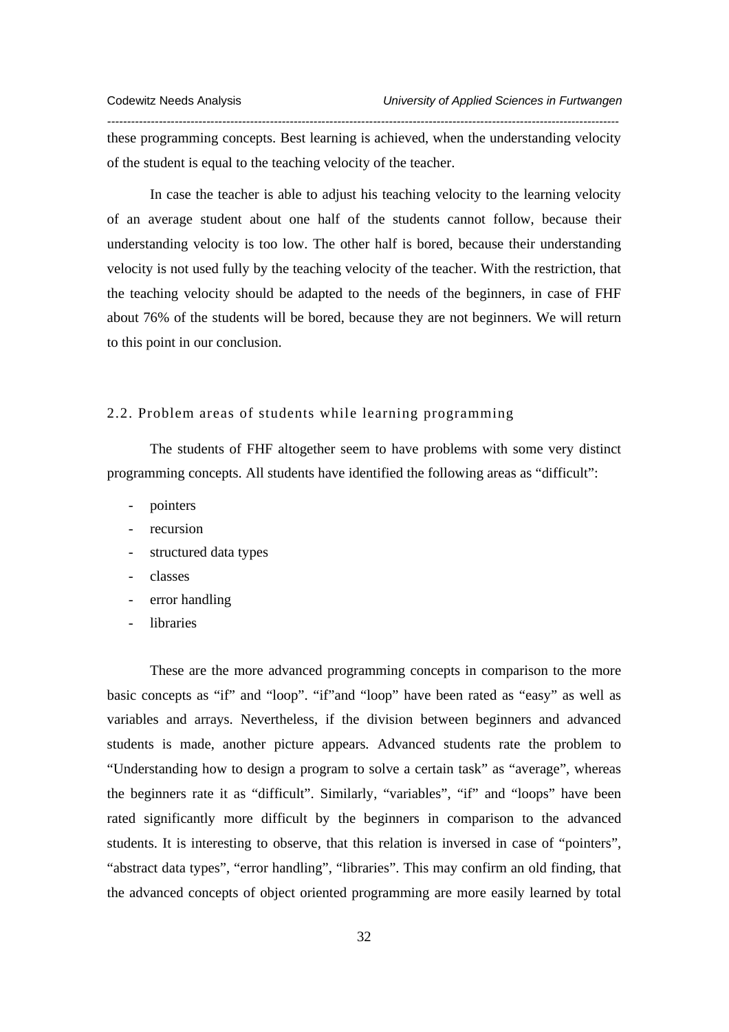these programming concepts. Best learning is achieved, when the understanding velocity of the student is equal to the teaching velocity of the teacher.

In case the teacher is able to adjust his teaching velocity to the learning velocity of an average student about one half of the students cannot follow, because their understanding velocity is too low. The other half is bored, because their understanding velocity is not used fully by the teaching velocity of the teacher. With the restriction, that the teaching velocity should be adapted to the needs of the beginners, in case of FHF about 76% of the students will be bored, because they are not beginners. We will return to this point in our conclusion.

## 2.2. Problem areas of students while learning programming

The students of FHF altogether seem to have problems with some very distinct programming concepts. All students have identified the following areas as "difficult":

- pointers
- recursion
- structured data types
- classes
- error handling
- libraries

These are the more advanced programming concepts in comparison to the more basic concepts as "if" and "loop". "if"and "loop" have been rated as "easy" as well as variables and arrays. Nevertheless, if the division between beginners and advanced students is made, another picture appears. Advanced students rate the problem to "Understanding how to design a program to solve a certain task" as "average", whereas the beginners rate it as "difficult". Similarly, "variables", "if" and "loops" have been rated significantly more difficult by the beginners in comparison to the advanced students. It is interesting to observe, that this relation is inversed in case of "pointers", "abstract data types", "error handling", "libraries". This may confirm an old finding, that the advanced concepts of object oriented programming are more easily learned by total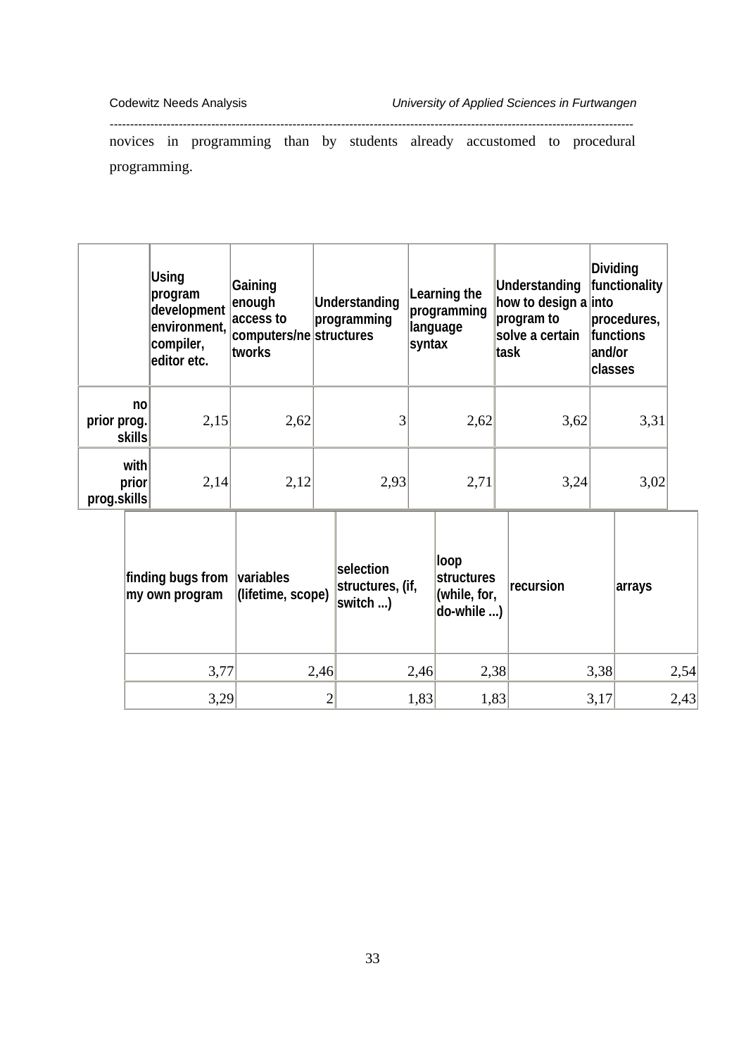novices in programming than by students already accustomed to procedural programming.

| | Using program development environment, compiler, editor etc. | Gaining enough access to computers/networks | Understanding programming structures | Learning the programming language syntax | Understanding how to design a program to solve a certain task | Dividing functionality into procedures, functions and/or classes |
|---|---|---|---|---|---|---|
| no prior prog. skills | 2,15 | 2,62 | 3 | 2,62 | 3,62 | 3,31 |
| with prior prog.skills | 2,14 | 2,12 | 2,93 | 2,71 | 3,24 | 3,02 |

| finding bugs from my own program | variables (lifetime, scope) | selection structures, (if, switch ...) | loop structures (while, for, do-while ...) | recursion | arrays |
|---|---|---|---|---|---|
| 3,77 | 2,46 | 2,46 | 2,38 | 3,38 | 2,54 |
| 3,29 | 2 | 1,83 | 1,83 | 3,17 | 2,43 |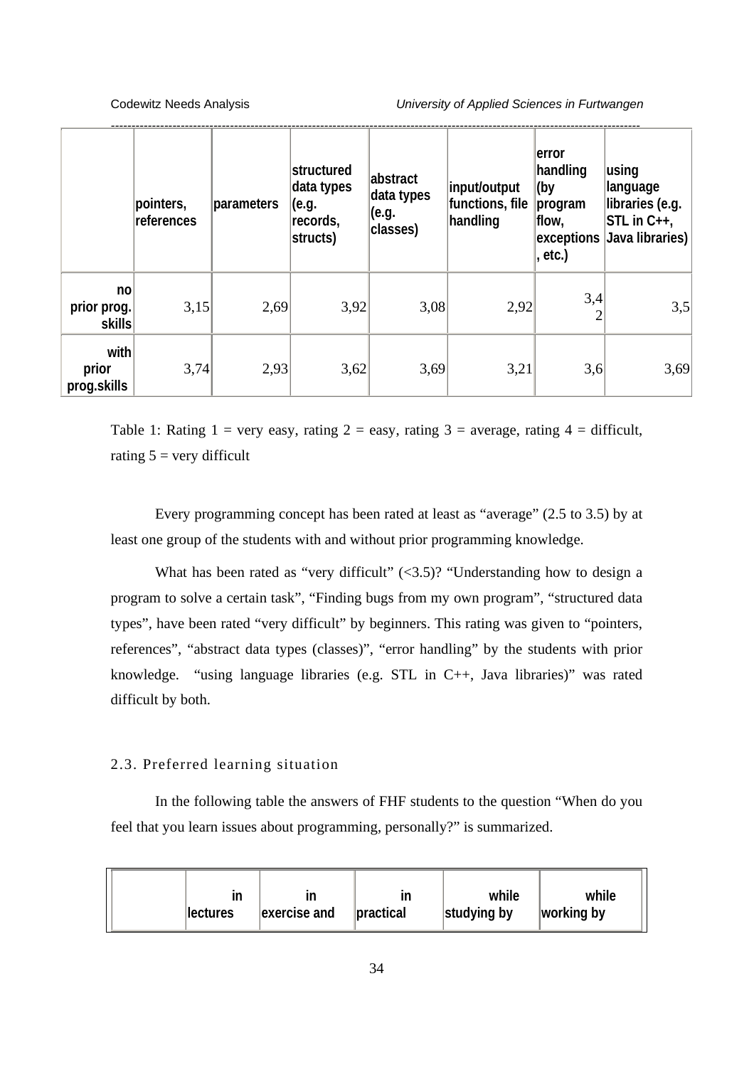| | pointers, references | parameters | structured data types (e.g. records, structs) | abstract data types (e.g. classes) | input/output functions, file handling | error handling (by program flow, exceptions, etc.) | using language libraries (e.g. STL in C++, Java libraries) |
|---|---|---|---|---|---|---|---|
| no prior prog. skills | 3,15 | 2,69 | 3,92 | 3,08 | 2,92 | 3,42 | 3,5 |
| with prior prog.skills | 3,74 | 2,93 | 3,62 | 3,69 | 3,21 | 3,6 | 3,69 |

Table 1: Rating 1 = very easy, rating 2 = easy, rating 3 = average, rating 4 = difficult, rating 5 = very difficult

Every programming concept has been rated at least as "average" (2.5 to 3.5) by at least one group of the students with and without prior programming knowledge.

What has been rated as "very difficult" (<3.5)? "Understanding how to design a program to solve a certain task", "Finding bugs from my own program", "structured data types", have been rated "very difficult" by beginners. This rating was given to "pointers, references", "abstract data types (classes)", "error handling" by the students with prior knowledge. "using language libraries (e.g. STL in C++, Java libraries)" was rated difficult by both.

### 2.3. Preferred learning situation

In the following table the answers of FHF students to the question "When do you feel that you learn issues about programming, personally?" is summarized.

| | in lectures | in exercise and | in practical | while studying by | while working by |
|---|---|---|---|---|---|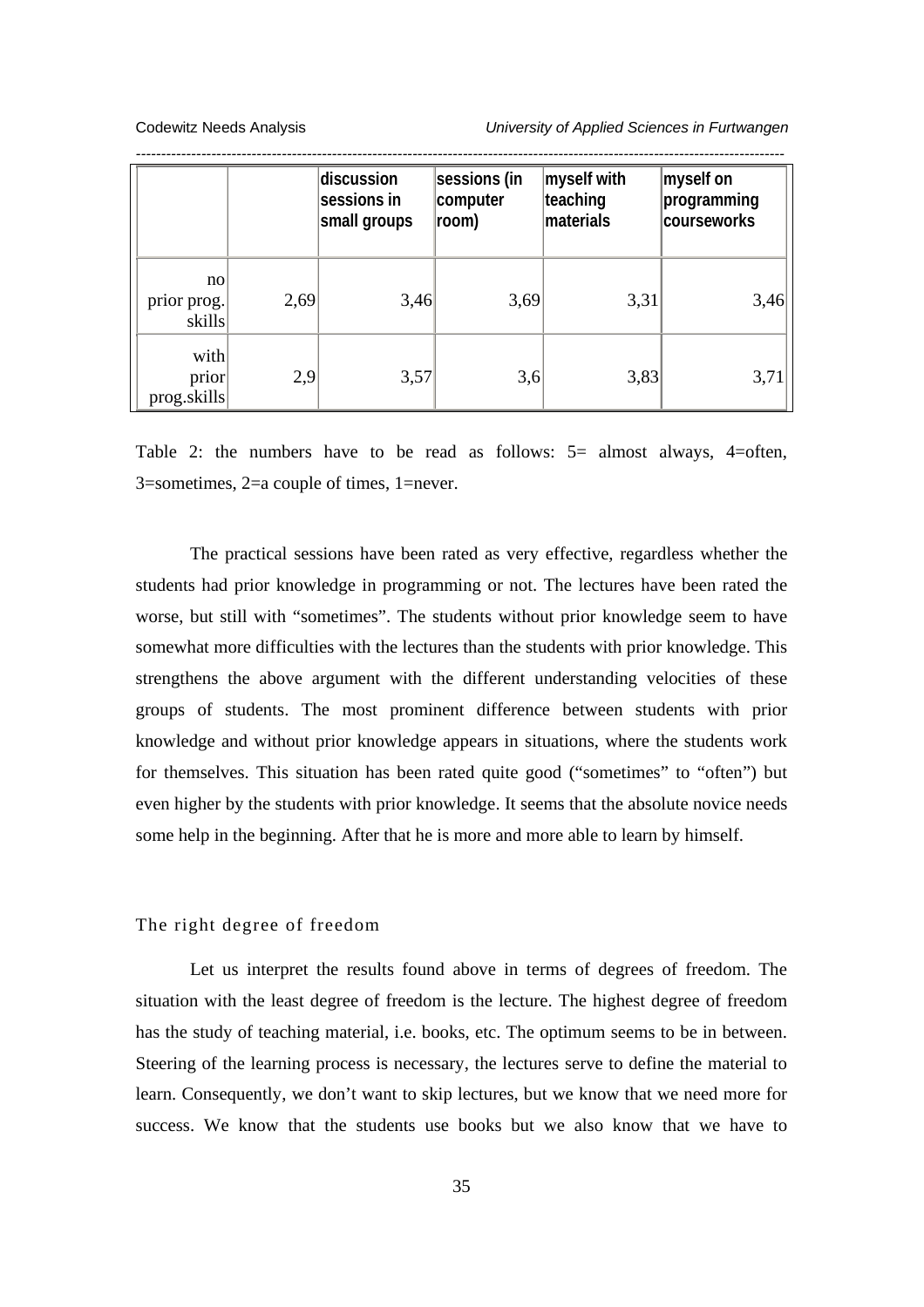|  |  | discussion sessions in small groups | sessions (in computer room) | myself with teaching materials | myself on programming courseworks |
|---|---|---|---|---|---|
| no prior prog. skills | 2,69 | 3,46 | 3,69 | 3,31 | 3,46 |
| with prior prog.skills | 2,9 | 3,57 | 3,6 | 3,83 | 3,71 |

Table 2: the numbers have to be read as follows: 5= almost always, 4=often, 3=sometimes, 2=a couple of times, 1=never.

The practical sessions have been rated as very effective, regardless whether the students had prior knowledge in programming or not. The lectures have been rated the worse, but still with "sometimes". The students without prior knowledge seem to have somewhat more difficulties with the lectures than the students with prior knowledge. This strengthens the above argument with the different understanding velocities of these groups of students. The most prominent difference between students with prior knowledge and without prior knowledge appears in situations, where the students work for themselves. This situation has been rated quite good ("sometimes" to "often") but even higher by the students with prior knowledge. It seems that the absolute novice needs some help in the beginning. After that he is more and more able to learn by himself.

## The right degree of freedom

Let us interpret the results found above in terms of degrees of freedom. The situation with the least degree of freedom is the lecture. The highest degree of freedom has the study of teaching material, i.e. books, etc. The optimum seems to be in between. Steering of the learning process is necessary, the lectures serve to define the material to learn. Consequently, we don't want to skip lectures, but we know that we need more for success. We know that the students use books but we also know that we have to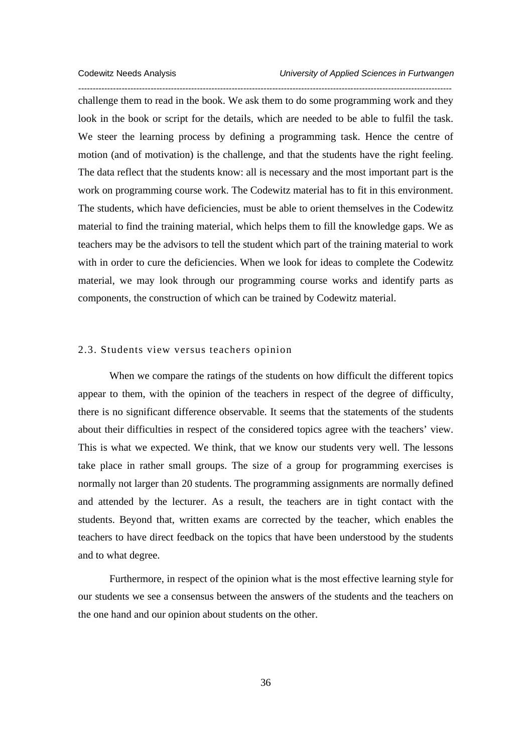challenge them to read in the book. We ask them to do some programming work and they look in the book or script for the details, which are needed to be able to fulfil the task. We steer the learning process by defining a programming task. Hence the centre of motion (and of motivation) is the challenge, and that the students have the right feeling. The data reflect that the students know: all is necessary and the most important part is the work on programming course work. The Codewitz material has to fit in this environment. The students, which have deficiencies, must be able to orient themselves in the Codewitz material to find the training material, which helps them to fill the knowledge gaps. We as teachers may be the advisors to tell the student which part of the training material to work with in order to cure the deficiencies. When we look for ideas to complete the Codewitz material, we may look through our programming course works and identify parts as components, the construction of which can be trained by Codewitz material.

## 2.3. Students view versus teachers opinion

When we compare the ratings of the students on how difficult the different topics appear to them, with the opinion of the teachers in respect of the degree of difficulty, there is no significant difference observable. It seems that the statements of the students about their difficulties in respect of the considered topics agree with the teachers' view. This is what we expected. We think, that we know our students very well. The lessons take place in rather small groups. The size of a group for programming exercises is normally not larger than 20 students. The programming assignments are normally defined and attended by the lecturer. As a result, the teachers are in tight contact with the students. Beyond that, written exams are corrected by the teacher, which enables the teachers to have direct feedback on the topics that have been understood by the students and to what degree.

Furthermore, in respect of the opinion what is the most effective learning style for our students we see a consensus between the answers of the students and the teachers on the one hand and our opinion about students on the other.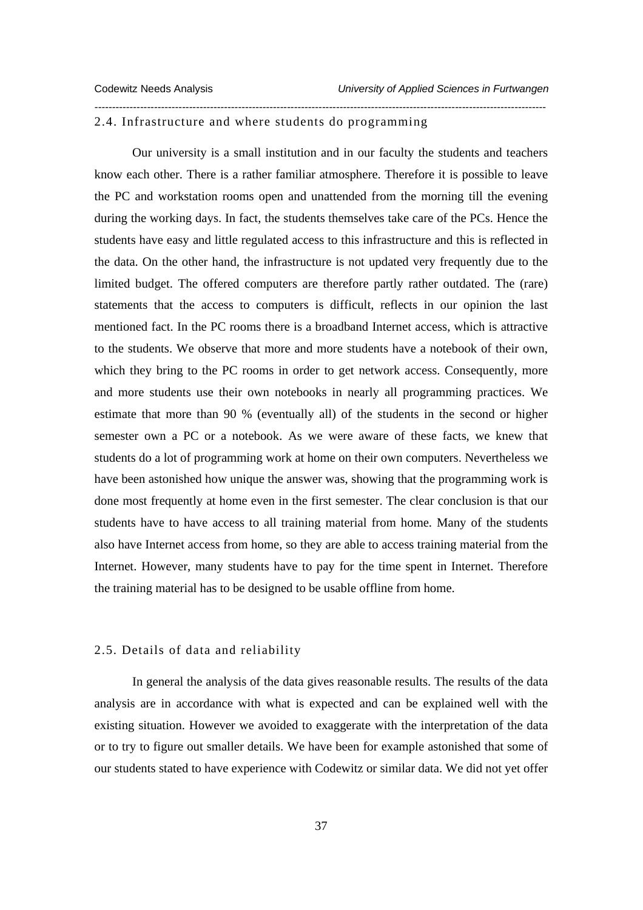## 2.4. Infrastructure and where students do programming

Our university is a small institution and in our faculty the students and teachers know each other. There is a rather familiar atmosphere. Therefore it is possible to leave the PC and workstation rooms open and unattended from the morning till the evening during the working days. In fact, the students themselves take care of the PCs. Hence the students have easy and little regulated access to this infrastructure and this is reflected in the data. On the other hand, the infrastructure is not updated very frequently due to the limited budget. The offered computers are therefore partly rather outdated. The (rare) statements that the access to computers is difficult, reflects in our opinion the last mentioned fact. In the PC rooms there is a broadband Internet access, which is attractive to the students. We observe that more and more students have a notebook of their own, which they bring to the PC rooms in order to get network access. Consequently, more and more students use their own notebooks in nearly all programming practices. We estimate that more than 90 % (eventually all) of the students in the second or higher semester own a PC or a notebook. As we were aware of these facts, we knew that students do a lot of programming work at home on their own computers. Nevertheless we have been astonished how unique the answer was, showing that the programming work is done most frequently at home even in the first semester. The clear conclusion is that our students have to have access to all training material from home. Many of the students also have Internet access from home, so they are able to access training material from the Internet. However, many students have to pay for the time spent in Internet. Therefore the training material has to be designed to be usable offline from home.

## 2.5. Details of data and reliability

In general the analysis of the data gives reasonable results. The results of the data analysis are in accordance with what is expected and can be explained well with the existing situation. However we avoided to exaggerate with the interpretation of the data or to try to figure out smaller details. We have been for example astonished that some of our students stated to have experience with Codewitz or similar data. We did not yet offer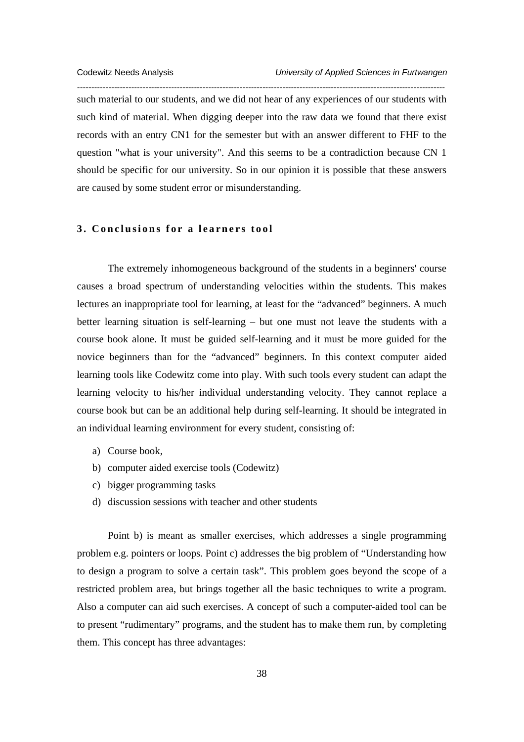such material to our students, and we did not hear of any experiences of our students with such kind of material. When digging deeper into the raw data we found that there exist records with an entry CN1 for the semester but with an answer different to FHF to the question "what is your university". And this seems to be a contradiction because CN 1 should be specific for our university. So in our opinion it is possible that these answers are caused by some student error or misunderstanding.

## 3. Conclusions for a learners tool

The extremely inhomogeneous background of the students in a beginners' course causes a broad spectrum of understanding velocities within the students. This makes lectures an inappropriate tool for learning, at least for the "advanced" beginners. A much better learning situation is self-learning – but one must not leave the students with a course book alone. It must be guided self-learning and it must be more guided for the novice beginners than for the "advanced" beginners. In this context computer aided learning tools like Codewitz come into play. With such tools every student can adapt the learning velocity to his/her individual understanding velocity. They cannot replace a course book but can be an additional help during self-learning. It should be integrated in an individual learning environment for every student, consisting of:

a) Course book,
b) computer aided exercise tools (Codewitz)
c) bigger programming tasks
d) discussion sessions with teacher and other students

Point b) is meant as smaller exercises, which addresses a single programming problem e.g. pointers or loops. Point c) addresses the big problem of "Understanding how to design a program to solve a certain task". This problem goes beyond the scope of a restricted problem area, but brings together all the basic techniques to write a program. Also a computer can aid such exercises. A concept of such a computer-aided tool can be to present "rudimentary" programs, and the student has to make them run, by completing them. This concept has three advantages: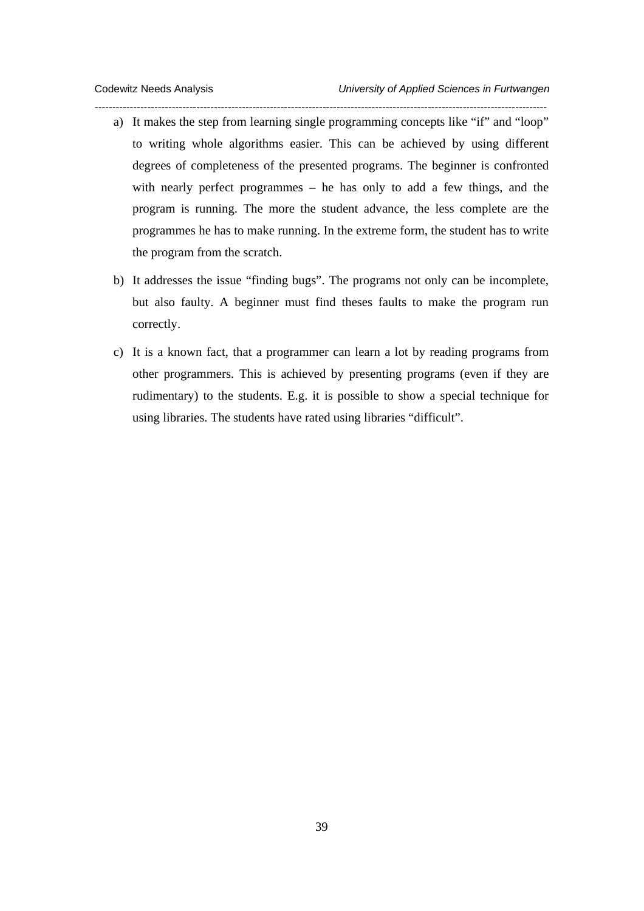a) It makes the step from learning single programming concepts like “if” and “loop” to writing whole algorithms easier. This can be achieved by using different degrees of completeness of the presented programs. The beginner is confronted with nearly perfect programmes – he has only to add a few things, and the program is running. The more the student advance, the less complete are the programmes he has to make running. In the extreme form, the student has to write the program from the scratch.

b) It addresses the issue “finding bugs”. The programs not only can be incomplete, but also faulty. A beginner must find theses faults to make the program run correctly.

c) It is a known fact, that a programmer can learn a lot by reading programs from other programmers. This is achieved by presenting programs (even if they are rudimentary) to the students. E.g. it is possible to show a special technique for using libraries. The students have rated using libraries “difficult”.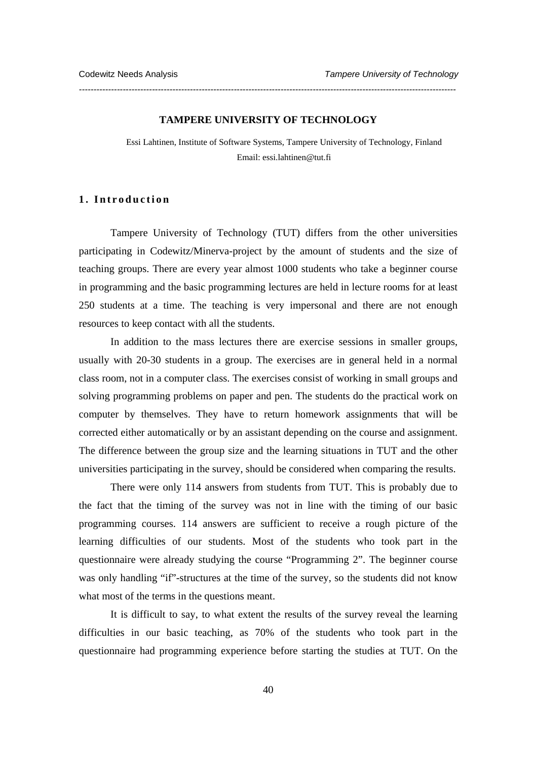# TAMPERE UNIVERSITY OF TECHNOLOGY

Essi Lahtinen, Institute of Software Systems, Tampere University of Technology, Finland
Email: essi.lahtinen@tut.fi

## 1. Introduction

Tampere University of Technology (TUT) differs from the other universities participating in Codewitz/Minerva-project by the amount of students and the size of teaching groups. There are every year almost 1000 students who take a beginner course in programming and the basic programming lectures are held in lecture rooms for at least 250 students at a time. The teaching is very impersonal and there are not enough resources to keep contact with all the students.

In addition to the mass lectures there are exercise sessions in smaller groups, usually with 20-30 students in a group. The exercises are in general held in a normal class room, not in a computer class. The exercises consist of working in small groups and solving programming problems on paper and pen. The students do the practical work on computer by themselves. They have to return homework assignments that will be corrected either automatically or by an assistant depending on the course and assignment. The difference between the group size and the learning situations in TUT and the other universities participating in the survey, should be considered when comparing the results.

There were only 114 answers from students from TUT. This is probably due to the fact that the timing of the survey was not in line with the timing of our basic programming courses. 114 answers are sufficient to receive a rough picture of the learning difficulties of our students. Most of the students who took part in the questionnaire were already studying the course "Programming 2". The beginner course was only handling "if"-structures at the time of the survey, so the students did not know what most of the terms in the questions meant.

It is difficult to say, to what extent the results of the survey reveal the learning difficulties in our basic teaching, as 70% of the students who took part in the questionnaire had programming experience before starting the studies at TUT. On the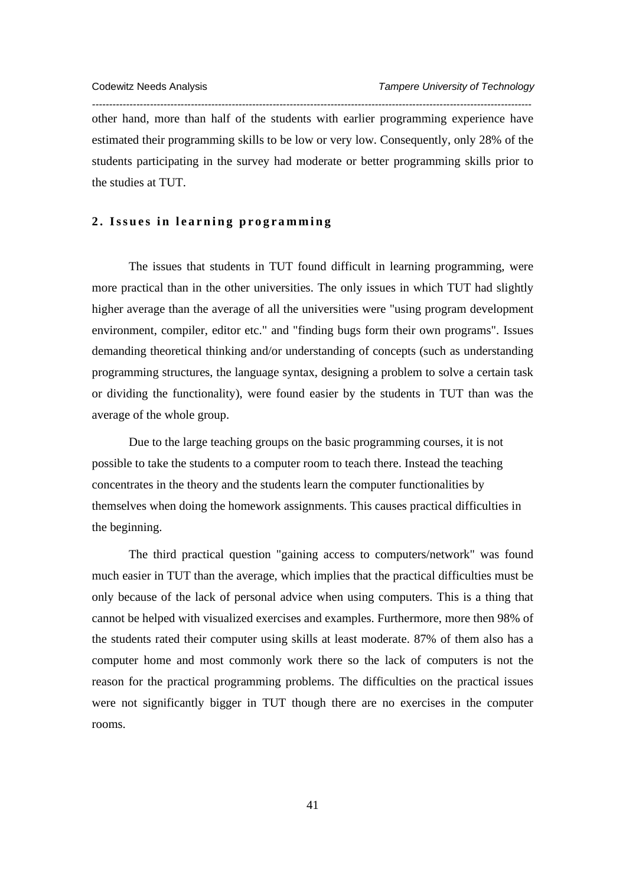other hand, more than half of the students with earlier programming experience have estimated their programming skills to be low or very low. Consequently, only 28% of the students participating in the survey had moderate or better programming skills prior to the studies at TUT.

## 2. Issues in learning programming

The issues that students in TUT found difficult in learning programming, were more practical than in the other universities. The only issues in which TUT had slightly higher average than the average of all the universities were "using program development environment, compiler, editor etc." and "finding bugs form their own programs". Issues demanding theoretical thinking and/or understanding of concepts (such as understanding programming structures, the language syntax, designing a problem to solve a certain task or dividing the functionality), were found easier by the students in TUT than was the average of the whole group.

Due to the large teaching groups on the basic programming courses, it is not possible to take the students to a computer room to teach there. Instead the teaching concentrates in the theory and the students learn the computer functionalities by themselves when doing the homework assignments. This causes practical difficulties in the beginning.

The third practical question "gaining access to computers/network" was found much easier in TUT than the average, which implies that the practical difficulties must be only because of the lack of personal advice when using computers. This is a thing that cannot be helped with visualized exercises and examples. Furthermore, more then 98% of the students rated their computer using skills at least moderate. 87% of them also has a computer home and most commonly work there so the lack of computers is not the reason for the practical programming problems. The difficulties on the practical issues were not significantly bigger in TUT though there are no exercises in the computer rooms.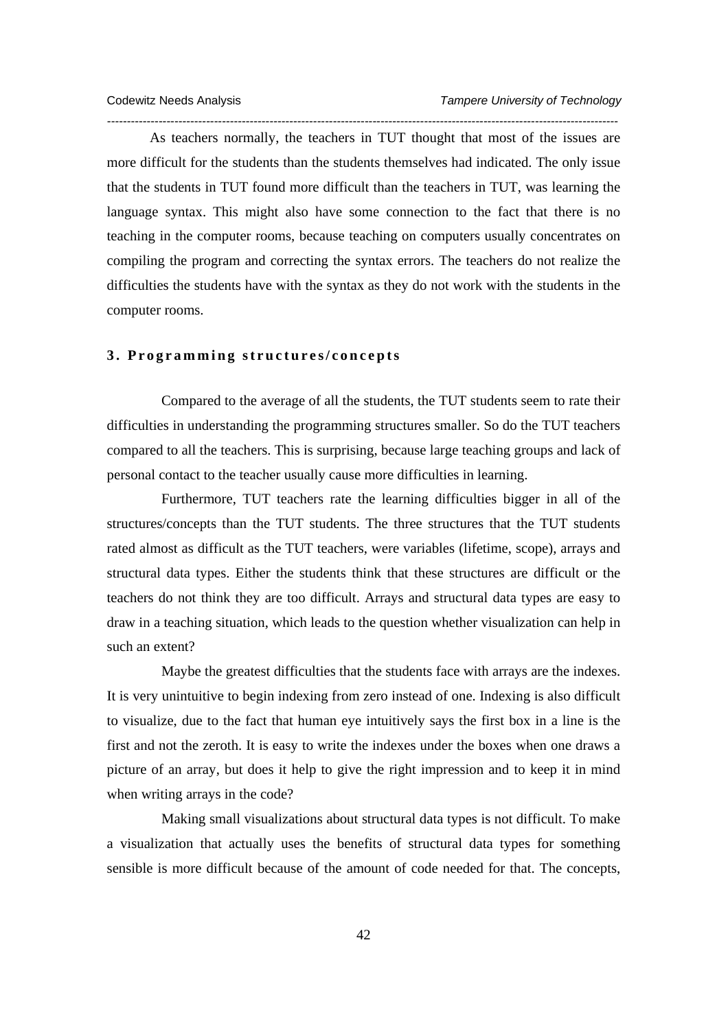As teachers normally, the teachers in TUT thought that most of the issues are more difficult for the students than the students themselves had indicated. The only issue that the students in TUT found more difficult than the teachers in TUT, was learning the language syntax. This might also have some connection to the fact that there is no teaching in the computer rooms, because teaching on computers usually concentrates on compiling the program and correcting the syntax errors. The teachers do not realize the difficulties the students have with the syntax as they do not work with the students in the computer rooms.

### 3. Programming structures/concepts

Compared to the average of all the students, the TUT students seem to rate their difficulties in understanding the programming structures smaller. So do the TUT teachers compared to all the teachers. This is surprising, because large teaching groups and lack of personal contact to the teacher usually cause more difficulties in learning.

Furthermore, TUT teachers rate the learning difficulties bigger in all of the structures/concepts than the TUT students. The three structures that the TUT students rated almost as difficult as the TUT teachers, were variables (lifetime, scope), arrays and structural data types. Either the students think that these structures are difficult or the teachers do not think they are too difficult. Arrays and structural data types are easy to draw in a teaching situation, which leads to the question whether visualization can help in such an extent?

Maybe the greatest difficulties that the students face with arrays are the indexes. It is very unintuitive to begin indexing from zero instead of one. Indexing is also difficult to visualize, due to the fact that human eye intuitively says the first box in a line is the first and not the zeroth. It is easy to write the indexes under the boxes when one draws a picture of an array, but does it help to give the right impression and to keep it in mind when writing arrays in the code?

Making small visualizations about structural data types is not difficult. To make a visualization that actually uses the benefits of structural data types for something sensible is more difficult because of the amount of code needed for that. The concepts,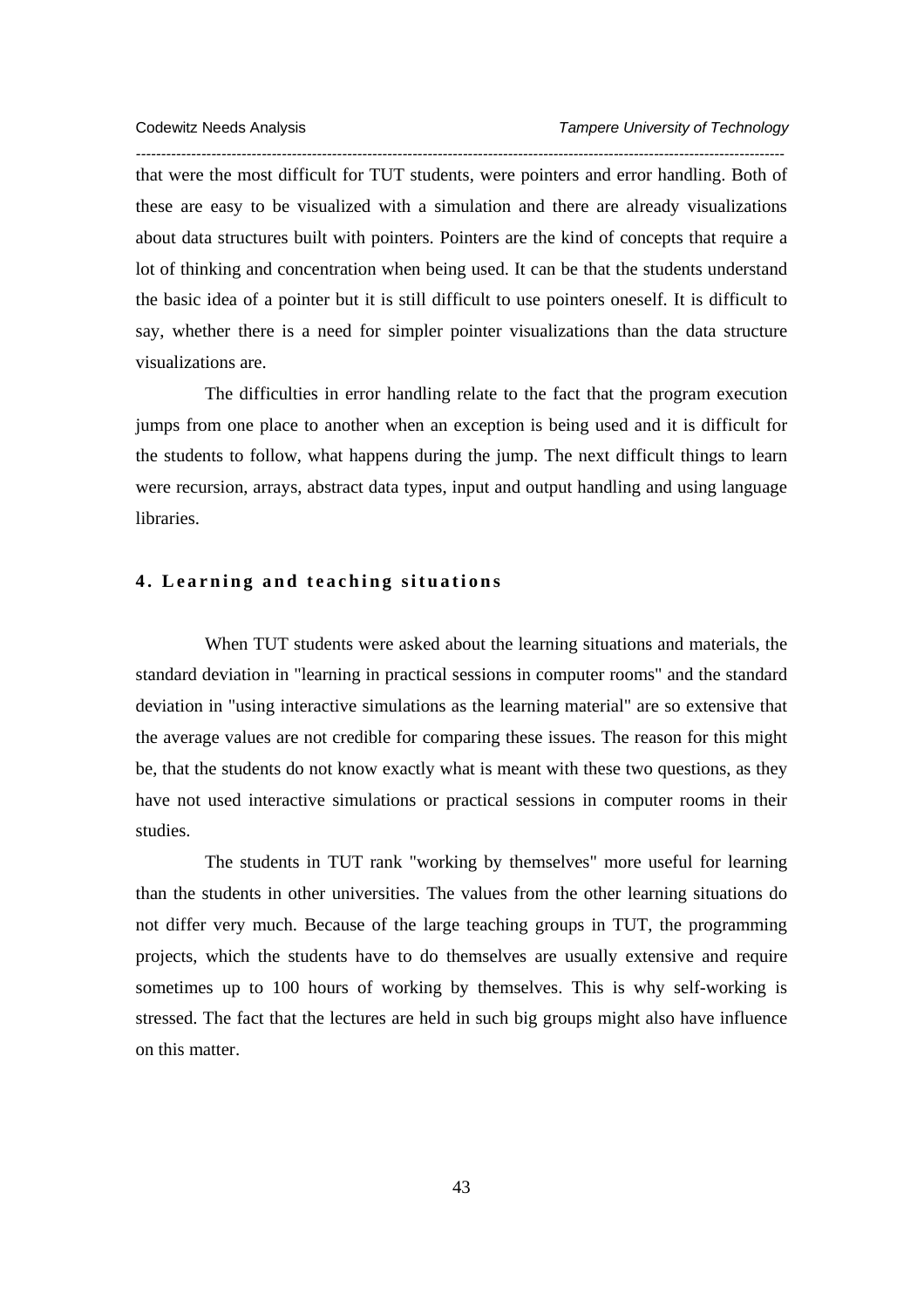that were the most difficult for TUT students, were pointers and error handling. Both of these are easy to be visualized with a simulation and there are already visualizations about data structures built with pointers. Pointers are the kind of concepts that require a lot of thinking and concentration when being used. It can be that the students understand the basic idea of a pointer but it is still difficult to use pointers oneself. It is difficult to say, whether there is a need for simpler pointer visualizations than the data structure visualizations are.

The difficulties in error handling relate to the fact that the program execution jumps from one place to another when an exception is being used and it is difficult for the students to follow, what happens during the jump. The next difficult things to learn were recursion, arrays, abstract data types, input and output handling and using language libraries.

## 4. Learning and teaching situations

When TUT students were asked about the learning situations and materials, the standard deviation in "learning in practical sessions in computer rooms" and the standard deviation in "using interactive simulations as the learning material" are so extensive that the average values are not credible for comparing these issues. The reason for this might be, that the students do not know exactly what is meant with these two questions, as they have not used interactive simulations or practical sessions in computer rooms in their studies.

The students in TUT rank "working by themselves" more useful for learning than the students in other universities. The values from the other learning situations do not differ very much. Because of the large teaching groups in TUT, the programming projects, which the students have to do themselves are usually extensive and require sometimes up to 100 hours of working by themselves. This is why self-working is stressed. The fact that the lectures are held in such big groups might also have influence on this matter.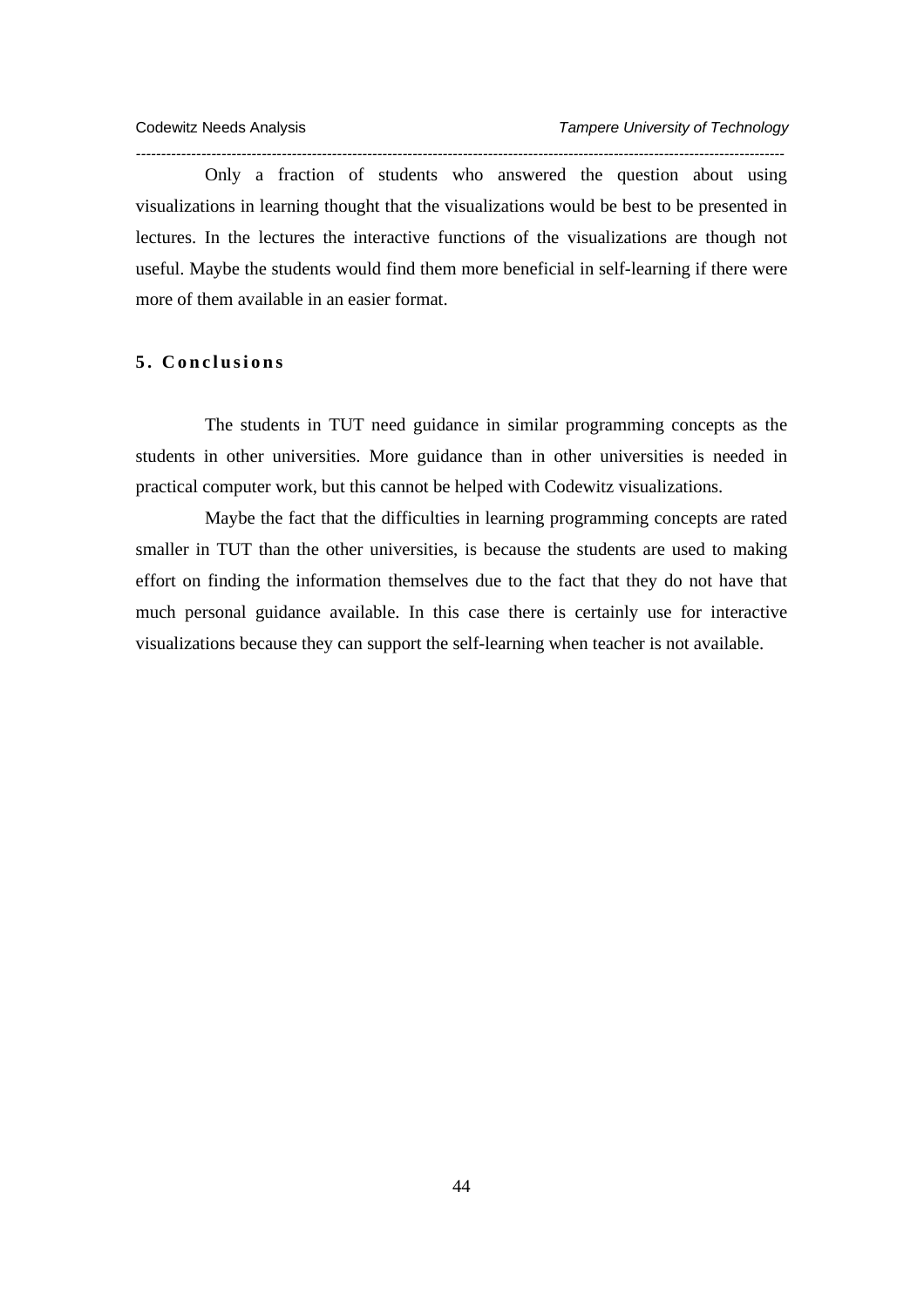Only a fraction of students who answered the question about using visualizations in learning thought that the visualizations would be best to be presented in lectures. In the lectures the interactive functions of the visualizations are though not useful. Maybe the students would find them more beneficial in self-learning if there were more of them available in an easier format.

## 5. Conclusions

The students in TUT need guidance in similar programming concepts as the students in other universities. More guidance than in other universities is needed in practical computer work, but this cannot be helped with Codewitz visualizations.

Maybe the fact that the difficulties in learning programming concepts are rated smaller in TUT than the other universities, is because the students are used to making effort on finding the information themselves due to the fact that they do not have that much personal guidance available. In this case there is certainly use for interactive visualizations because they can support the self-learning when teacher is not available.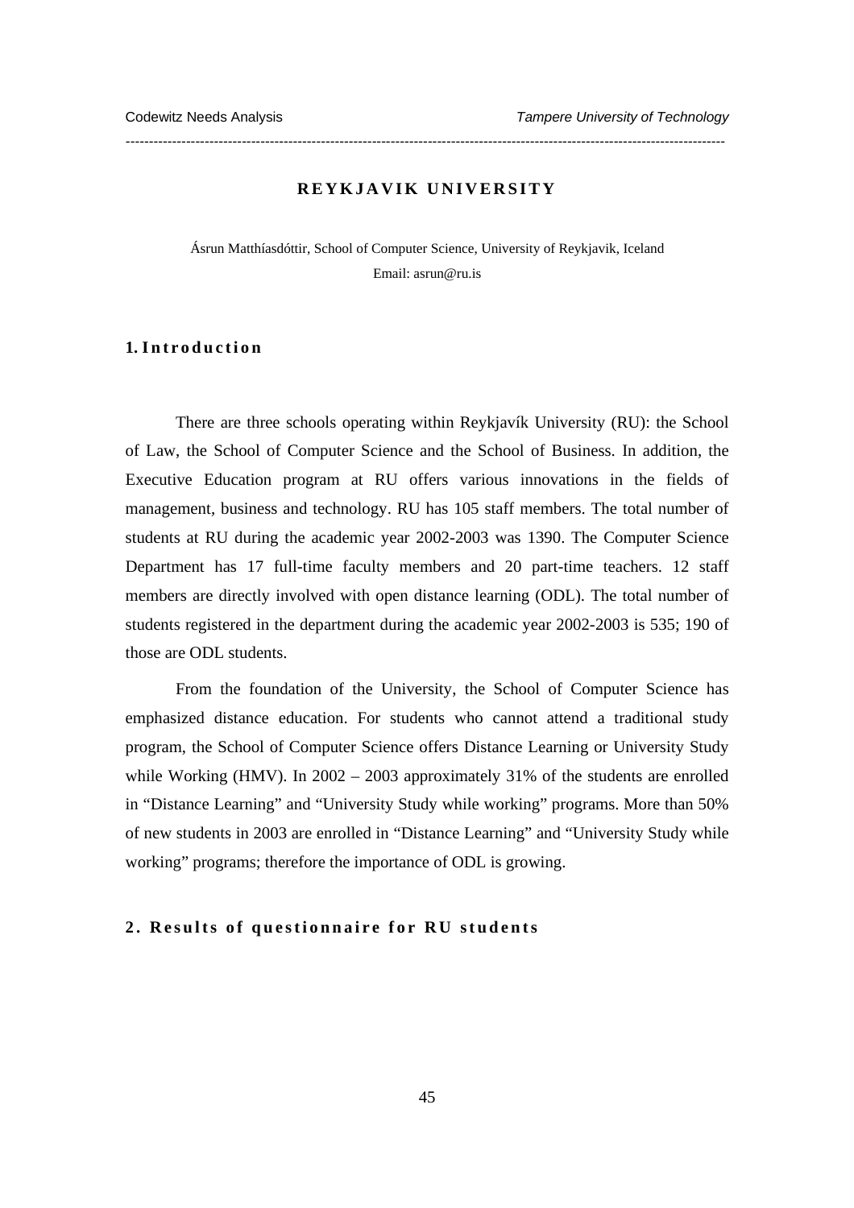# REYKJAVIK UNIVERSITY

Ásrun Matthíasdóttir, School of Computer Science, University of Reykjavik, Iceland

Email: asrun@ru.is

## 1. Introduction

There are three schools operating within Reykjavík University (RU): the School of Law, the School of Computer Science and the School of Business. In addition, the Executive Education program at RU offers various innovations in the fields of management, business and technology. RU has 105 staff members. The total number of students at RU during the academic year 2002-2003 was 1390. The Computer Science Department has 17 full-time faculty members and 20 part-time teachers. 12 staff members are directly involved with open distance learning (ODL). The total number of students registered in the department during the academic year 2002-2003 is 535; 190 of those are ODL students.

From the foundation of the University, the School of Computer Science has emphasized distance education. For students who cannot attend a traditional study program, the School of Computer Science offers Distance Learning or University Study while Working (HMV). In 2002 – 2003 approximately 31% of the students are enrolled in "Distance Learning" and "University Study while working" programs. More than 50% of new students in 2003 are enrolled in "Distance Learning" and "University Study while working" programs; therefore the importance of ODL is growing.

## 2. Results of questionnaire for RU students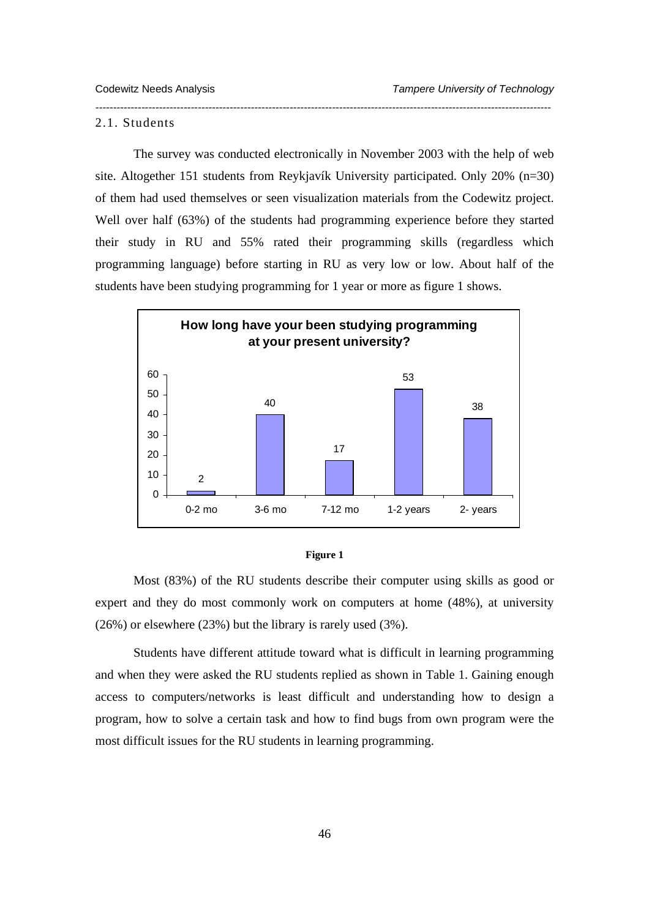## 2.1. Students

The survey was conducted electronically in November 2003 with the help of web site. Altogether 151 students from Reykjavík University participated. Only 20% (n=30) of them had used themselves or seen visualization materials from the Codewitz project. Well over half (63%) of the students had programming experience before they started their study in RU and 55% rated their programming skills (regardless which programming language) before starting in RU as very low or low. About half of the students have been studying programming for 1 year or more as figure 1 shows.

**How long have your been studying programming at your present university?**

| 0-2 mo | 3-6 mo | 7-12 mo | 1-2 years | 2- years |
|---|---|---|---|---|
| 2 | 40 | 17 | 53 | 38 |

**Figure 1**

Most (83%) of the RU students describe their computer using skills as good or expert and they do most commonly work on computers at home (48%), at university (26%) or elsewhere (23%) but the library is rarely used (3%).

Students have different attitude toward what is difficult in learning programming and when they were asked the RU students replied as shown in Table 1. Gaining enough access to computers/networks is least difficult and understanding how to design a program, how to solve a certain task and how to find bugs from own program were the most difficult issues for the RU students in learning programming.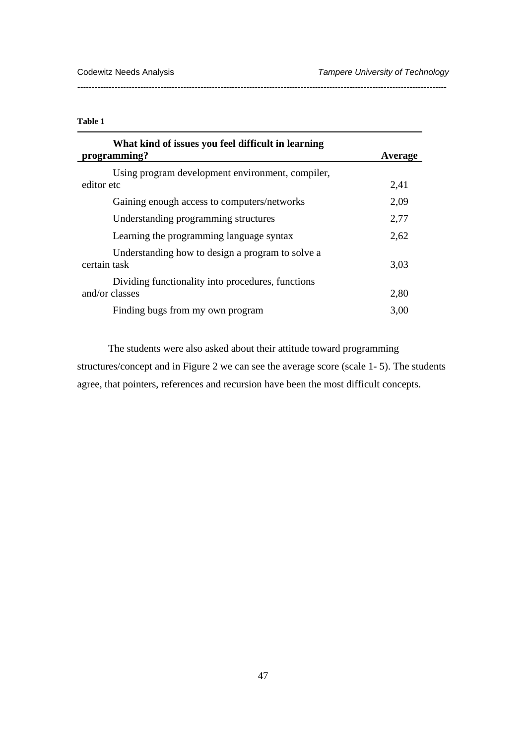**Table 1**

| What kind of issues you feel difficult in learning programming? | Average |
|---|---|
| Using program development environment, compiler, editor etc | 2,41 |
| Gaining enough access to computers/networks | 2,09 |
| Understanding programming structures | 2,77 |
| Learning the programming language syntax | 2,62 |
| Understanding how to design a program to solve a certain task | 3,03 |
| Dividing functionality into procedures, functions and/or classes | 2,80 |
| Finding bugs from my own program | 3,00 |

The students were also asked about their attitude toward programming structures/concept and in Figure 2 we can see the average score (scale 1- 5). The students agree, that pointers, references and recursion have been the most difficult concepts.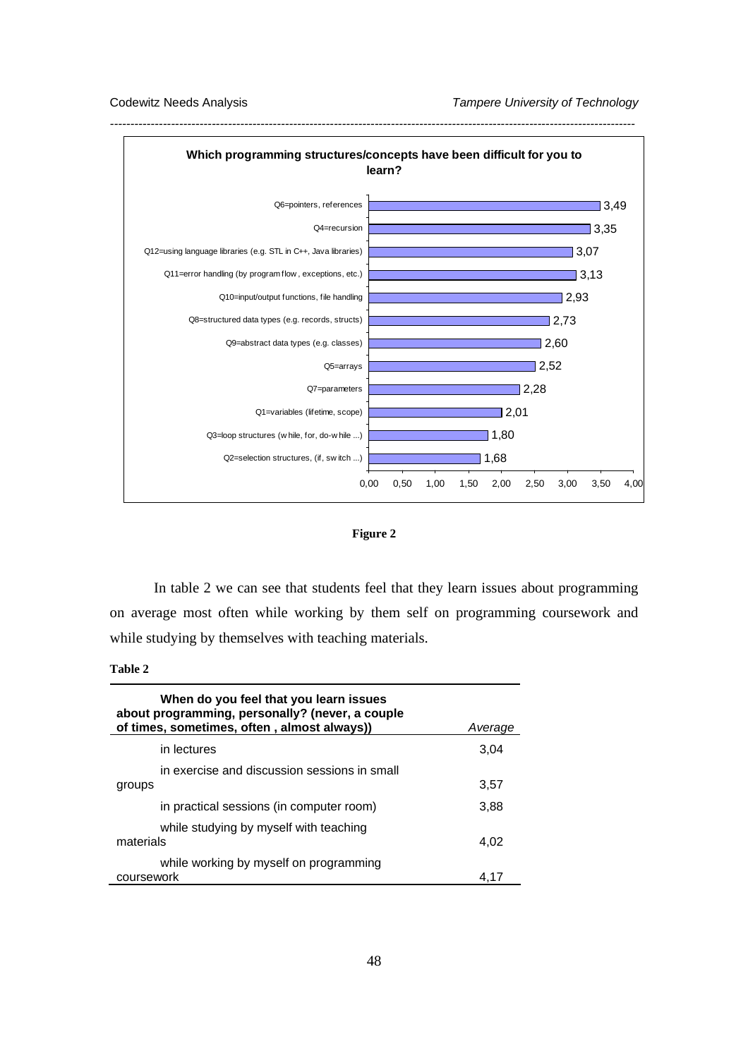**Which programming structures/concepts have been difficult for you to learn?**

| Concept | Average |
|---|---|
| Q6=pointers, references | 3,49 |
| Q4=recursion | 3,35 |
| Q12=using language libraries (e.g. STL in C++, Java libraries) | 3,07 |
| Q11=error handling (by program flow, exceptions, etc.) | 3,13 |
| Q10=input/output functions, file handling | 2,93 |
| Q8=structured data types (e.g. records, structs) | 2,73 |
| Q9=abstract data types (e.g. classes) | 2,60 |
| Q5=arrays | 2,52 |
| Q7=parameters | 2,28 |
| Q1=variables (lifetime, scope) | 2,01 |
| Q3=loop structures (while, for, do-while ...) | 1,80 |
| Q2=selection structures, (if, switch ...) | 1,68 |

**Figure 2**

In table 2 we can see that students feel that they learn issues about programming on average most often while working by them self on programming coursework and while studying by themselves with teaching materials.

**Table 2**

| When do you feel that you learn issues about programming, personally? (never, a couple of times, sometimes, often , almost always)) | *Average* |
|---|---|
| in lectures | 3,04 |
| in exercise and discussion sessions in small groups | 3,57 |
| in practical sessions (in computer room) | 3,88 |
| while studying by myself with teaching materials | 4,02 |
| while working by myself on programming coursework | 4,17 |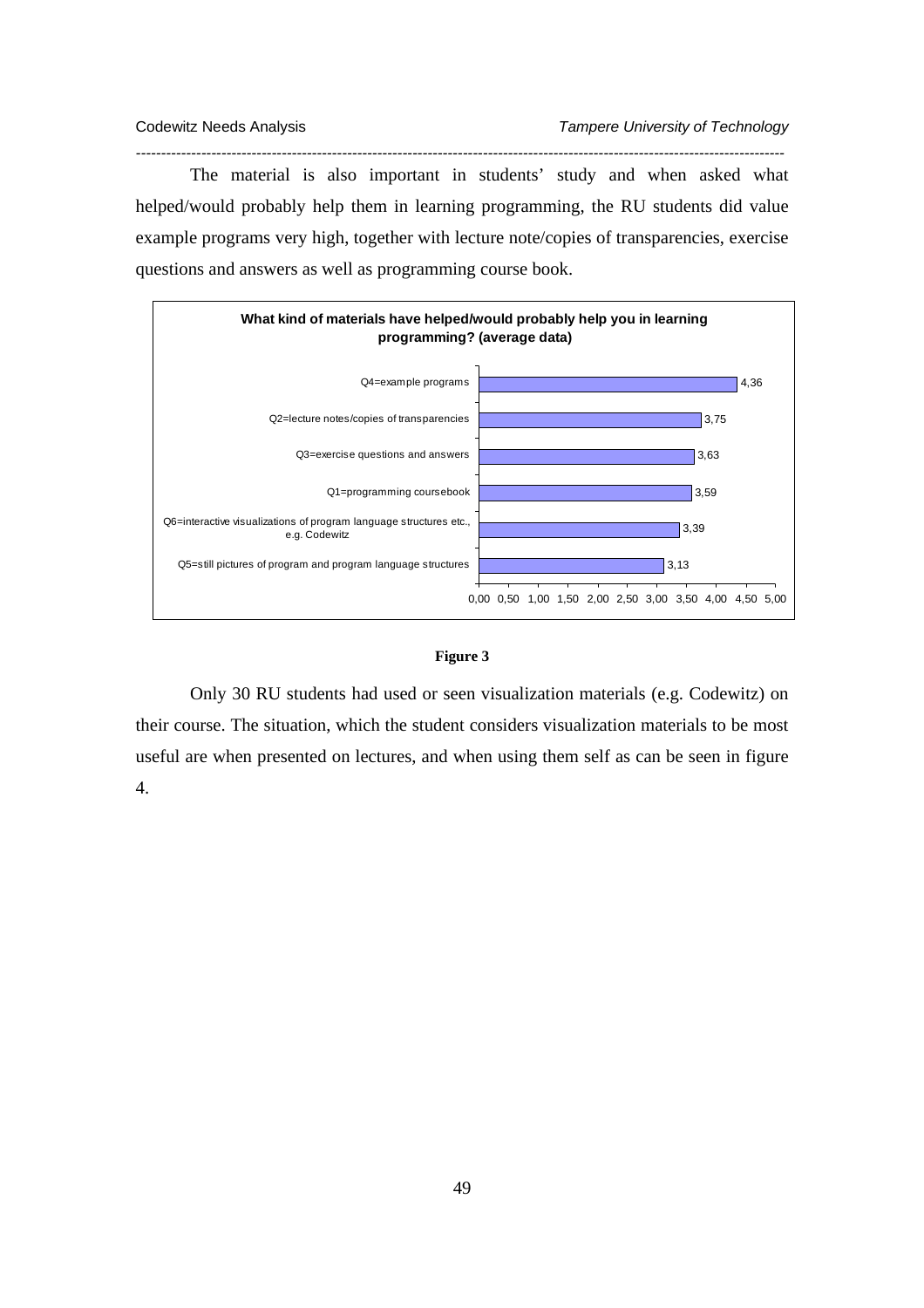The material is also important in students' study and when asked what helped/would probably help them in learning programming, the RU students did value example programs very high, together with lecture note/copies of transparencies, exercise questions and answers as well as programming course book.

**What kind of materials have helped/would probably help you in learning programming? (average data)**

| Material | Average |
|---|---|
| Q4=example programs | 4,36 |
| Q2=lecture notes/copies of transparencies | 3,75 |
| Q3=exercise questions and answers | 3,63 |
| Q1=programming coursebook | 3,59 |
| Q6=interactive visualizations of program language structures etc., e.g. Codewitz | 3,39 |
| Q5=still pictures of program and program language structures | 3,13 |

**Figure 3**

Only 30 RU students had used or seen visualization materials (e.g. Codewitz) on their course. The situation, which the student considers visualization materials to be most useful are when presented on lectures, and when using them self as can be seen in figure 4.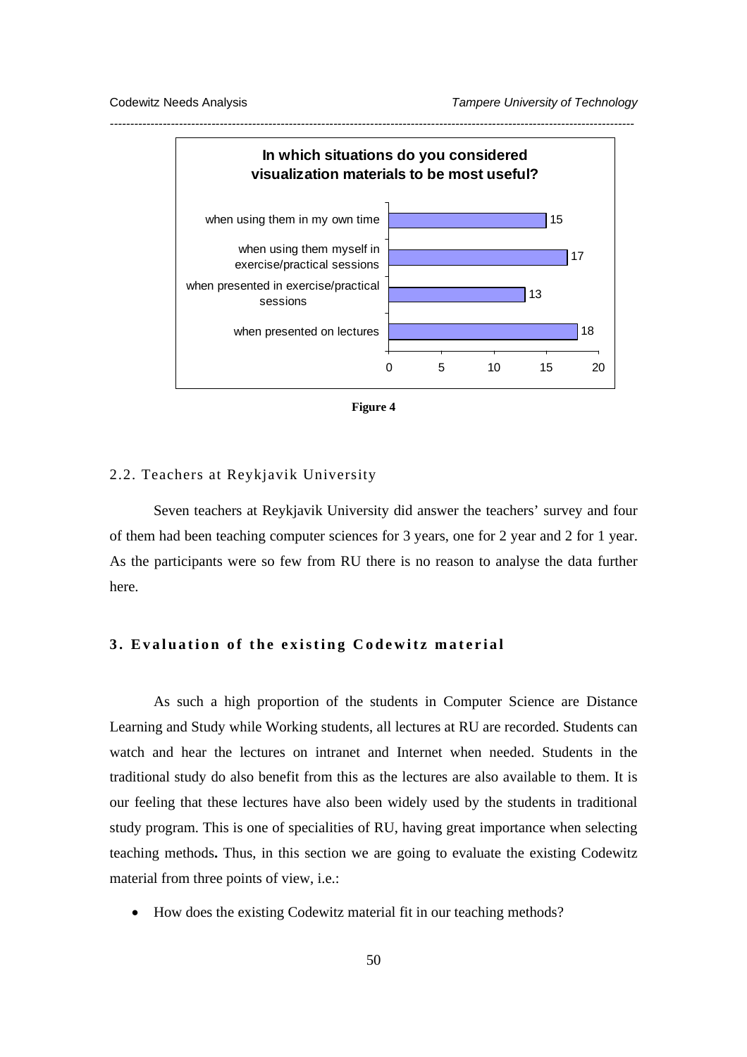**In which situations do you considered visualization materials to be most useful?**

| Situation | Count |
|---|---|
| when using them in my own time | 15 |
| when using them myself in exercise/practical sessions | 17 |
| when presented in exercise/practical sessions | 13 |
| when presented on lectures | 18 |

**Figure 4**

## 2.2. Teachers at Reykjavik University

Seven teachers at Reykjavik University did answer the teachers' survey and four of them had been teaching computer sciences for 3 years, one for 2 year and 2 for 1 year. As the participants were so few from RU there is no reason to analyse the data further here.

# 3. Evaluation of the existing Codewitz material

As such a high proportion of the students in Computer Science are Distance Learning and Study while Working students, all lectures at RU are recorded. Students can watch and hear the lectures on intranet and Internet when needed. Students in the traditional study do also benefit from this as the lectures are also available to them. It is our feeling that these lectures have also been widely used by the students in traditional study program. This is one of specialities of RU, having great importance when selecting teaching methods**.** Thus, in this section we are going to evaluate the existing Codewitz material from three points of view, i.e.:

- How does the existing Codewitz material fit in our teaching methods?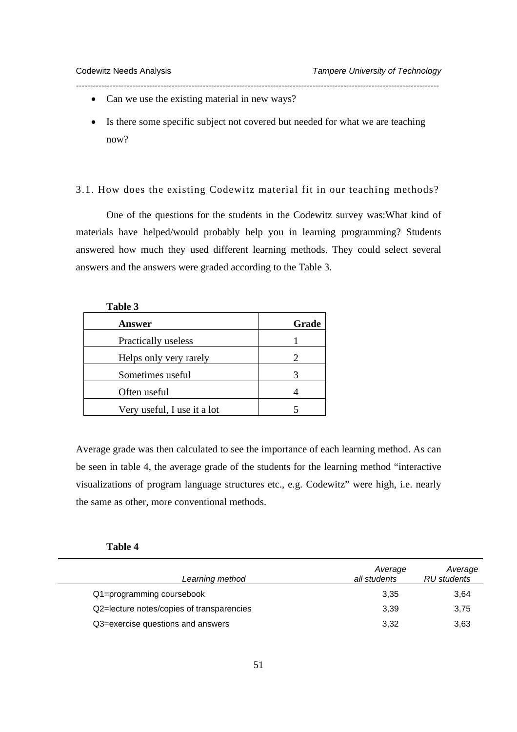- Can we use the existing material in new ways?
- Is there some specific subject not covered but needed for what we are teaching now?

### 3.1. How does the existing Codewitz material fit in our teaching methods?

One of the questions for the students in the Codewitz survey was:What kind of materials have helped/would probably help you in learning programming? Students answered how much they used different learning methods. They could select several answers and the answers were graded according to the Table 3.

**Table 3**

| Answer | Grade |
|---|---|
| Practically useless | 1 |
| Helps only very rarely | 2 |
| Sometimes useful | 3 |
| Often useful | 4 |
| Very useful, I use it a lot | 5 |

Average grade was then calculated to see the importance of each learning method. As can be seen in table 4, the average grade of the students for the learning method "interactive visualizations of program language structures etc., e.g. Codewitz" were high, i.e. nearly the same as other, more conventional methods.

**Table 4**

| *Learning method* | *Average all students* | *Average RU students* |
|---|---|---|
| Q1=programming coursebook | 3,35 | 3,64 |
| Q2=lecture notes/copies of transparencies | 3,39 | 3,75 |
| Q3=exercise questions and answers | 3,32 | 3,63 |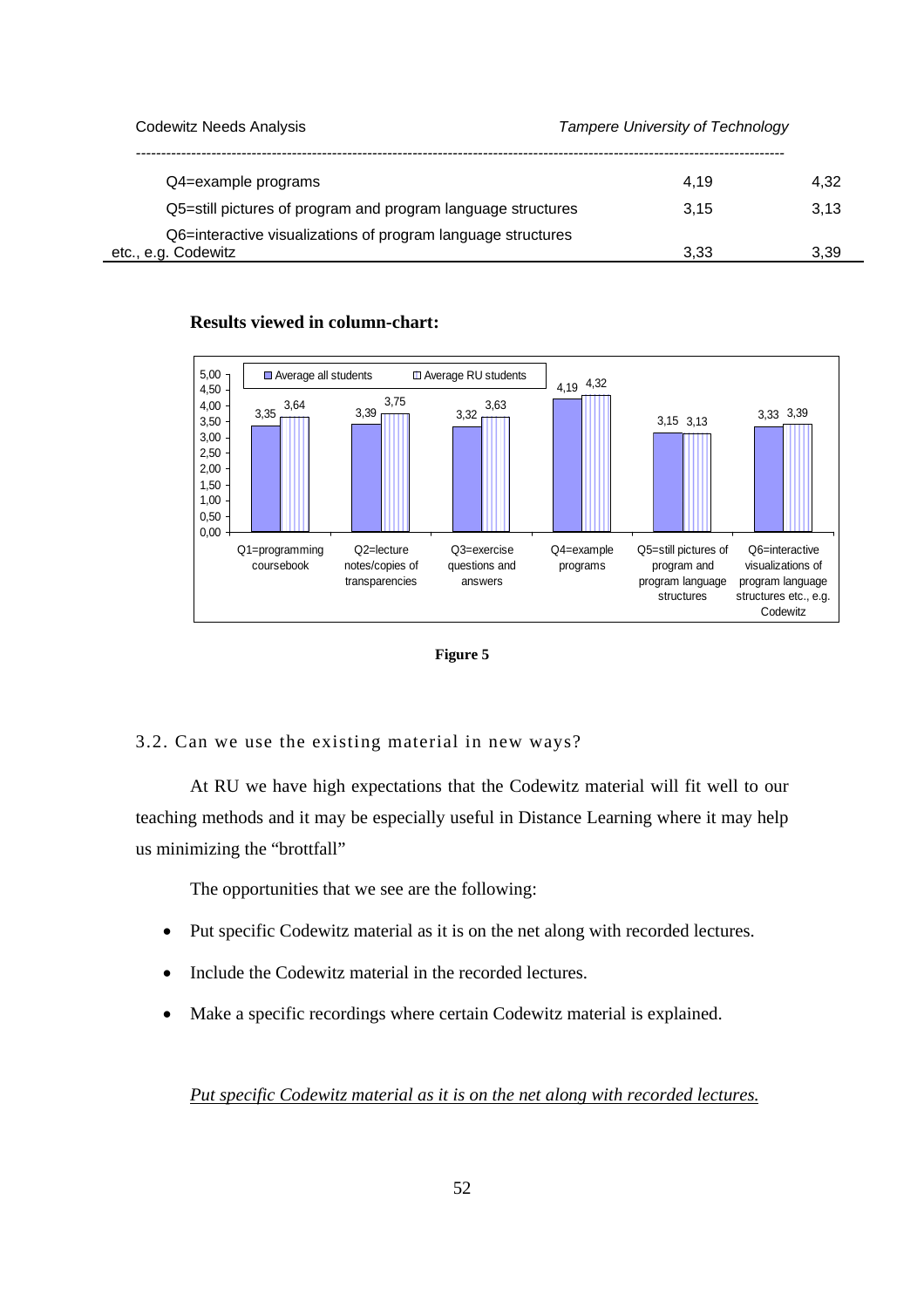| | | |
|---|---|---|
| Q4=example programs | 4,19 | 4,32 |
| Q5=still pictures of program and program language structures | 3,15 | 3,13 |
| Q6=interactive visualizations of program language structures etc., e.g. Codewitz | 3,33 | 3,39 |

**Results viewed in column-chart:**

| | Average all students | Average RU students |
|---|---|---|
| Q1=programming coursebook | 3,35 | 3,64 |
| Q2=lecture notes/copies of transparencies | 3,39 | 3,75 |
| Q3=exercise questions and answers | 3,32 | 3,63 |
| Q4=example programs | 4,19 | 4,32 |
| Q5=still pictures of program and program language structures | 3,15 | 3,13 |
| Q6=interactive visualizations of program language structures etc., e.g. Codewitz | 3,33 | 3,39 |

**Figure 5**

## 3.2. Can we use the existing material in new ways?

At RU we have high expectations that the Codewitz material will fit well to our teaching methods and it may be especially useful in Distance Learning where it may help us minimizing the "brottfall"

The opportunities that we see are the following:

- Put specific Codewitz material as it is on the net along with recorded lectures.
- Include the Codewitz material in the recorded lectures.
- Make a specific recordings where certain Codewitz material is explained.

*Put specific Codewitz material as it is on the net along with recorded lectures.*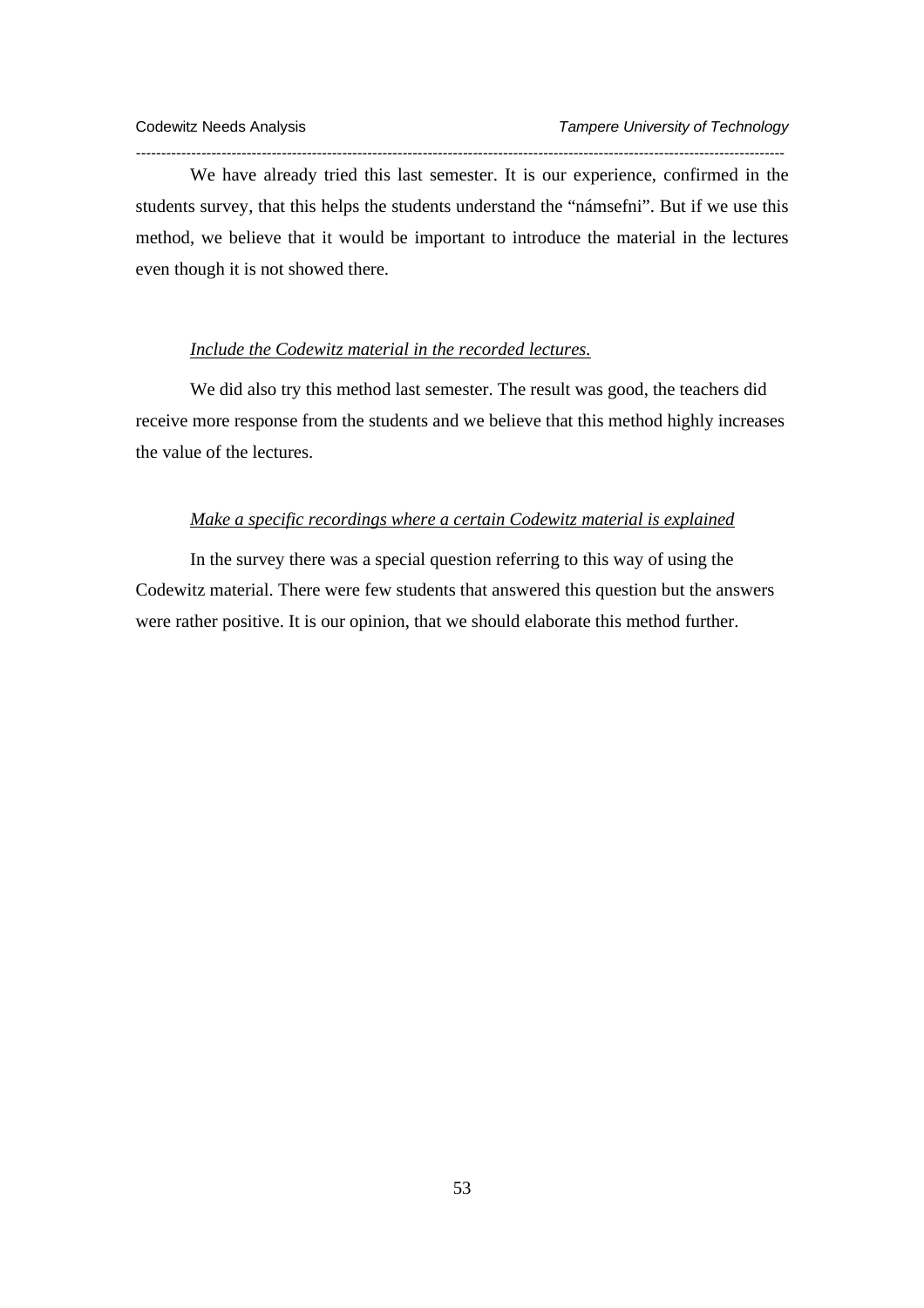We have already tried this last semester. It is our experience, confirmed in the students survey, that this helps the students understand the "námsefni". But if we use this method, we believe that it would be important to introduce the material in the lectures even though it is not showed there.

*Include the Codewitz material in the recorded lectures.*

We did also try this method last semester. The result was good, the teachers did receive more response from the students and we believe that this method highly increases the value of the lectures.

*Make a specific recordings where a certain Codewitz material is explained*

In the survey there was a special question referring to this way of using the Codewitz material. There were few students that answered this question but the answers were rather positive. It is our opinion, that we should elaborate this method further.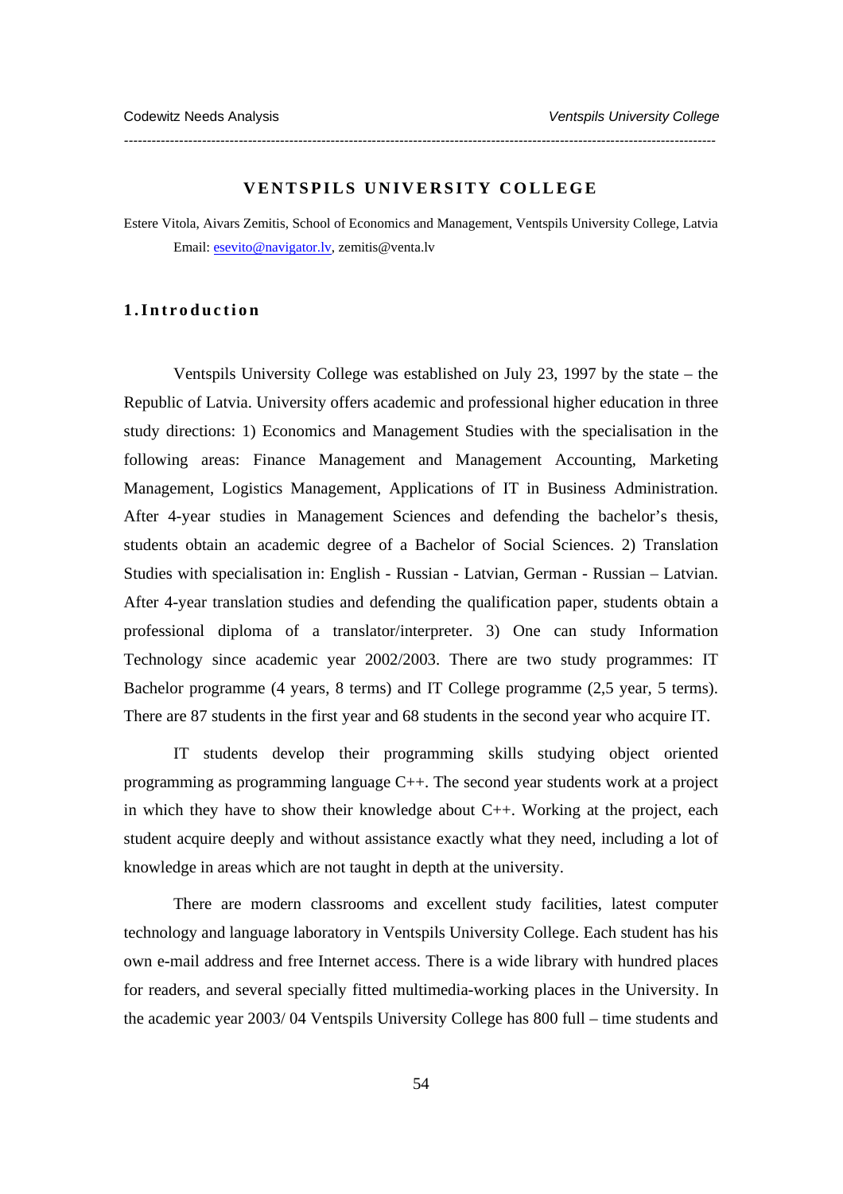# VENTSPILS UNIVERSITY COLLEGE

Estere Vitola, Aivars Zemitis, School of Economics and Management, Ventspils University College, Latvia
Email: esevito@navigator.lv, zemitis@venta.lv

## 1. Introduction

Ventspils University College was established on July 23, 1997 by the state – the Republic of Latvia. University offers academic and professional higher education in three study directions: 1) Economics and Management Studies with the specialisation in the following areas: Finance Management and Management Accounting, Marketing Management, Logistics Management, Applications of IT in Business Administration. After 4-year studies in Management Sciences and defending the bachelor's thesis, students obtain an academic degree of a Bachelor of Social Sciences. 2) Translation Studies with specialisation in: English - Russian - Latvian, German - Russian – Latvian. After 4-year translation studies and defending the qualification paper, students obtain a professional diploma of a translator/interpreter. 3) One can study Information Technology since academic year 2002/2003. There are two study programmes: IT Bachelor programme (4 years, 8 terms) and IT College programme (2,5 year, 5 terms). There are 87 students in the first year and 68 students in the second year who acquire IT.

IT students develop their programming skills studying object oriented programming as programming language C++. The second year students work at a project in which they have to show their knowledge about C++. Working at the project, each student acquire deeply and without assistance exactly what they need, including a lot of knowledge in areas which are not taught in depth at the university.

There are modern classrooms and excellent study facilities, latest computer technology and language laboratory in Ventspils University College. Each student has his own e-mail address and free Internet access. There is a wide library with hundred places for readers, and several specially fitted multimedia-working places in the University. In the academic year 2003/ 04 Ventspils University College has 800 full – time students and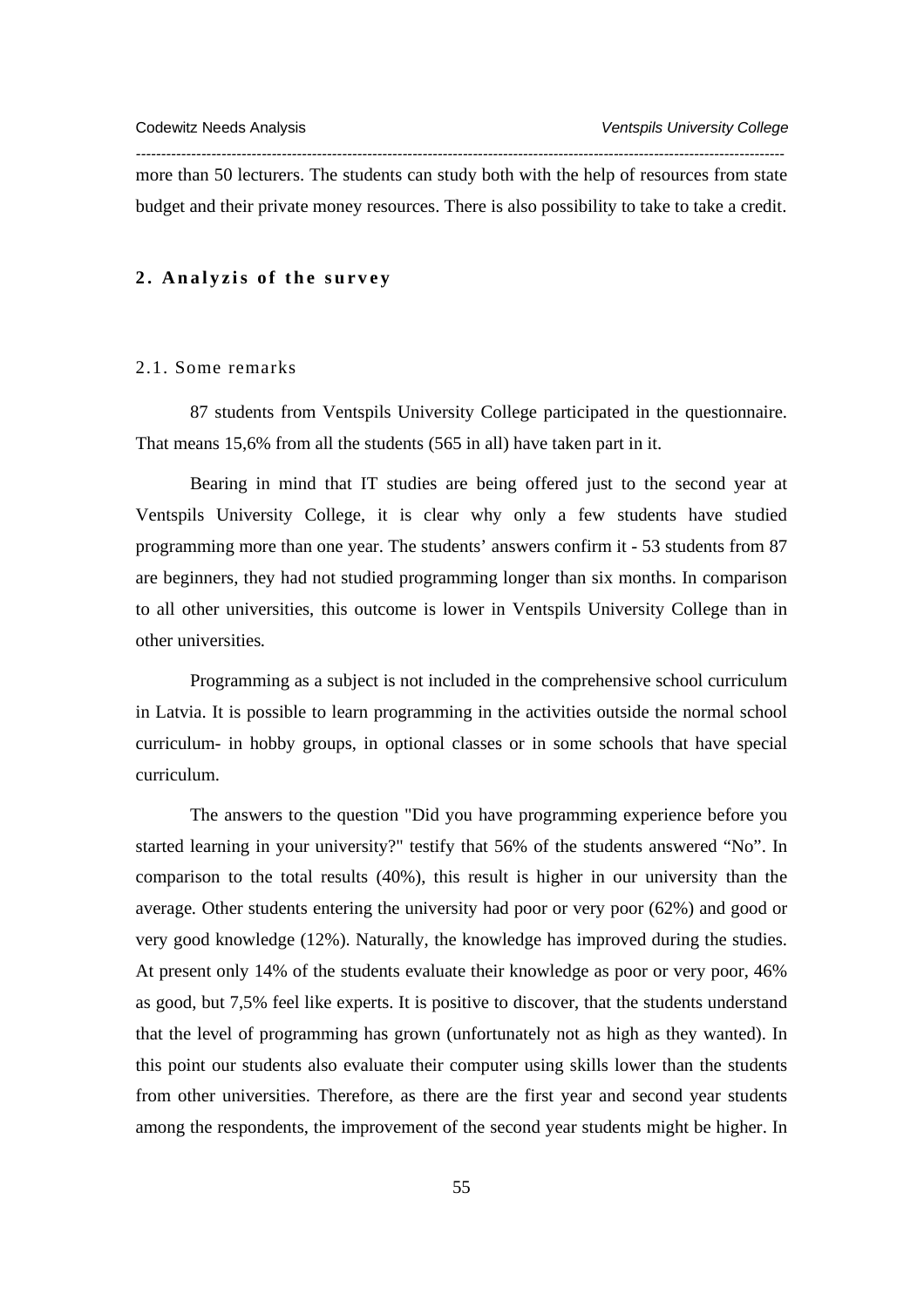more than 50 lecturers. The students can study both with the help of resources from state budget and their private money resources. There is also possibility to take to take a credit.

## 2. Analyzis of the survey

### 2.1. Some remarks

87 students from Ventspils University College participated in the questionnaire. That means 15,6% from all the students (565 in all) have taken part in it.

Bearing in mind that IT studies are being offered just to the second year at Ventspils University College, it is clear why only a few students have studied programming more than one year. The students' answers confirm it - 53 students from 87 are beginners, they had not studied programming longer than six months. In comparison to all other universities, this outcome is lower in Ventspils University College than in other universities.

Programming as a subject is not included in the comprehensive school curriculum in Latvia. It is possible to learn programming in the activities outside the normal school curriculum- in hobby groups, in optional classes or in some schools that have special curriculum.

The answers to the question "Did you have programming experience before you started learning in your university?" testify that 56% of the students answered "No". In comparison to the total results (40%), this result is higher in our university than the average. Other students entering the university had poor or very poor (62%) and good or very good knowledge (12%). Naturally, the knowledge has improved during the studies. At present only 14% of the students evaluate their knowledge as poor or very poor, 46% as good, but 7,5% feel like experts. It is positive to discover, that the students understand that the level of programming has grown (unfortunately not as high as they wanted). In this point our students also evaluate their computer using skills lower than the students from other universities. Therefore, as there are the first year and second year students among the respondents, the improvement of the second year students might be higher. In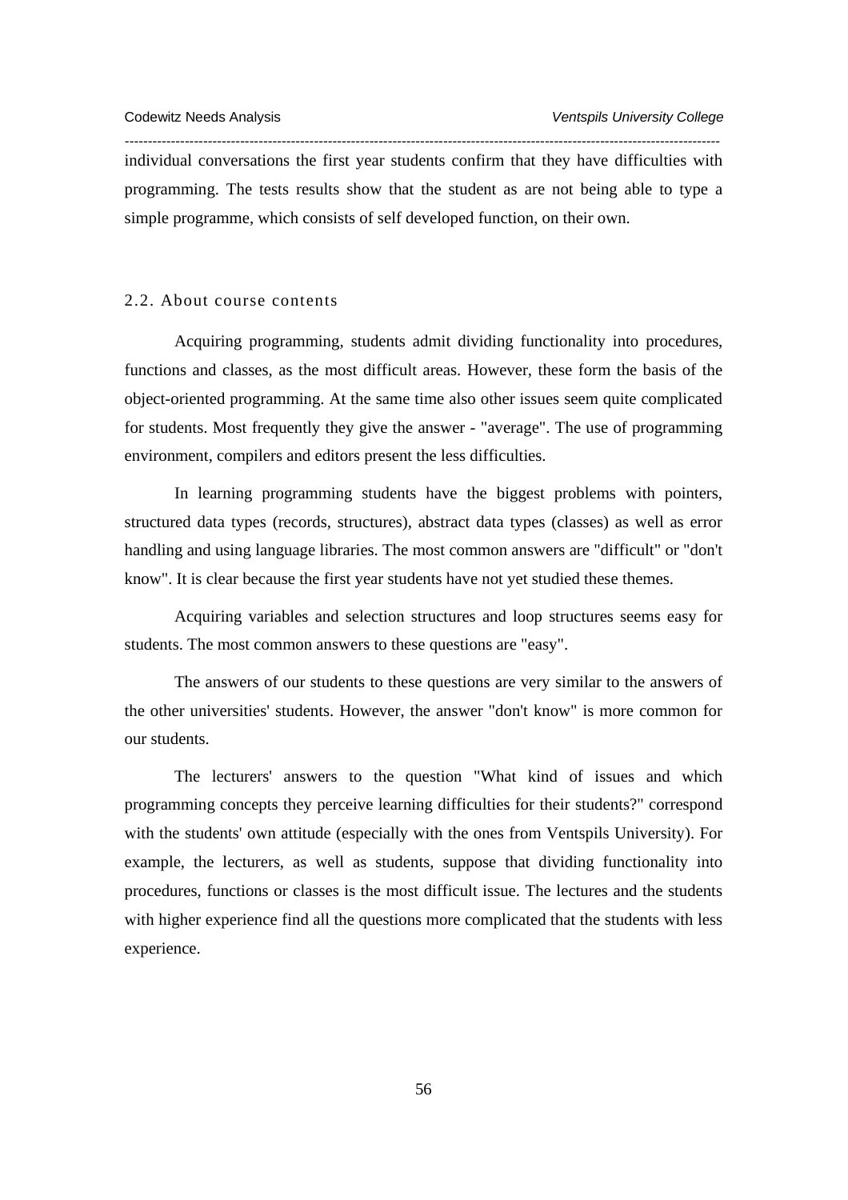individual conversations the first year students confirm that they have difficulties with programming. The tests results show that the student as are not being able to type a simple programme, which consists of self developed function, on their own.

### 2.2. About course contents

Acquiring programming, students admit dividing functionality into procedures, functions and classes, as the most difficult areas. However, these form the basis of the object-oriented programming. At the same time also other issues seem quite complicated for students. Most frequently they give the answer - "average". The use of programming environment, compilers and editors present the less difficulties.

In learning programming students have the biggest problems with pointers, structured data types (records, structures), abstract data types (classes) as well as error handling and using language libraries. The most common answers are "difficult" or "don't know". It is clear because the first year students have not yet studied these themes.

Acquiring variables and selection structures and loop structures seems easy for students. The most common answers to these questions are "easy".

The answers of our students to these questions are very similar to the answers of the other universities' students. However, the answer "don't know" is more common for our students.

The lecturers' answers to the question "What kind of issues and which programming concepts they perceive learning difficulties for their students?" correspond with the students' own attitude (especially with the ones from Ventspils University). For example, the lecturers, as well as students, suppose that dividing functionality into procedures, functions or classes is the most difficult issue. The lectures and the students with higher experience find all the questions more complicated that the students with less experience.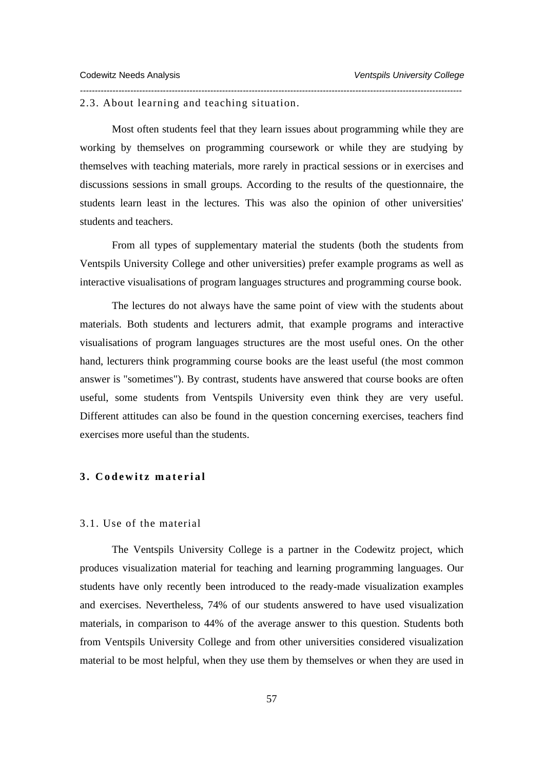### 2.3. About learning and teaching situation.

Most often students feel that they learn issues about programming while they are working by themselves on programming coursework or while they are studying by themselves with teaching materials, more rarely in practical sessions or in exercises and discussions sessions in small groups. According to the results of the questionnaire, the students learn least in the lectures. This was also the opinion of other universities' students and teachers.

From all types of supplementary material the students (both the students from Ventspils University College and other universities) prefer example programs as well as interactive visualisations of program languages structures and programming course book.

The lectures do not always have the same point of view with the students about materials. Both students and lecturers admit, that example programs and interactive visualisations of program languages structures are the most useful ones. On the other hand, lecturers think programming course books are the least useful (the most common answer is "sometimes"). By contrast, students have answered that course books are often useful, some students from Ventspils University even think they are very useful. Different attitudes can also be found in the question concerning exercises, teachers find exercises more useful than the students.

## 3. Codewitz material

### 3.1. Use of the material

The Ventspils University College is a partner in the Codewitz project, which produces visualization material for teaching and learning programming languages. Our students have only recently been introduced to the ready-made visualization examples and exercises. Nevertheless, 74% of our students answered to have used visualization materials, in comparison to 44% of the average answer to this question. Students both from Ventspils University College and from other universities considered visualization material to be most helpful, when they use them by themselves or when they are used in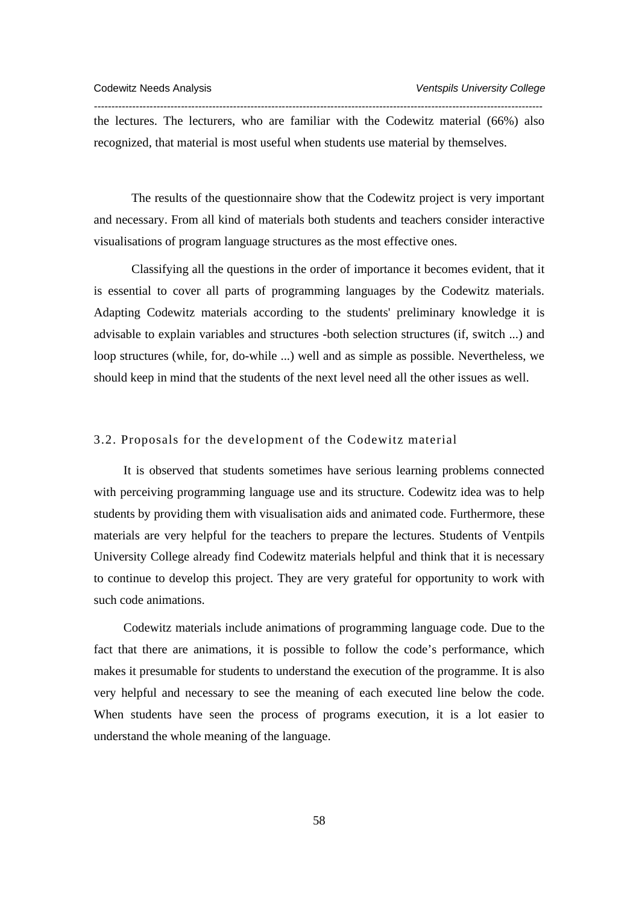the lectures. The lecturers, who are familiar with the Codewitz material (66%) also recognized, that material is most useful when students use material by themselves.

The results of the questionnaire show that the Codewitz project is very important and necessary. From all kind of materials both students and teachers consider interactive visualisations of program language structures as the most effective ones.

Classifying all the questions in the order of importance it becomes evident, that it is essential to cover all parts of programming languages by the Codewitz materials. Adapting Codewitz materials according to the students' preliminary knowledge it is advisable to explain variables and structures -both selection structures (if, switch ...) and loop structures (while, for, do-while ...) well and as simple as possible. Nevertheless, we should keep in mind that the students of the next level need all the other issues as well.

## 3.2. Proposals for the development of the Codewitz material

It is observed that students sometimes have serious learning problems connected with perceiving programming language use and its structure. Codewitz idea was to help students by providing them with visualisation aids and animated code. Furthermore, these materials are very helpful for the teachers to prepare the lectures. Students of Ventpils University College already find Codewitz materials helpful and think that it is necessary to continue to develop this project. They are very grateful for opportunity to work with such code animations.

Codewitz materials include animations of programming language code. Due to the fact that there are animations, it is possible to follow the code's performance, which makes it presumable for students to understand the execution of the programme. It is also very helpful and necessary to see the meaning of each executed line below the code. When students have seen the process of programs execution, it is a lot easier to understand the whole meaning of the language.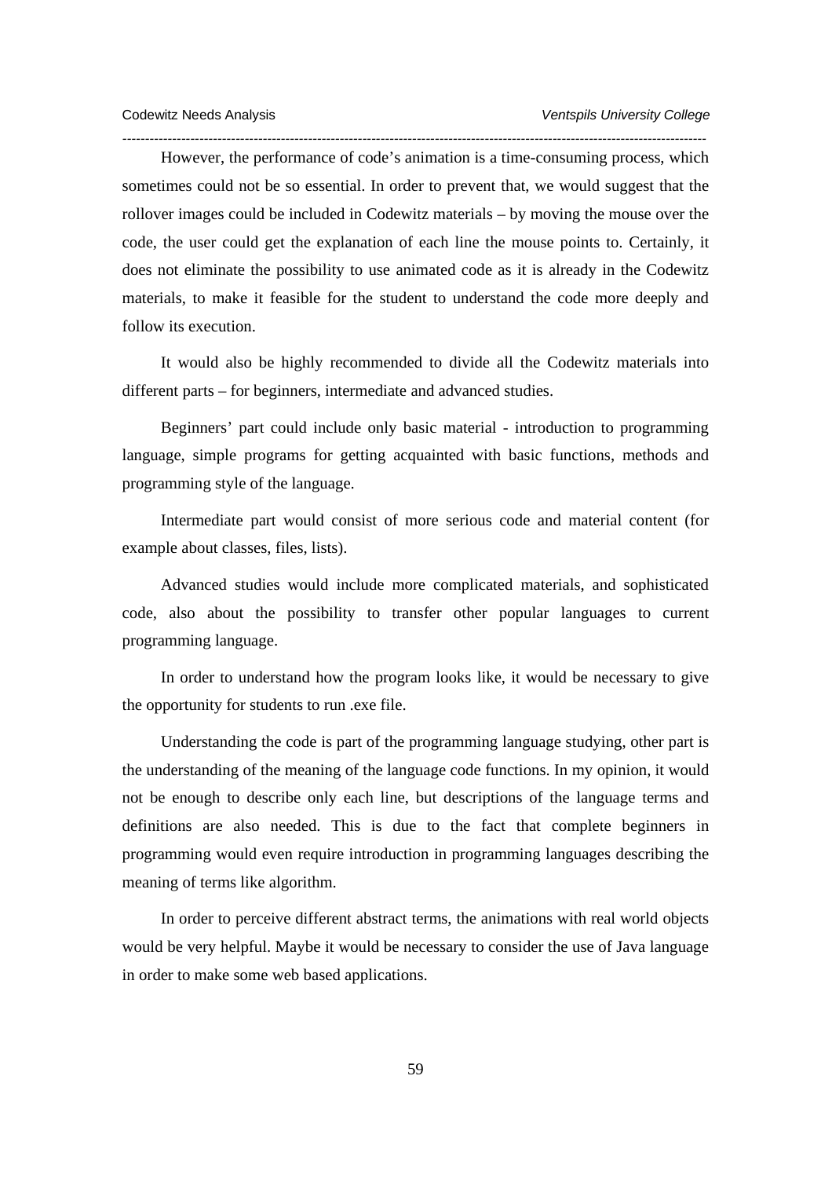However, the performance of code's animation is a time-consuming process, which sometimes could not be so essential. In order to prevent that, we would suggest that the rollover images could be included in Codewitz materials – by moving the mouse over the code, the user could get the explanation of each line the mouse points to. Certainly, it does not eliminate the possibility to use animated code as it is already in the Codewitz materials, to make it feasible for the student to understand the code more deeply and follow its execution.

It would also be highly recommended to divide all the Codewitz materials into different parts – for beginners, intermediate and advanced studies.

Beginners' part could include only basic material - introduction to programming language, simple programs for getting acquainted with basic functions, methods and programming style of the language.

Intermediate part would consist of more serious code and material content (for example about classes, files, lists).

Advanced studies would include more complicated materials, and sophisticated code, also about the possibility to transfer other popular languages to current programming language.

In order to understand how the program looks like, it would be necessary to give the opportunity for students to run .exe file.

Understanding the code is part of the programming language studying, other part is the understanding of the meaning of the language code functions. In my opinion, it would not be enough to describe only each line, but descriptions of the language terms and definitions are also needed. This is due to the fact that complete beginners in programming would even require introduction in programming languages describing the meaning of terms like algorithm.

In order to perceive different abstract terms, the animations with real world objects would be very helpful. Maybe it would be necessary to consider the use of Java language in order to make some web based applications.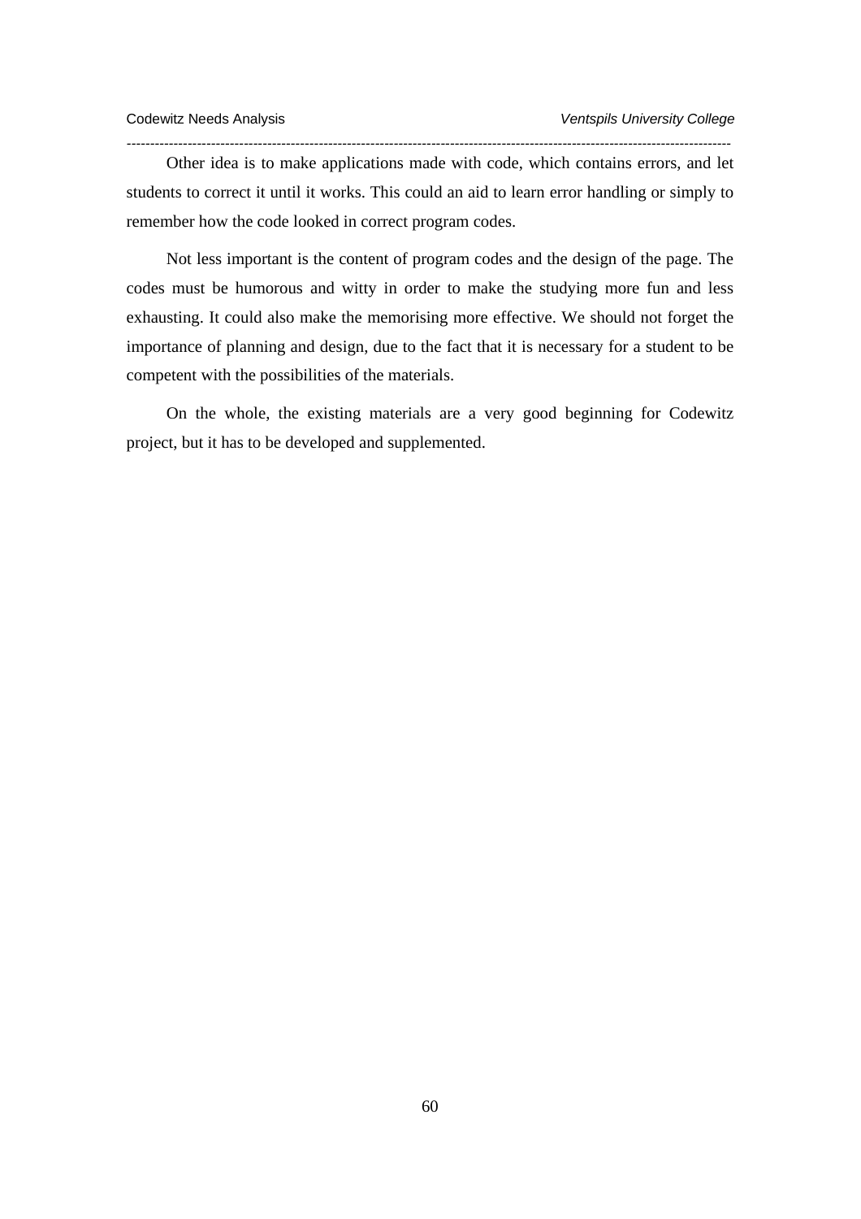Other idea is to make applications made with code, which contains errors, and let students to correct it until it works. This could an aid to learn error handling or simply to remember how the code looked in correct program codes.

Not less important is the content of program codes and the design of the page. The codes must be humorous and witty in order to make the studying more fun and less exhausting. It could also make the memorising more effective. We should not forget the importance of planning and design, due to the fact that it is necessary for a student to be competent with the possibilities of the materials.

On the whole, the existing materials are a very good beginning for Codewitz project, but it has to be developed and supplemented.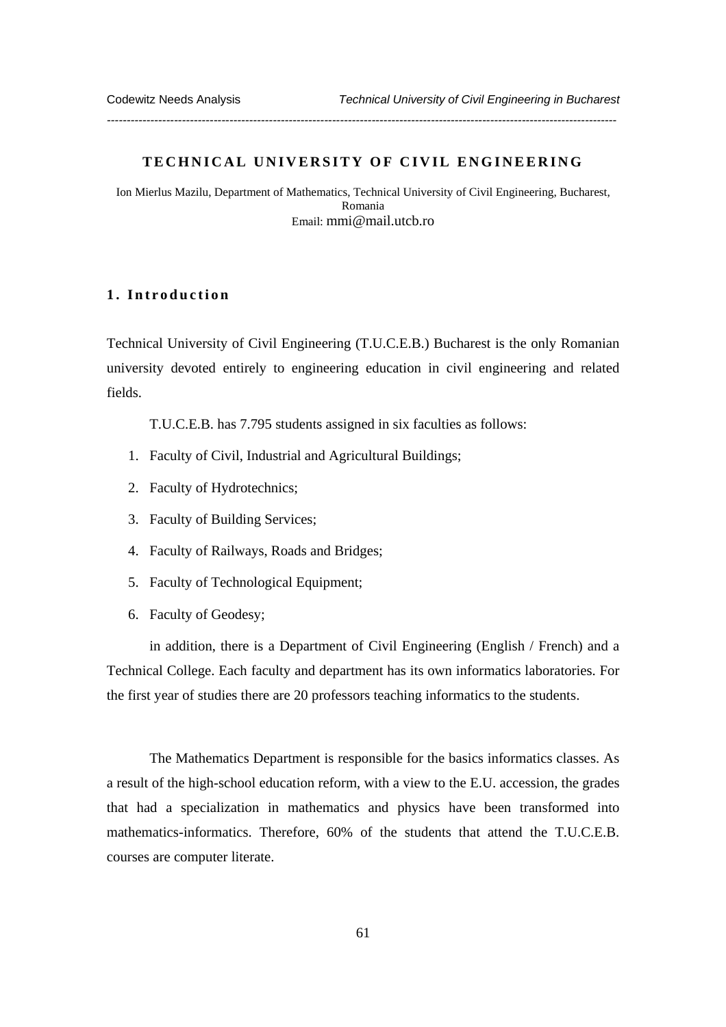# TECHNICAL UNIVERSITY OF CIVIL ENGINEERING

Ion Mierlus Mazilu, Department of Mathematics, Technical University of Civil Engineering, Bucharest, Romania
Email: mmi@mail.utcb.ro

## 1. Introduction

Technical University of Civil Engineering (T.U.C.E.B.) Bucharest is the only Romanian university devoted entirely to engineering education in civil engineering and related fields.

T.U.C.E.B. has 7.795 students assigned in six faculties as follows:

1. Faculty of Civil, Industrial and Agricultural Buildings;
2. Faculty of Hydrotechnics;
3. Faculty of Building Services;
4. Faculty of Railways, Roads and Bridges;
5. Faculty of Technological Equipment;
6. Faculty of Geodesy;

in addition, there is a Department of Civil Engineering (English / French) and a Technical College. Each faculty and department has its own informatics laboratories. For the first year of studies there are 20 professors teaching informatics to the students.

The Mathematics Department is responsible for the basics informatics classes. As a result of the high-school education reform, with a view to the E.U. accession, the grades that had a specialization in mathematics and physics have been transformed into mathematics-informatics. Therefore, 60% of the students that attend the T.U.C.E.B. courses are computer literate.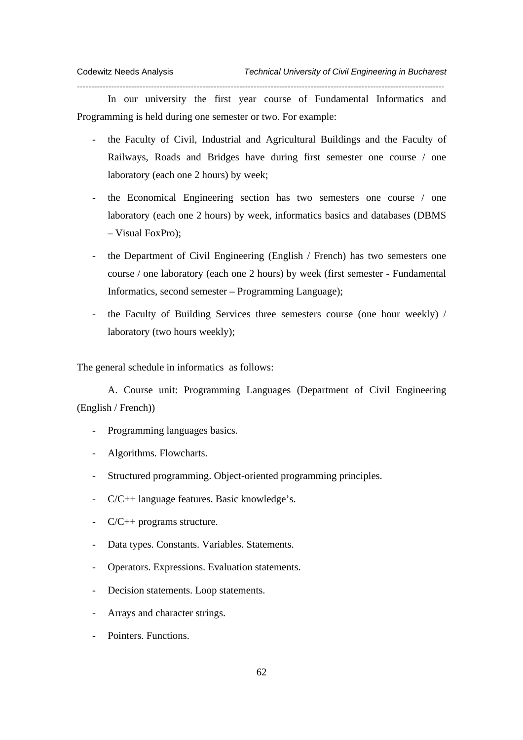In our university the first year course of Fundamental Informatics and Programming is held during one semester or two. For example:

- the Faculty of Civil, Industrial and Agricultural Buildings and the Faculty of Railways, Roads and Bridges have during first semester one course / one laboratory (each one 2 hours) by week;
- the Economical Engineering section has two semesters one course / one laboratory (each one 2 hours) by week, informatics basics and databases (DBMS – Visual FoxPro);
- the Department of Civil Engineering (English / French) has two semesters one course / one laboratory (each one 2 hours) by week (first semester - Fundamental Informatics, second semester – Programming Language);
- the Faculty of Building Services three semesters course (one hour weekly) / laboratory (two hours weekly);

The general schedule in informatics as follows:

A. Course unit: Programming Languages (Department of Civil Engineering (English / French))

- Programming languages basics.
- Algorithms. Flowcharts.
- Structured programming. Object-oriented programming principles.
- C/C++ language features. Basic knowledge's.
- C/C++ programs structure.
- Data types. Constants. Variables. Statements.
- Operators. Expressions. Evaluation statements.
- Decision statements. Loop statements.
- Arrays and character strings.
- Pointers. Functions.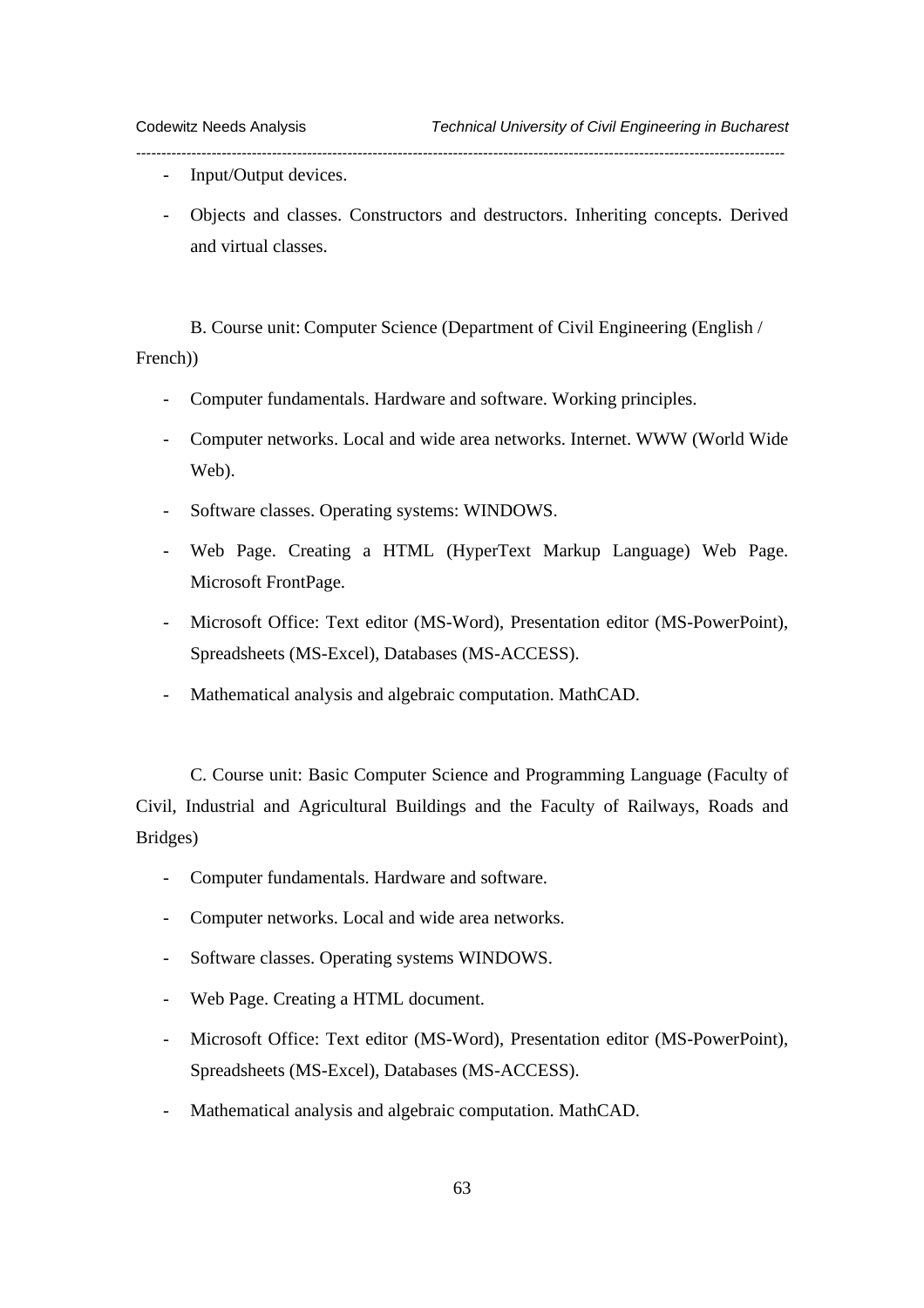- Input/Output devices.
- Objects and classes. Constructors and destructors. Inheriting concepts. Derived and virtual classes.

B. Course unit: Computer Science (Department of Civil Engineering (English / French))

- Computer fundamentals. Hardware and software. Working principles.
- Computer networks. Local and wide area networks. Internet. WWW (World Wide Web).
- Software classes. Operating systems: WINDOWS.
- Web Page. Creating a HTML (HyperText Markup Language) Web Page. Microsoft FrontPage.
- Microsoft Office: Text editor (MS-Word), Presentation editor (MS-PowerPoint), Spreadsheets (MS-Excel), Databases (MS-ACCESS).
- Mathematical analysis and algebraic computation. MathCAD.

C. Course unit: Basic Computer Science and Programming Language (Faculty of Civil, Industrial and Agricultural Buildings and the Faculty of Railways, Roads and Bridges)

- Computer fundamentals. Hardware and software.
- Computer networks. Local and wide area networks.
- Software classes. Operating systems WINDOWS.
- Web Page. Creating a HTML document.
- Microsoft Office: Text editor (MS-Word), Presentation editor (MS-PowerPoint), Spreadsheets (MS-Excel), Databases (MS-ACCESS).
- Mathematical analysis and algebraic computation. MathCAD.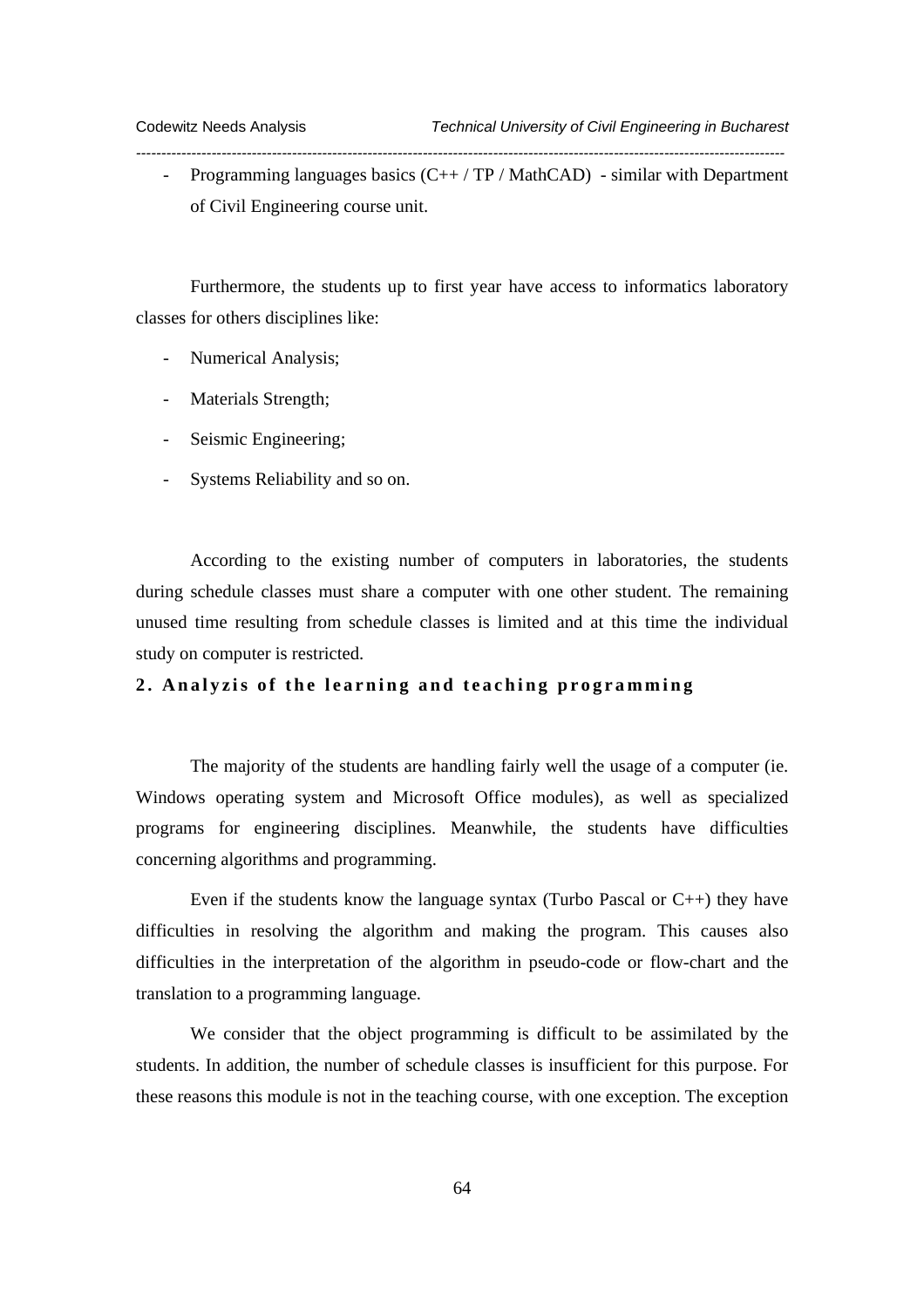- Programming languages basics (C++ / TP / MathCAD) - similar with Department of Civil Engineering course unit.

Furthermore, the students up to first year have access to informatics laboratory classes for others disciplines like:

- Numerical Analysis;
- Materials Strength;
- Seismic Engineering;
- Systems Reliability and so on.

According to the existing number of computers in laboratories, the students during schedule classes must share a computer with one other student. The remaining unused time resulting from schedule classes is limited and at this time the individual study on computer is restricted.

## 2. Analyzis of the learning and teaching programming

The majority of the students are handling fairly well the usage of a computer (ie. Windows operating system and Microsoft Office modules), as well as specialized programs for engineering disciplines. Meanwhile, the students have difficulties concerning algorithms and programming.

Even if the students know the language syntax (Turbo Pascal or C++) they have difficulties in resolving the algorithm and making the program. This causes also difficulties in the interpretation of the algorithm in pseudo-code or flow-chart and the translation to a programming language.

We consider that the object programming is difficult to be assimilated by the students. In addition, the number of schedule classes is insufficient for this purpose. For these reasons this module is not in the teaching course, with one exception. The exception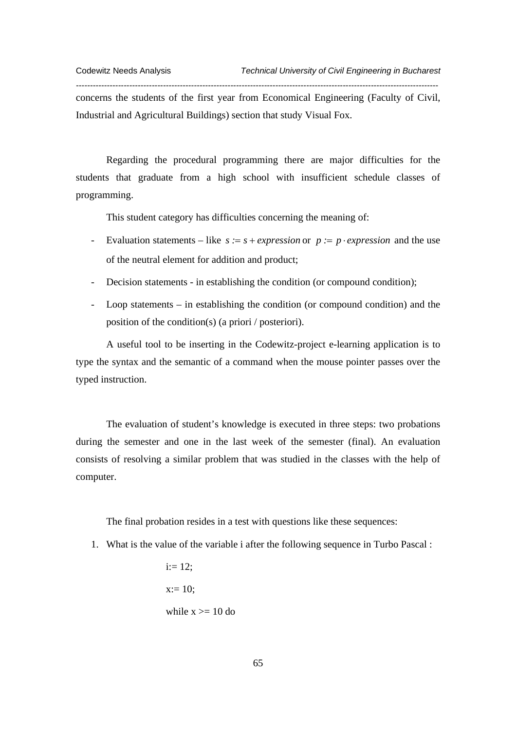concerns the students of the first year from Economical Engineering (Faculty of Civil, Industrial and Agricultural Buildings) section that study Visual Fox.

Regarding the procedural programming there are major difficulties for the students that graduate from a high school with insufficient schedule classes of programming.

This student category has difficulties concerning the meaning of:

- Evaluation statements – like $s := s + expression$ or $p := p \cdot expression$ and the use of the neutral element for addition and product;
- Decision statements - in establishing the condition (or compound condition);
- Loop statements – in establishing the condition (or compound condition) and the position of the condition(s) (a priori / posteriori).

A useful tool to be inserting in the Codewitz-project e-learning application is to type the syntax and the semantic of a command when the mouse pointer passes over the typed instruction.

The evaluation of student's knowledge is executed in three steps: two probations during the semester and one in the last week of the semester (final). An evaluation consists of resolving a similar problem that was studied in the classes with the help of computer.

The final probation resides in a test with questions like these sequences:

1. What is the value of the variable i after the following sequence in Turbo Pascal :

```
i:= 12;
x:= 10;
while x >= 10 do
```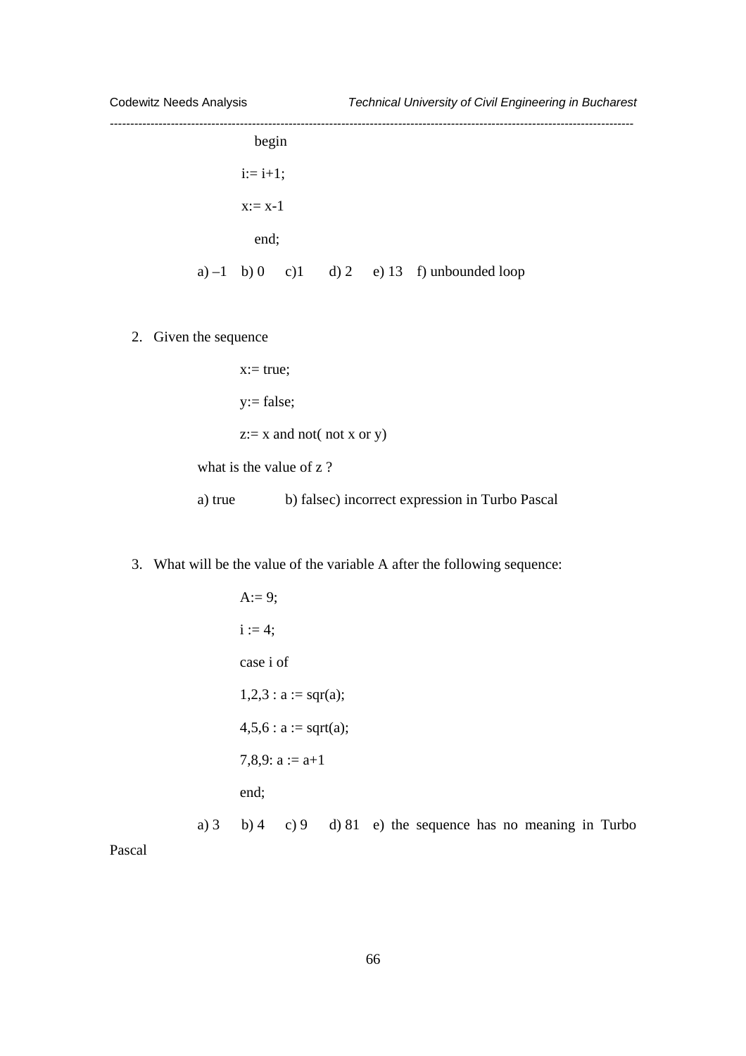```
begin
i:= i+1;
x:= x-1
end;
```

a) –1  b) 0  c)1  d) 2  e) 13  f) unbounded loop

2. Given the sequence

```
x:= true;
y:= false;
z:= x and not( not x or y)
```

what is the value of z ?

a) true  b) falsec) incorrect expression in Turbo Pascal

3. What will be the value of the variable A after the following sequence:

```
A:= 9;
i := 4;
case i of
1,2,3 : a := sqr(a);
4,5,6 : a := sqrt(a);
7,8,9: a := a+1
end;
```

a) 3  b) 4  c) 9  d) 81  e) the sequence has no meaning in Turbo Pascal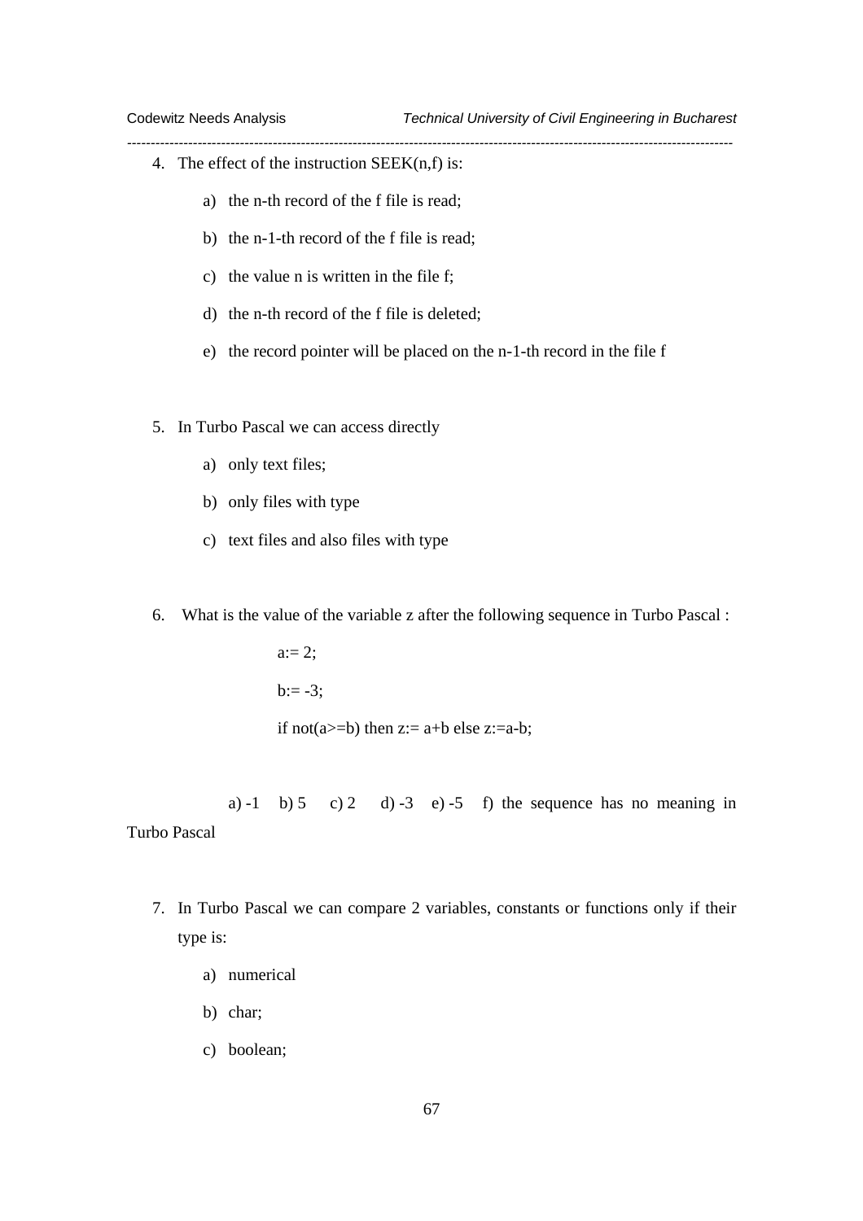4. The effect of the instruction SEEK(n,f) is:

    a) the n-th record of the f file is read;

    b) the n-1-th record of the f file is read;

    c) the value n is written in the file f;

    d) the n-th record of the f file is deleted;

    e) the record pointer will be placed on the n-1-th record in the file f

5. In Turbo Pascal we can access directly

    a) only text files;

    b) only files with type

    c) text files and also files with type

6. What is the value of the variable z after the following sequence in Turbo Pascal :

```
a:= 2;
b:= -3;
if not(a>=b) then z:= a+b else z:=a-b;
```

a) -1  b) 5  c) 2  d) -3  e) -5  f) the sequence has no meaning in Turbo Pascal

7. In Turbo Pascal we can compare 2 variables, constants or functions only if their type is:

    a) numerical

    b) char;

    c) boolean;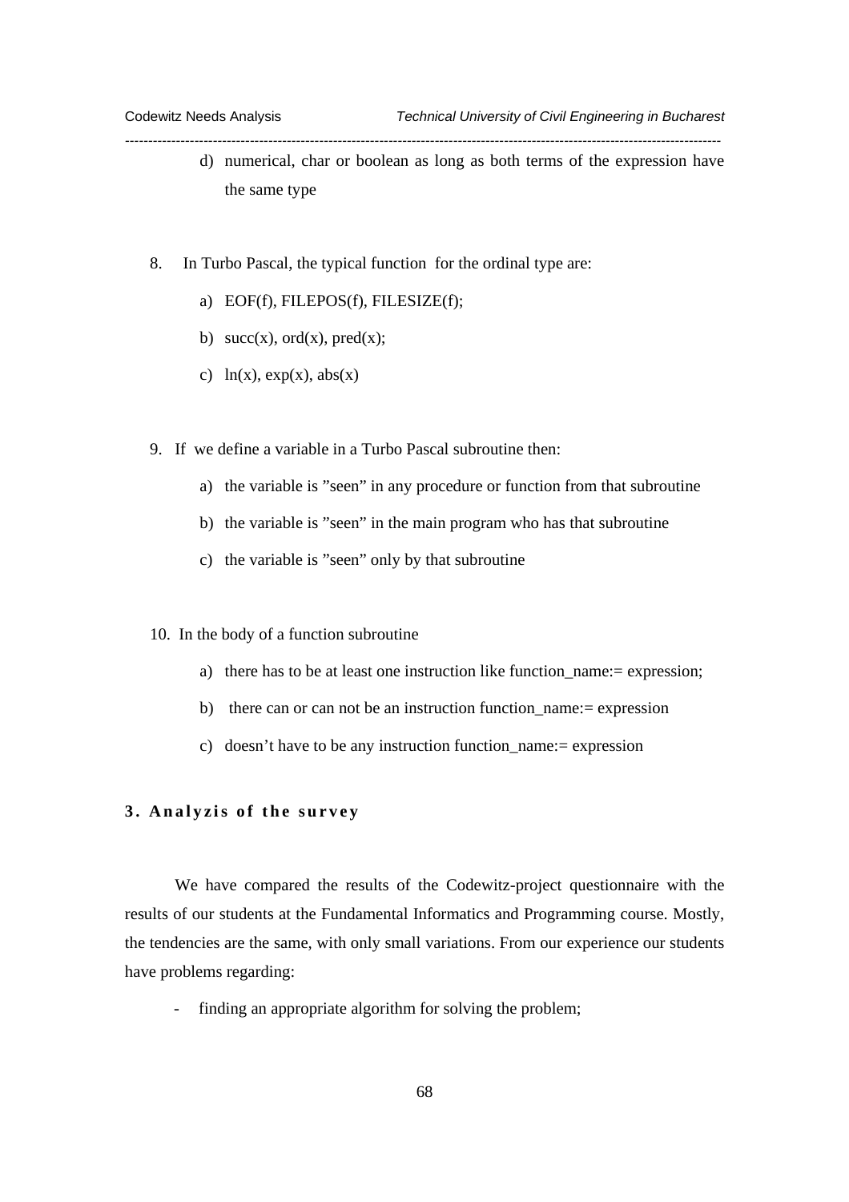d) numerical, char or boolean as long as both terms of the expression have the same type

8. In Turbo Pascal, the typical function for the ordinal type are:

   a) EOF(f), FILEPOS(f), FILESIZE(f);

   b) succ(x), ord(x), pred(x);

   c) ln(x), exp(x), abs(x)

9. If we define a variable in a Turbo Pascal subroutine then:

   a) the variable is ”seen” in any procedure or function from that subroutine

   b) the variable is ”seen” in the main program who has that subroutine

   c) the variable is ”seen” only by that subroutine

10. In the body of a function subroutine

   a) there has to be at least one instruction like function_name:= expression;

   b) there can or can not be an instruction function_name:= expression

   c) doesn’t have to be any instruction function_name:= expression

## 3. Analyzis of the survey

We have compared the results of the Codewitz-project questionnaire with the results of our students at the Fundamental Informatics and Programming course. Mostly, the tendencies are the same, with only small variations. From our experience our students have problems regarding:

- finding an appropriate algorithm for solving the problem;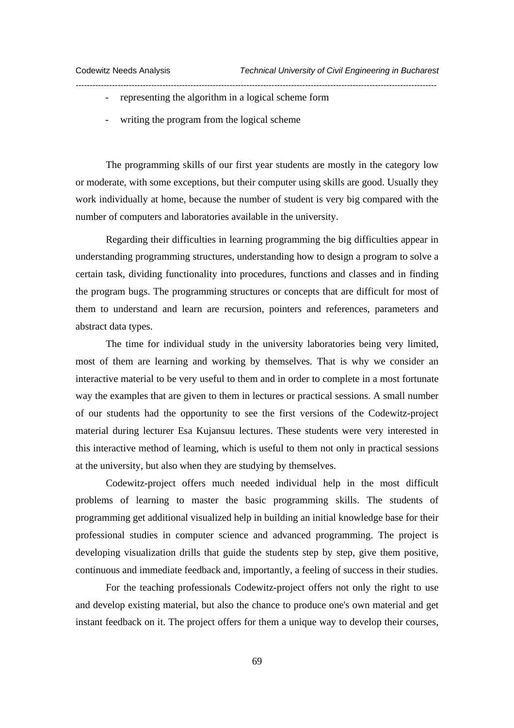- representing the algorithm in a logical scheme form
- writing the program from the logical scheme

The programming skills of our first year students are mostly in the category low or moderate, with some exceptions, but their computer using skills are good. Usually they work individually at home, because the number of student is very big compared with the number of computers and laboratories available in the university.

Regarding their difficulties in learning programming the big difficulties appear in understanding programming structures, understanding how to design a program to solve a certain task, dividing functionality into procedures, functions and classes and in finding the program bugs. The programming structures or concepts that are difficult for most of them to understand and learn are recursion, pointers and references, parameters and abstract data types.

The time for individual study in the university laboratories being very limited, most of them are learning and working by themselves. That is why we consider an interactive material to be very useful to them and in order to complete in a most fortunate way the examples that are given to them in lectures or practical sessions. A small number of our students had the opportunity to see the first versions of the Codewitz-project material during lecturer Esa Kujansuu lectures. These students were very interested in this interactive method of learning, which is useful to them not only in practical sessions at the university, but also when they are studying by themselves.

Codewitz-project offers much needed individual help in the most difficult problems of learning to master the basic programming skills. The students of programming get additional visualized help in building an initial knowledge base for their professional studies in computer science and advanced programming. The project is developing visualization drills that guide the students step by step, give them positive, continuous and immediate feedback and, importantly, a feeling of success in their studies.

For the teaching professionals Codewitz-project offers not only the right to use and develop existing material, but also the chance to produce one's own material and get instant feedback on it. The project offers for them a unique way to develop their courses,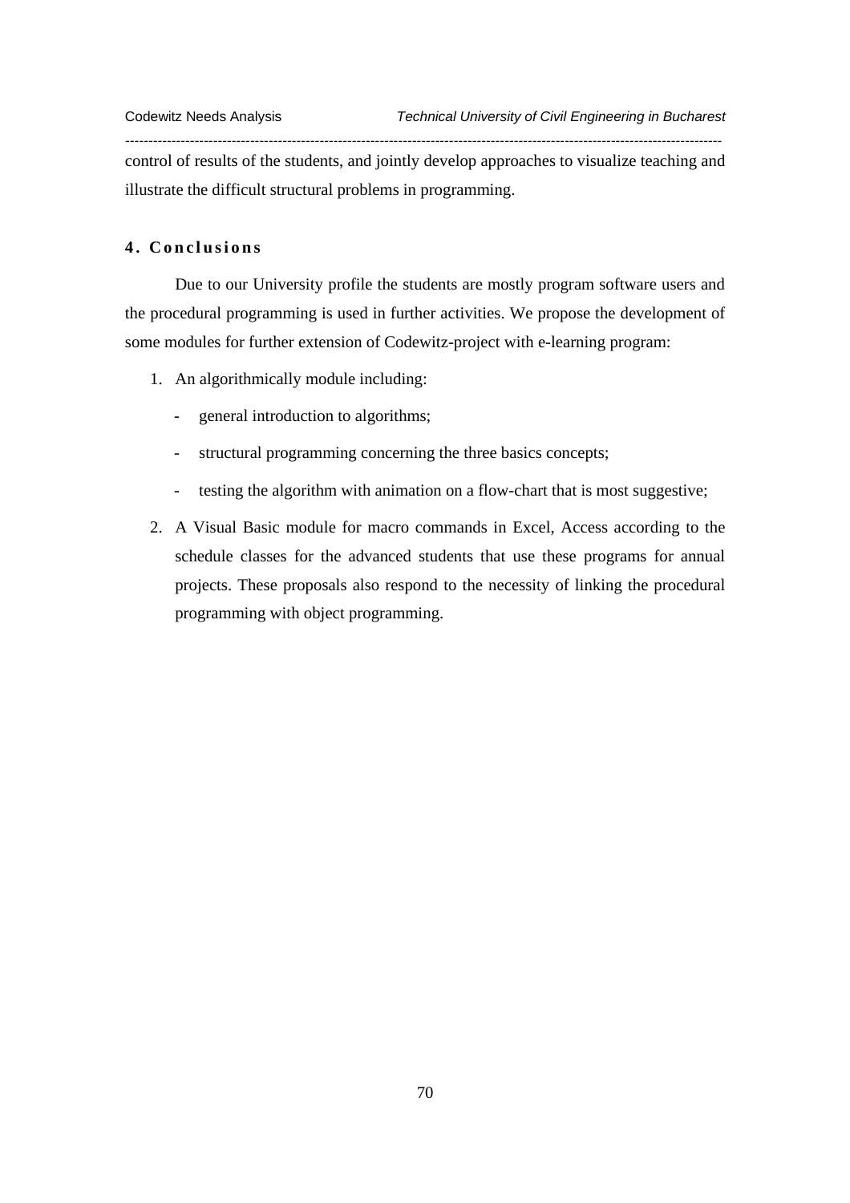control of results of the students, and jointly develop approaches to visualize teaching and illustrate the difficult structural problems in programming.

## 4. Conclusions

Due to our University profile the students are mostly program software users and the procedural programming is used in further activities. We propose the development of some modules for further extension of Codewitz-project with e-learning program:

1. An algorithmically module including:
   - general introduction to algorithms;
   - structural programming concerning the three basics concepts;
   - testing the algorithm with animation on a flow-chart that is most suggestive;
2. A Visual Basic module for macro commands in Excel, Access according to the schedule classes for the advanced students that use these programs for annual projects. These proposals also respond to the necessity of linking the procedural programming with object programming.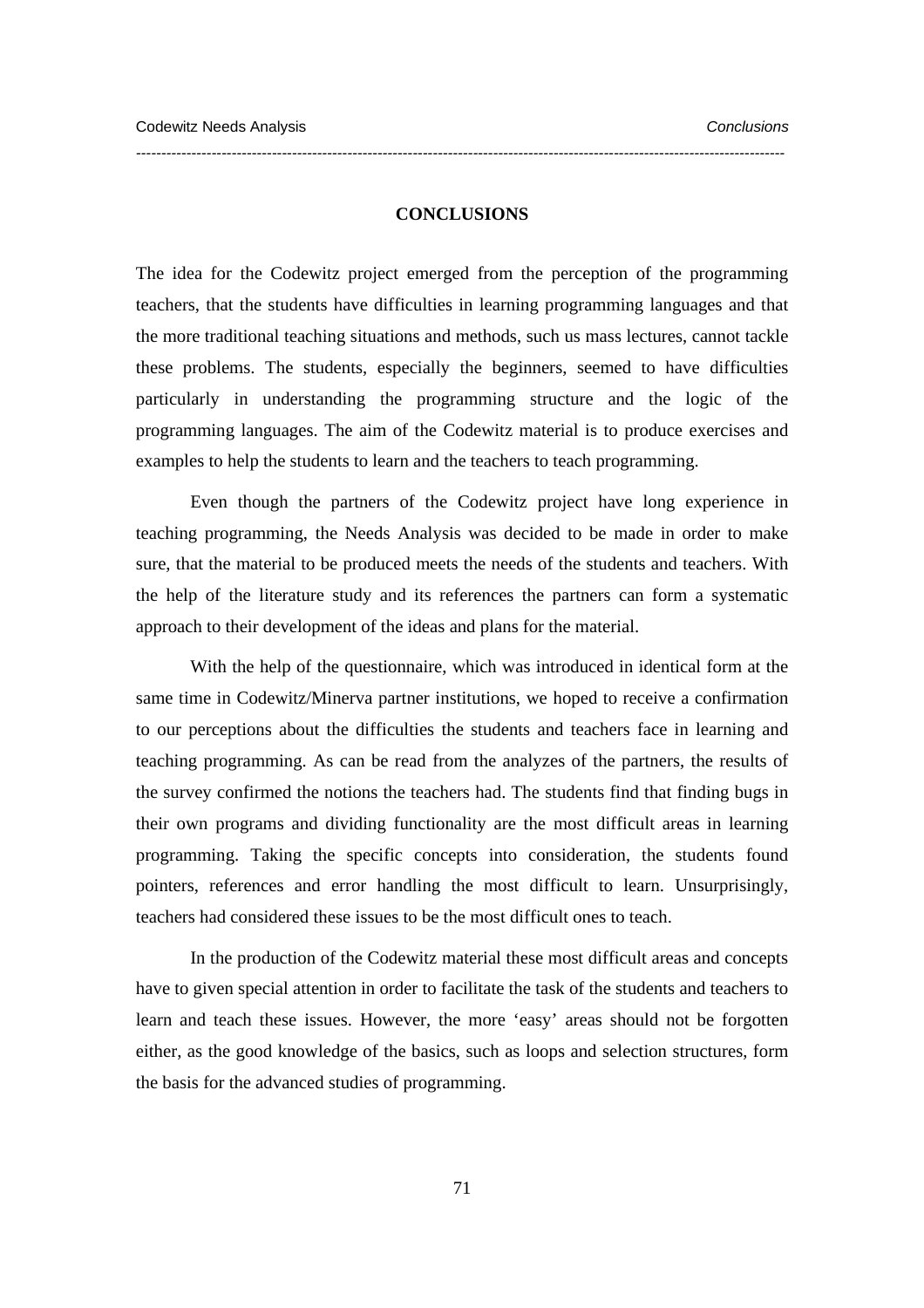# CONCLUSIONS

The idea for the Codewitz project emerged from the perception of the programming teachers, that the students have difficulties in learning programming languages and that the more traditional teaching situations and methods, such us mass lectures, cannot tackle these problems. The students, especially the beginners, seemed to have difficulties particularly in understanding the programming structure and the logic of the programming languages. The aim of the Codewitz material is to produce exercises and examples to help the students to learn and the teachers to teach programming.

Even though the partners of the Codewitz project have long experience in teaching programming, the Needs Analysis was decided to be made in order to make sure, that the material to be produced meets the needs of the students and teachers. With the help of the literature study and its references the partners can form a systematic approach to their development of the ideas and plans for the material.

With the help of the questionnaire, which was introduced in identical form at the same time in Codewitz/Minerva partner institutions, we hoped to receive a confirmation to our perceptions about the difficulties the students and teachers face in learning and teaching programming. As can be read from the analyzes of the partners, the results of the survey confirmed the notions the teachers had. The students find that finding bugs in their own programs and dividing functionality are the most difficult areas in learning programming. Taking the specific concepts into consideration, the students found pointers, references and error handling the most difficult to learn. Unsurprisingly, teachers had considered these issues to be the most difficult ones to teach.

In the production of the Codewitz material these most difficult areas and concepts have to given special attention in order to facilitate the task of the students and teachers to learn and teach these issues. However, the more 'easy' areas should not be forgotten either, as the good knowledge of the basics, such as loops and selection structures, form the basis for the advanced studies of programming.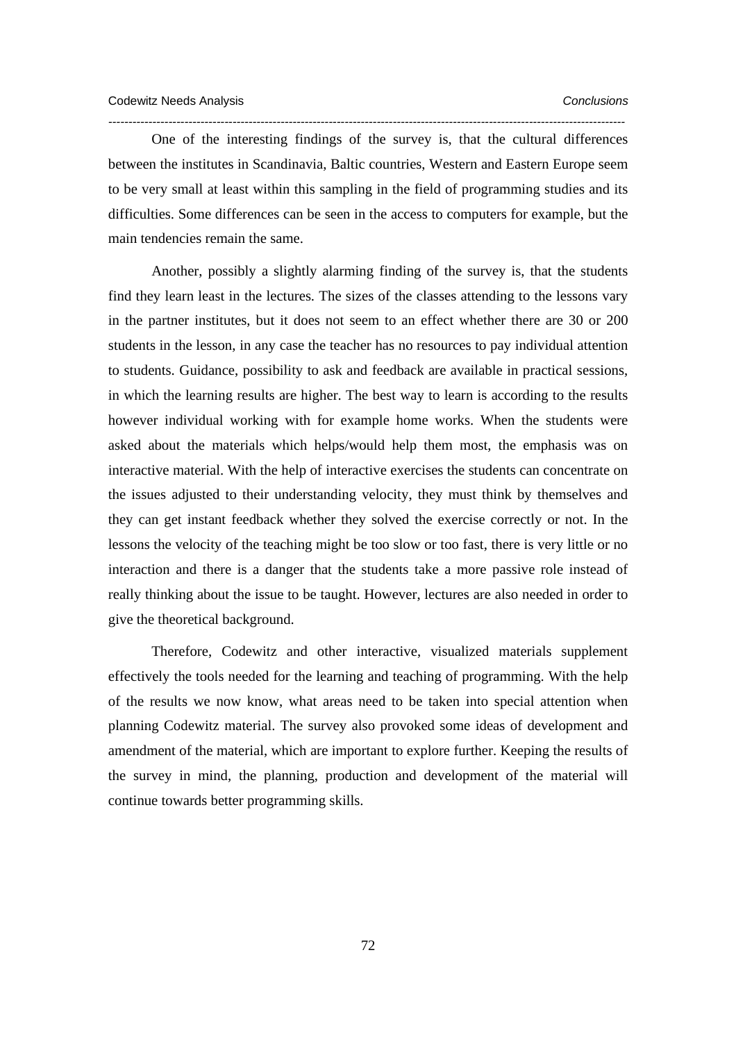One of the interesting findings of the survey is, that the cultural differences between the institutes in Scandinavia, Baltic countries, Western and Eastern Europe seem to be very small at least within this sampling in the field of programming studies and its difficulties. Some differences can be seen in the access to computers for example, but the main tendencies remain the same.

Another, possibly a slightly alarming finding of the survey is, that the students find they learn least in the lectures. The sizes of the classes attending to the lessons vary in the partner institutes, but it does not seem to an effect whether there are 30 or 200 students in the lesson, in any case the teacher has no resources to pay individual attention to students. Guidance, possibility to ask and feedback are available in practical sessions, in which the learning results are higher. The best way to learn is according to the results however individual working with for example home works. When the students were asked about the materials which helps/would help them most, the emphasis was on interactive material. With the help of interactive exercises the students can concentrate on the issues adjusted to their understanding velocity, they must think by themselves and they can get instant feedback whether they solved the exercise correctly or not. In the lessons the velocity of the teaching might be too slow or too fast, there is very little or no interaction and there is a danger that the students take a more passive role instead of really thinking about the issue to be taught. However, lectures are also needed in order to give the theoretical background.

Therefore, Codewitz and other interactive, visualized materials supplement effectively the tools needed for the learning and teaching of programming. With the help of the results we now know, what areas need to be taken into special attention when planning Codewitz material. The survey also provoked some ideas of development and amendment of the material, which are important to explore further. Keeping the results of the survey in mind, the planning, production and development of the material will continue towards better programming skills.